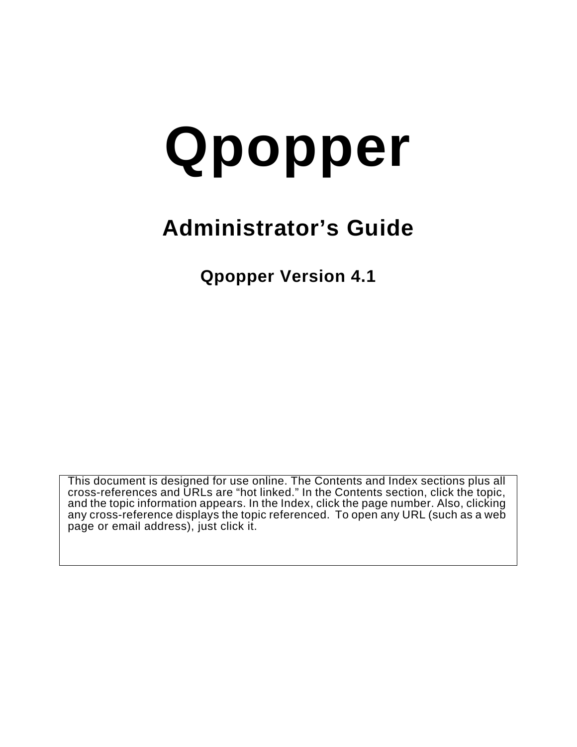# Qpopper

## Administrator’s Guide

### Qpopper Version 4.1

This document is designed for use online. The Contents and Index sections plus all cross-references and URLs are “hot linked.” In the Contents section, click the topic, and the topic information appears. In the Index, click the page number. Also, clicking any cross-reference displays the topic referenced. To open any URL (such as a web page or email address), just click it.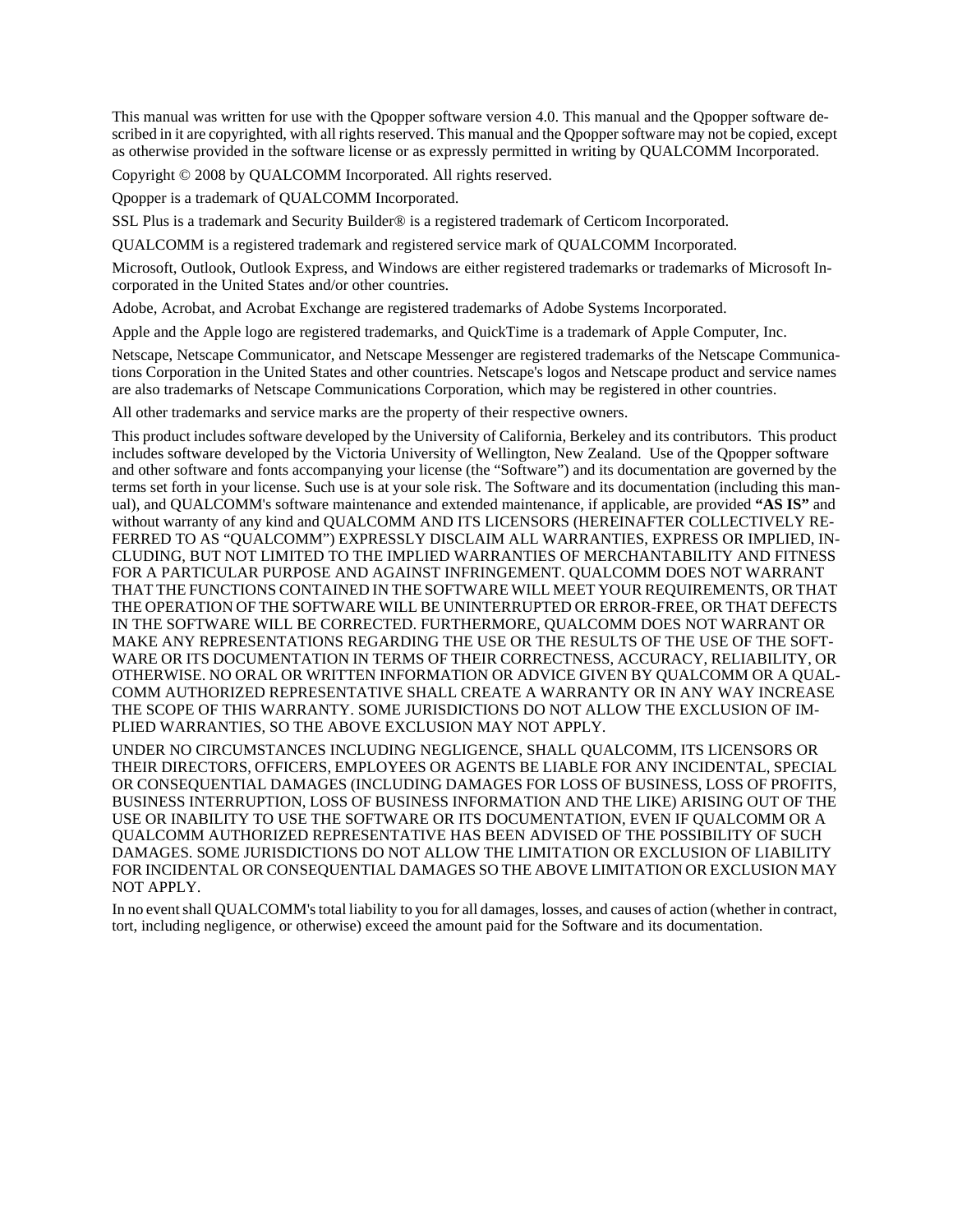This manual was written for use with the Qpopper software version 4.0. This manual and the Qpopper software described in it are copyrighted, with all rights reserved. This manual and the Qpopper software may not be copied, except as otherwise provided in the software license or as expressly permitted in writing by QUALCOMM Incorporated.

Copyright © 2008 by QUALCOMM Incorporated. All rights reserved.

Qpopper is a trademark of QUALCOMM Incorporated.

SSL Plus is a trademark and Security Builder® is a registered trademark of Certicom Incorporated.

QUALCOMM is a registered trademark and registered service mark of QUALCOMM Incorporated.

Microsoft, Outlook, Outlook Express, and Windows are either registered trademarks or trademarks of Microsoft Incorporated in the United States and/or other countries.

Adobe, Acrobat, and Acrobat Exchange are registered trademarks of Adobe Systems Incorporated.

Apple and the Apple logo are registered trademarks, and QuickTime is a trademark of Apple Computer, Inc.

Netscape, Netscape Communicator, and Netscape Messenger are registered trademarks of the Netscape Communications Corporation in the United States and other countries. Netscape's logos and Netscape product and service names are also trademarks of Netscape Communications Corporation, which may be registered in other countries.

All other trademarks and service marks are the property of their respective owners.

This product includes software developed by the University of California, Berkeley and its contributors. This product includes software developed by the Victoria University of Wellington, New Zealand. Use of the Qpopper software and other software and fonts accompanying your license (the "Software") and its documentation are governed by the terms set forth in your license. Such use is at your sole risk. The Software and its documentation (including this manual), and QUALCOMM's software maintenance and extended maintenance, if applicable, are provided **"AS IS"** and without warranty of any kind and QUALCOMM AND ITS LICENSORS (HEREINAFTER COLLECTIVELY REFERRED TO AS "QUALCOMM") EXPRESSLY DISCLAIM ALL WARRANTIES, EXPRESS OR IMPLIED, INCLUDING, BUT NOT LIMITED TO THE IMPLIED WARRANTIES OF MERCHANTABILITY AND FITNESS FOR A PARTICULAR PURPOSE AND AGAINST INFRINGEMENT. QUALCOMM DOES NOT WARRANT THAT THE FUNCTIONS CONTAINED IN THE SOFTWARE WILL MEET YOUR REQUIREMENTS, OR THAT THE OPERATION OF THE SOFTWARE WILL BE UNINTERRUPTED OR ERROR-FREE, OR THAT DEFECTS IN THE SOFTWARE WILL BE CORRECTED. FURTHERMORE, QUALCOMM DOES NOT WARRANT OR MAKE ANY REPRESENTATIONS REGARDING THE USE OR THE RESULTS OF THE USE OF THE SOFTWARE OR ITS DOCUMENTATION IN TERMS OF THEIR CORRECTNESS, ACCURACY, RELIABILITY, OR OTHERWISE. NO ORAL OR WRITTEN INFORMATION OR ADVICE GIVEN BY QUALCOMM OR A QUALCOMM AUTHORIZED REPRESENTATIVE SHALL CREATE A WARRANTY OR IN ANY WAY INCREASE THE SCOPE OF THIS WARRANTY. SOME JURISDICTIONS DO NOT ALLOW THE EXCLUSION OF IMPLIED WARRANTIES, SO THE ABOVE EXCLUSION MAY NOT APPLY.

UNDER NO CIRCUMSTANCES INCLUDING NEGLIGENCE, SHALL QUALCOMM, ITS LICENSORS OR THEIR DIRECTORS, OFFICERS, EMPLOYEES OR AGENTS BE LIABLE FOR ANY INCIDENTAL, SPECIAL OR CONSEQUENTIAL DAMAGES (INCLUDING DAMAGES FOR LOSS OF BUSINESS, LOSS OF PROFITS, BUSINESS INTERRUPTION, LOSS OF BUSINESS INFORMATION AND THE LIKE) ARISING OUT OF THE USE OR INABILITY TO USE THE SOFTWARE OR ITS DOCUMENTATION, EVEN IF QUALCOMM OR A QUALCOMM AUTHORIZED REPRESENTATIVE HAS BEEN ADVISED OF THE POSSIBILITY OF SUCH DAMAGES. SOME JURISDICTIONS DO NOT ALLOW THE LIMITATION OR EXCLUSION OF LIABILITY FOR INCIDENTAL OR CONSEQUENTIAL DAMAGES SO THE ABOVE LIMITATION OR EXCLUSION MAY NOT APPLY.

In no event shall QUALCOMM's total liability to you for all damages, losses, and causes of action (whether in contract, tort, including negligence, or otherwise) exceed the amount paid for the Software and its documentation.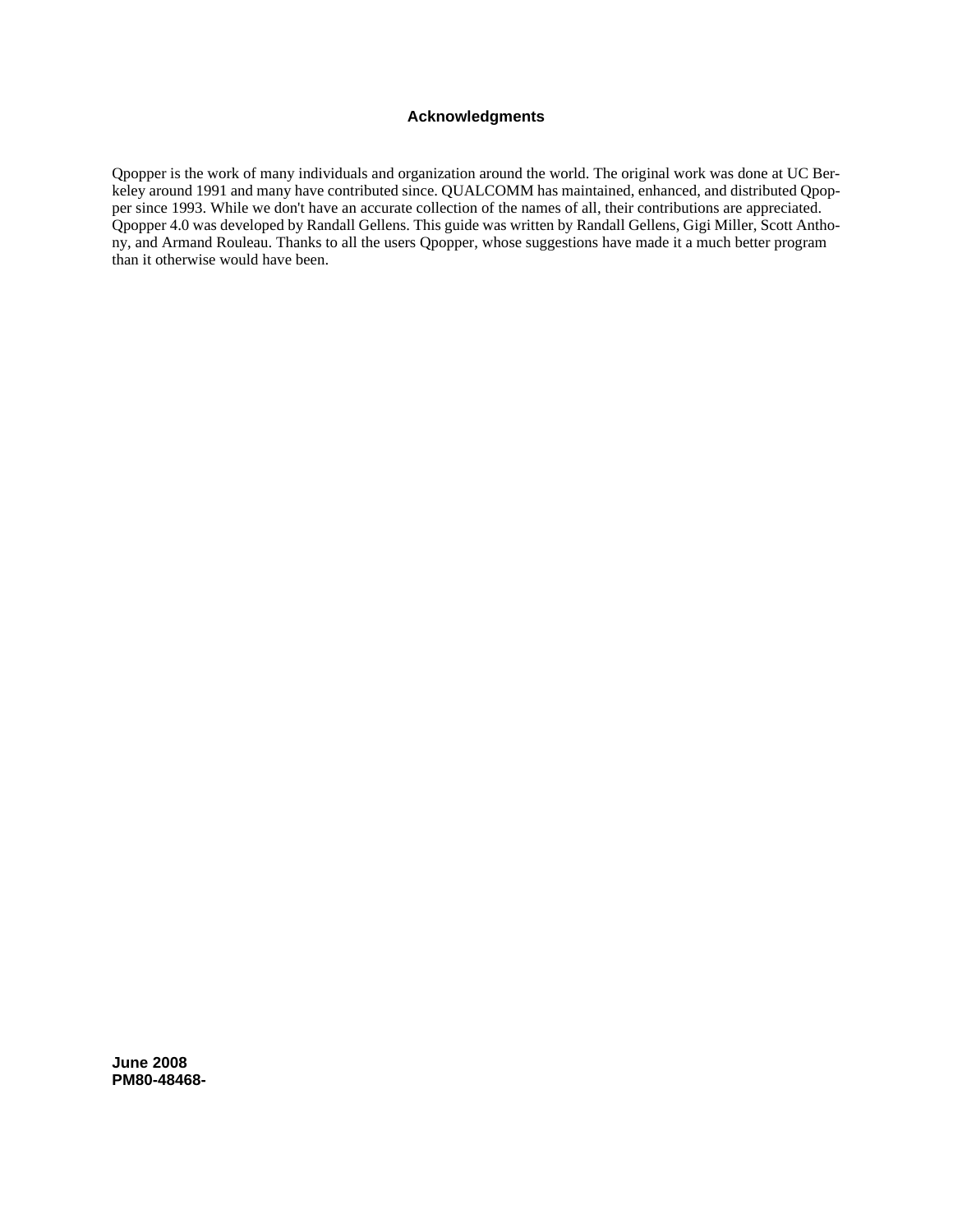## Acknowledgments

Qpopper is the work of many individuals and organization around the world. The original work was done at UC Berkeley around 1991 and many have contributed since. QUALCOMM has maintained, enhanced, and distributed Qpopper since 1993. While we don't have an accurate collection of the names of all, their contributions are appreciated. Qpopper 4.0 was developed by Randall Gellens. This guide was written by Randall Gellens, Gigi Miller, Scott Anthony, and Armand Rouleau. Thanks to all the users Qpopper, whose suggestions have made it a much better program than it otherwise would have been.

**June 2008**
**PM80-48468-**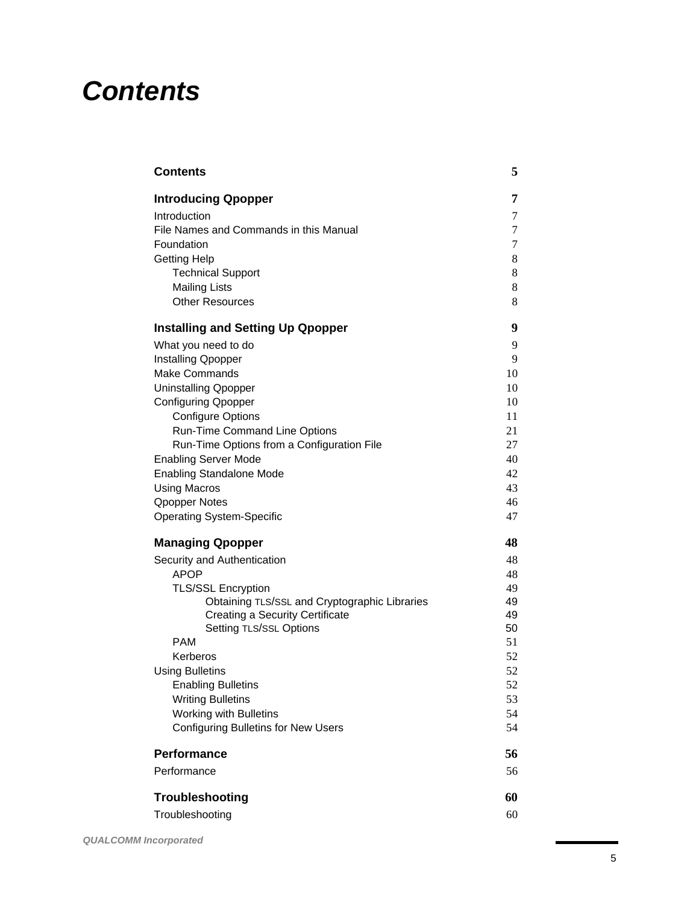# Contents

| | |
|---|---|
| **Contents** | **5** |
| **Introducing Qpopper** | **7** |
| Introduction | 7 |
| File Names and Commands in this Manual | 7 |
| Foundation | 7 |
| Getting Help | 8 |
| Technical Support | 8 |
| Mailing Lists | 8 |
| Other Resources | 8 |
| **Installing and Setting Up Qpopper** | **9** |
| What you need to do | 9 |
| Installing Qpopper | 9 |
| Make Commands | 10 |
| Uninstalling Qpopper | 10 |
| Configuring Qpopper | 10 |
| Configure Options | 11 |
| Run-Time Command Line Options | 21 |
| Run-Time Options from a Configuration File | 27 |
| Enabling Server Mode | 40 |
| Enabling Standalone Mode | 42 |
| Using Macros | 43 |
| Qpopper Notes | 46 |
| Operating System-Specific | 47 |
| **Managing Qpopper** | **48** |
| Security and Authentication | 48 |
| APOP | 48 |
| TLS/SSL Encryption | 49 |
| Obtaining TLS/SSL and Cryptographic Libraries | 49 |
| Creating a Security Certificate | 49 |
| Setting TLS/SSL Options | 50 |
| PAM | 51 |
| Kerberos | 52 |
| Using Bulletins | 52 |
| Enabling Bulletins | 52 |
| Writing Bulletins | 53 |
| Working with Bulletins | 54 |
| Configuring Bulletins for New Users | 54 |
| **Performance** | **56** |
| Performance | 56 |
| **Troubleshooting** | **60** |
| Troubleshooting | 60 |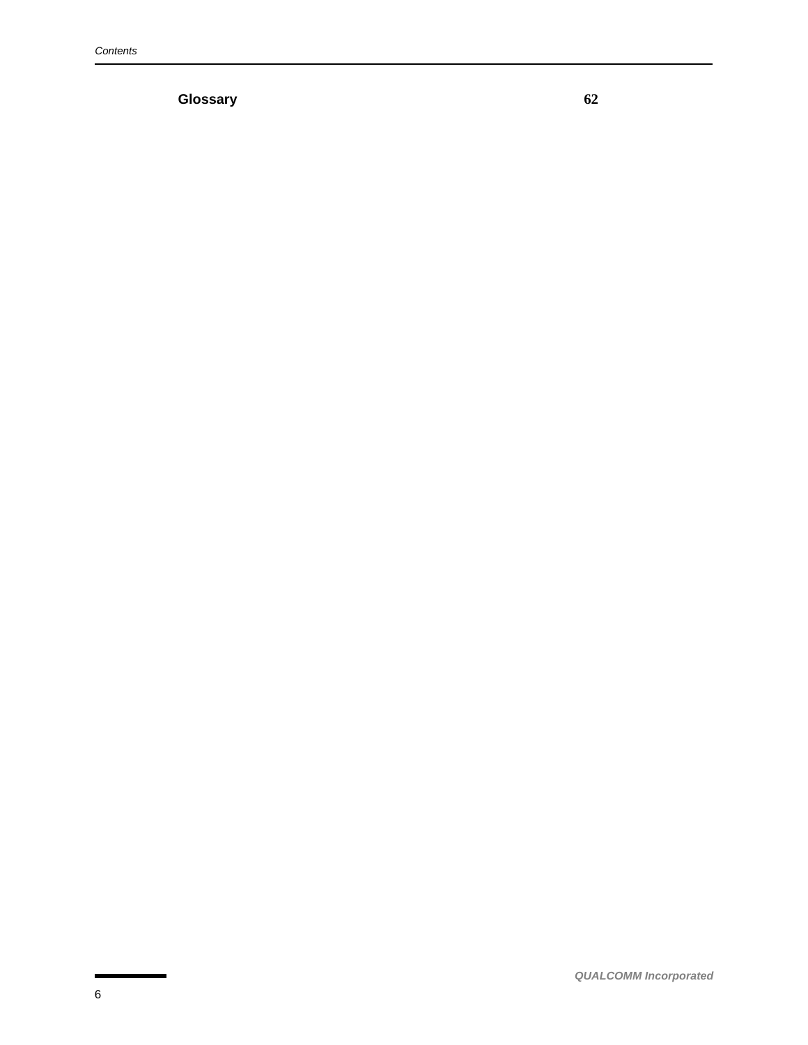**Glossary** 62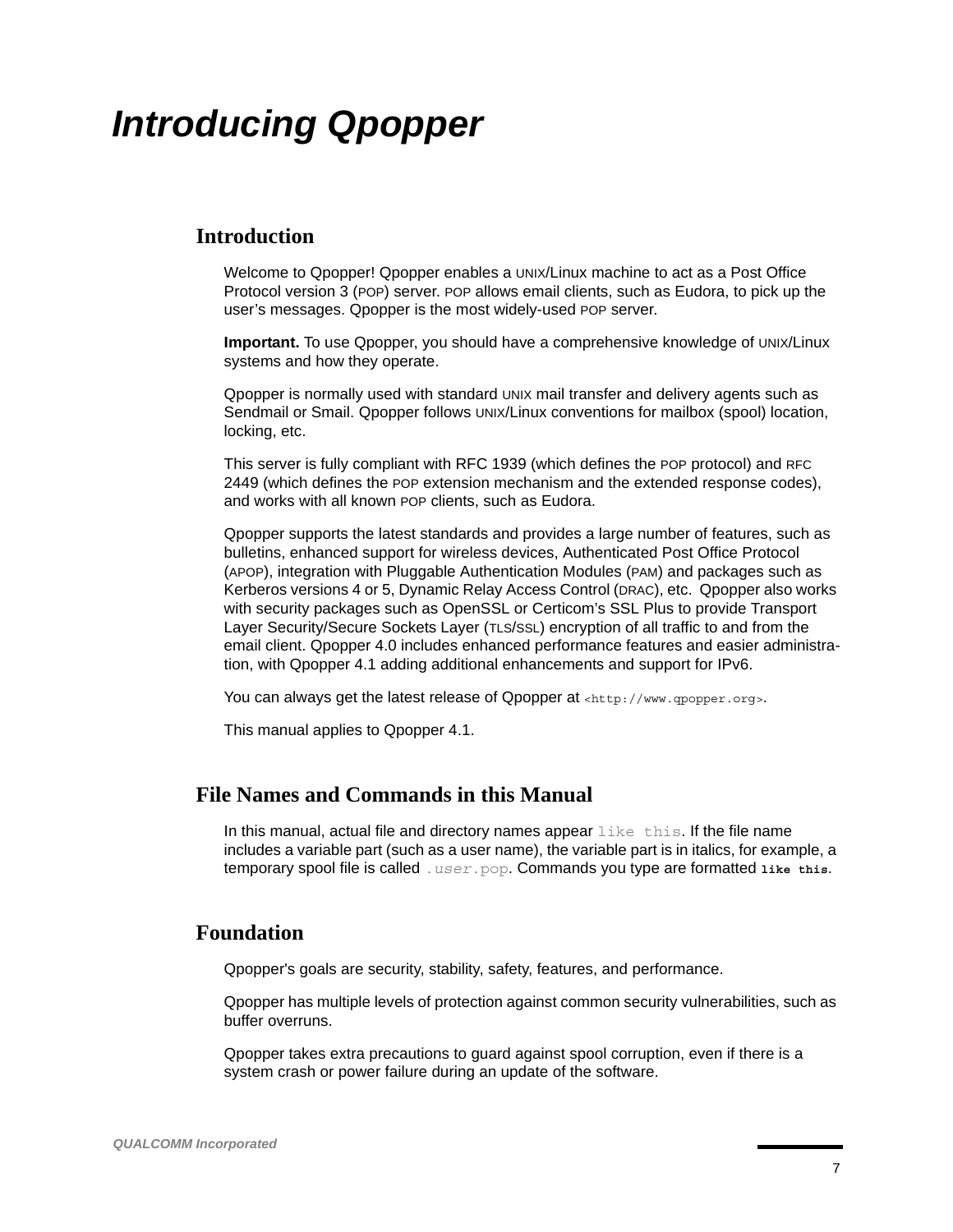# *Introducing Qpopper*

## Introduction

Welcome to Qpopper! Qpopper enables a UNIX/Linux machine to act as a Post Office Protocol version 3 (POP) server. POP allows email clients, such as Eudora, to pick up the user's messages. Qpopper is the most widely-used POP server.

**Important.** To use Qpopper, you should have a comprehensive knowledge of UNIX/Linux systems and how they operate.

Qpopper is normally used with standard UNIX mail transfer and delivery agents such as Sendmail or Smail. Qpopper follows UNIX/Linux conventions for mailbox (spool) location, locking, etc.

This server is fully compliant with RFC 1939 (which defines the POP protocol) and RFC 2449 (which defines the POP extension mechanism and the extended response codes), and works with all known POP clients, such as Eudora.

Qpopper supports the latest standards and provides a large number of features, such as bulletins, enhanced support for wireless devices, Authenticated Post Office Protocol (APOP), integration with Pluggable Authentication Modules (PAM) and packages such as Kerberos versions 4 or 5, Dynamic Relay Access Control (DRAC), etc. Qpopper also works with security packages such as OpenSSL or Certicom's SSL Plus to provide Transport Layer Security/Secure Sockets Layer (TLS/SSL) encryption of all traffic to and from the email client. Qpopper 4.0 includes enhanced performance features and easier administration, with Qpopper 4.1 adding additional enhancements and support for IPv6.

You can always get the latest release of Qpopper at `<http://www.qpopper.org>`.

This manual applies to Qpopper 4.1.

## File Names and Commands in this Manual

In this manual, actual file and directory names appear `like this`. If the file name includes a variable part (such as a user name), the variable part is in italics, for example, a temporary spool file is called `.`*`user`*`.pop`. Commands you type are formatted **`like this`**.

## Foundation

Qpopper's goals are security, stability, safety, features, and performance.

Qpopper has multiple levels of protection against common security vulnerabilities, such as buffer overruns.

Qpopper takes extra precautions to guard against spool corruption, even if there is a system crash or power failure during an update of the software.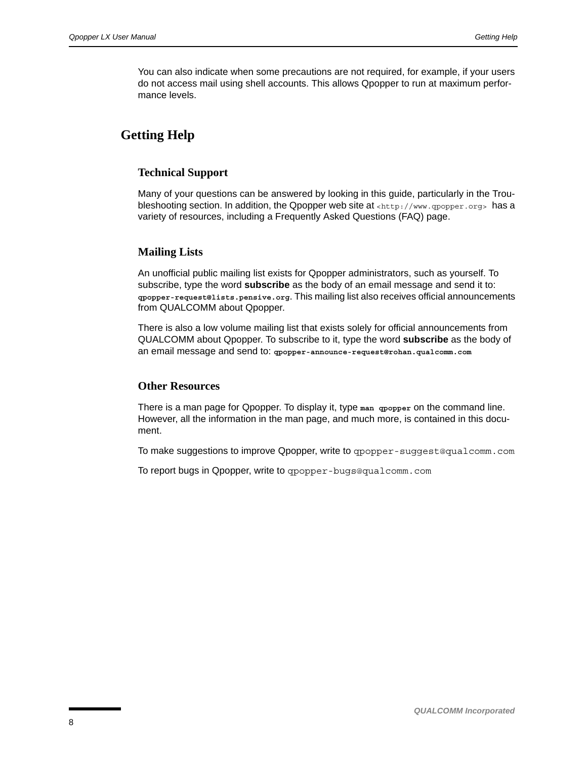You can also indicate when some precautions are not required, for example, if your users do not access mail using shell accounts. This allows Qpopper to run at maximum performance levels.

## Getting Help

### Technical Support

Many of your questions can be answered by looking in this guide, particularly in the Troubleshooting section. In addition, the Qpopper web site at `<http://www.qpopper.org>` has a variety of resources, including a Frequently Asked Questions (FAQ) page.

### Mailing Lists

An unofficial public mailing list exists for Qpopper administrators, such as yourself. To subscribe, type the word **subscribe** as the body of an email message and send it to: **`qpopper-request@lists.pensive.org`**. This mailing list also receives official announcements from QUALCOMM about Qpopper.

There is also a low volume mailing list that exists solely for official announcements from QUALCOMM about Qpopper. To subscribe to it, type the word **subscribe** as the body of an email message and send to: **`qpopper-announce-request@rohan.qualcomm.com`**

### Other Resources

There is a man page for Qpopper. To display it, type **`man qpopper`** on the command line. However, all the information in the man page, and much more, is contained in this document.

To make suggestions to improve Qpopper, write to `qpopper-suggest@qualcomm.com`

To report bugs in Qpopper, write to `qpopper-bugs@qualcomm.com`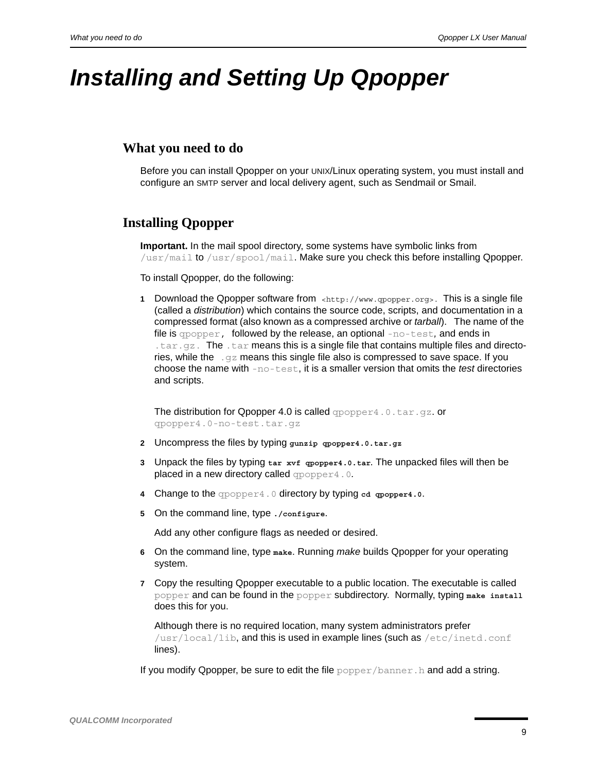# Installing and Setting Up Qpopper

## What you need to do

Before you can install Qpopper on your UNIX/Linux operating system, you must install and configure an SMTP server and local delivery agent, such as Sendmail or Smail.

## Installing Qpopper

**Important.** In the mail spool directory, some systems have symbolic links from `/usr/mail` to `/usr/spool/mail`. Make sure you check this before installing Qpopper.

To install Qpopper, do the following:

1. Download the Qpopper software from `<http://www.qpopper.org>.` This is a single file (called a *distribution*) which contains the source code, scripts, and documentation in a compressed format (also known as a compressed archive or *tarball*). The name of the file is `qpopper,` followed by the release, an optional `-no-test`, and ends in `.tar.gz.` The `.tar` means this is a single file that contains multiple files and directories, while the `.gz` means this single file also is compressed to save space. If you choose the name with `-no-test`, it is a smaller version that omits the *test* directories and scripts.

   The distribution for Qpopper 4.0 is called `qpopper4.0.tar.gz`. or `qpopper4.0-no-test.tar.gz`

2. Uncompress the files by typing **`gunzip qpopper4.0.tar.gz`**

3. Unpack the files by typing **`tar xvf qpopper4.0.tar`**. The unpacked files will then be placed in a new directory called `qpopper4.0`.

4. Change to the `qpopper4.0` directory by typing **`cd qpopper4.0`**.

5. On the command line, type **`./configure`**.

   Add any other configure flags as needed or desired.

6. On the command line, type **`make`**. Running *make* builds Qpopper for your operating system.

7. Copy the resulting Qpopper executable to a public location. The executable is called `popper` and can be found in the `popper` subdirectory. Normally, typing **`make install`** does this for you.

   Although there is no required location, many system administrators prefer `/usr/local/lib`, and this is used in example lines (such as `/etc/inetd.conf` lines).

If you modify Qpopper, be sure to edit the file `popper/banner.h` and add a string.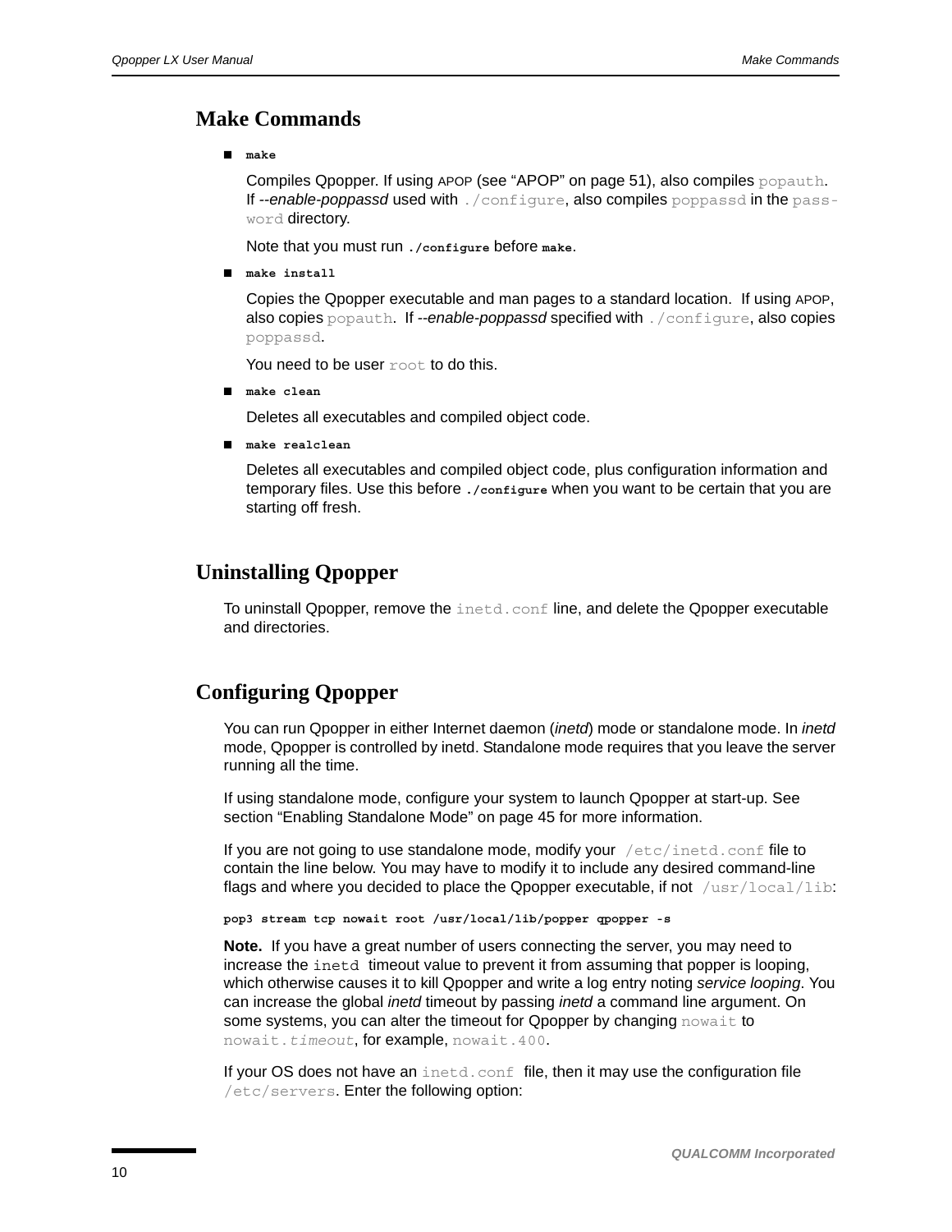## Make Commands

- **`make`**

  Compiles Qpopper. If using APOP (see "APOP" on page 51), also compiles `popauth`. If *--enable-poppassd* used with `./configure`, also compiles `poppassd` in the `password` directory.

  Note that you must run **`./configure`** before **`make`**.

- **`make install`**

  Copies the Qpopper executable and man pages to a standard location. If using APOP, also copies `popauth`. If *--enable-poppassd* specified with `./configure`, also copies `poppassd`.

  You need to be user `root` to do this.

- **`make clean`**

  Deletes all executables and compiled object code.

- **`make realclean`**

  Deletes all executables and compiled object code, plus configuration information and temporary files. Use this before **`./configure`** when you want to be certain that you are starting off fresh.

## Uninstalling Qpopper

To uninstall Qpopper, remove the `inetd.conf` line, and delete the Qpopper executable and directories.

## Configuring Qpopper

You can run Qpopper in either Internet daemon (*inetd*) mode or standalone mode. In *inetd* mode, Qpopper is controlled by inetd. Standalone mode requires that you leave the server running all the time.

If using standalone mode, configure your system to launch Qpopper at start-up. See section "Enabling Standalone Mode" on page 45 for more information.

If you are not going to use standalone mode, modify your `/etc/inetd.conf` file to contain the line below. You may have to modify it to include any desired command-line flags and where you decided to place the Qpopper executable, if not `/usr/local/lib`:

```
pop3 stream tcp nowait root /usr/local/lib/popper qpopper -s
```

**Note.** If you have a great number of users connecting the server, you may need to increase the `inetd` timeout value to prevent it from assuming that popper is looping, which otherwise causes it to kill Qpopper and write a log entry noting *service looping*. You can increase the global *inetd* timeout by passing *inetd* a command line argument. On some systems, you can alter the timeout for Qpopper by changing `nowait` to `nowait.`*`timeout`*, for example, `nowait.400`.

If your OS does not have an `inetd.conf` file, then it may use the configuration file `/etc/servers`. Enter the following option: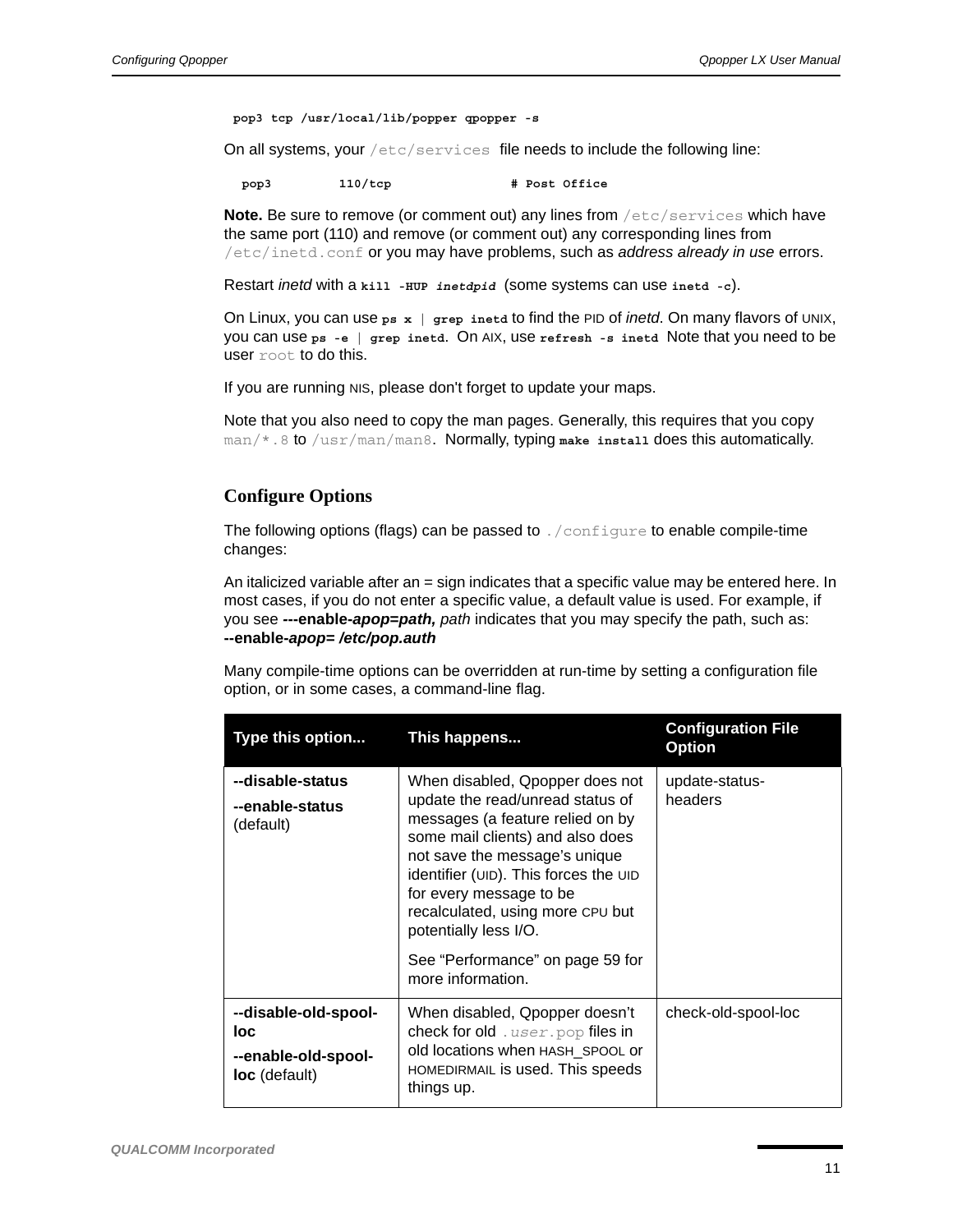```
pop3 tcp /usr/local/lib/popper qpopper -s
```

On all systems, your `/etc/services` file needs to include the following line:

```
pop3        110/tcp             # Post Office
```

**Note.** Be sure to remove (or comment out) any lines from `/etc/services` which have the same port (110) and remove (or comment out) any corresponding lines from `/etc/inetd.conf` or you may have problems, such as *address already in use* errors.

Restart *inetd* with a **`kill -HUP`** ***`inetdpid`*** (some systems can use **`inetd -c`**).

On Linux, you can use **`ps x | grep inetd`** to find the PID of *inetd*. On many flavors of UNIX, you can use **`ps -e | grep inetd`**. On AIX, use **`refresh -s inetd`** Note that you need to be user `root` to do this.

If you are running NIS, please don't forget to update your maps.

Note that you also need to copy the man pages. Generally, this requires that you copy `man/*.8` to `/usr/man/man8`. Normally, typing **`make install`** does this automatically.

## Configure Options

The following options (flags) can be passed to `./configure` to enable compile-time changes:

An italicized variable after an = sign indicates that a specific value may be entered here. In most cases, if you do not enter a specific value, a default value is used. For example, if you see **---enable-*apop=path,*** *path* indicates that you may specify the path, such as: **--enable-*apop= /etc/pop.auth***

Many compile-time options can be overridden at run-time by setting a configuration file option, or in some cases, a command-line flag.

| Type this option... | This happens... | Configuration File Option |
| --- | --- | --- |
| **--disable-status**<br>**--enable-status** (default) | When disabled, Qpopper does not update the read/unread status of messages (a feature relied on by some mail clients) and also does not save the message's unique identifier (UID). This forces the UID for every message to be recalculated, using more CPU but potentially less I/O.<br><br>See "Performance" on page 59 for more information. | update-status-headers |
| **--disable-old-spool-loc**<br>**--enable-old-spool-loc** (default) | When disabled, Qpopper doesn't check for old `.`*`user`*`.pop` files in old locations when HASH_SPOOL or HOMEDIRMAIL is used. This speeds things up. | check-old-spool-loc |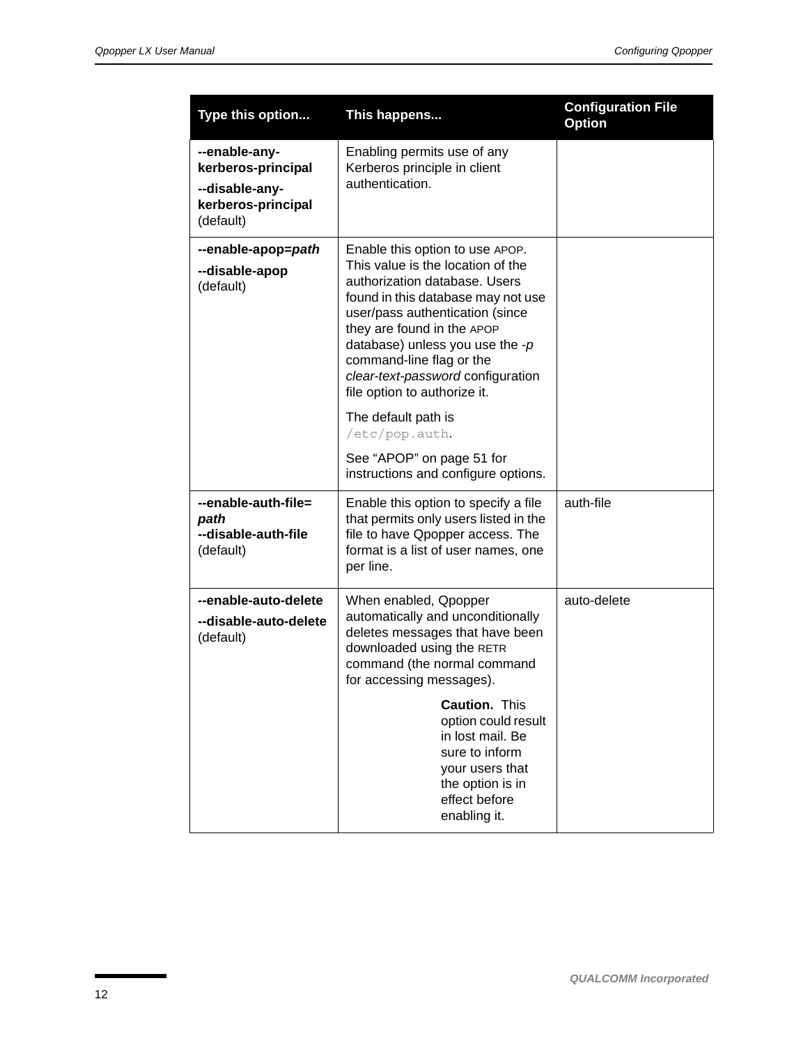| Type this option... | This happens... | Configuration File Option |
|---|---|---|
| **--enable-any-kerberos-principal**<br>**--disable-any-kerberos-principal** (default) | Enabling permits use of any Kerberos principle in client authentication. | |
| **--enable-apop=*path***<br>**--disable-apop** (default) | Enable this option to use APOP. This value is the location of the authorization database. Users found in this database may not use user/pass authentication (since they are found in the APOP database) unless you use the *-p* command-line flag or the *clear-text-password* configuration file option to authorize it.<br><br>The default path is `/etc/pop.auth`.<br><br>See “APOP” on page 51 for instructions and configure options. | |
| **--enable-auth-file=*path***<br>**--disable-auth-file** (default) | Enable this option to specify a file that permits only users listed in the file to have Qpopper access. The format is a list of user names, one per line. | auth-file |
| **--enable-auto-delete**<br>**--disable-auto-delete** (default) | When enabled, Qpopper automatically and unconditionally deletes messages that have been downloaded using the RETR command (the normal command for accessing messages).<br><br>**Caution.** This option could result in lost mail. Be sure to inform your users that the option is in effect before enabling it. | auto-delete |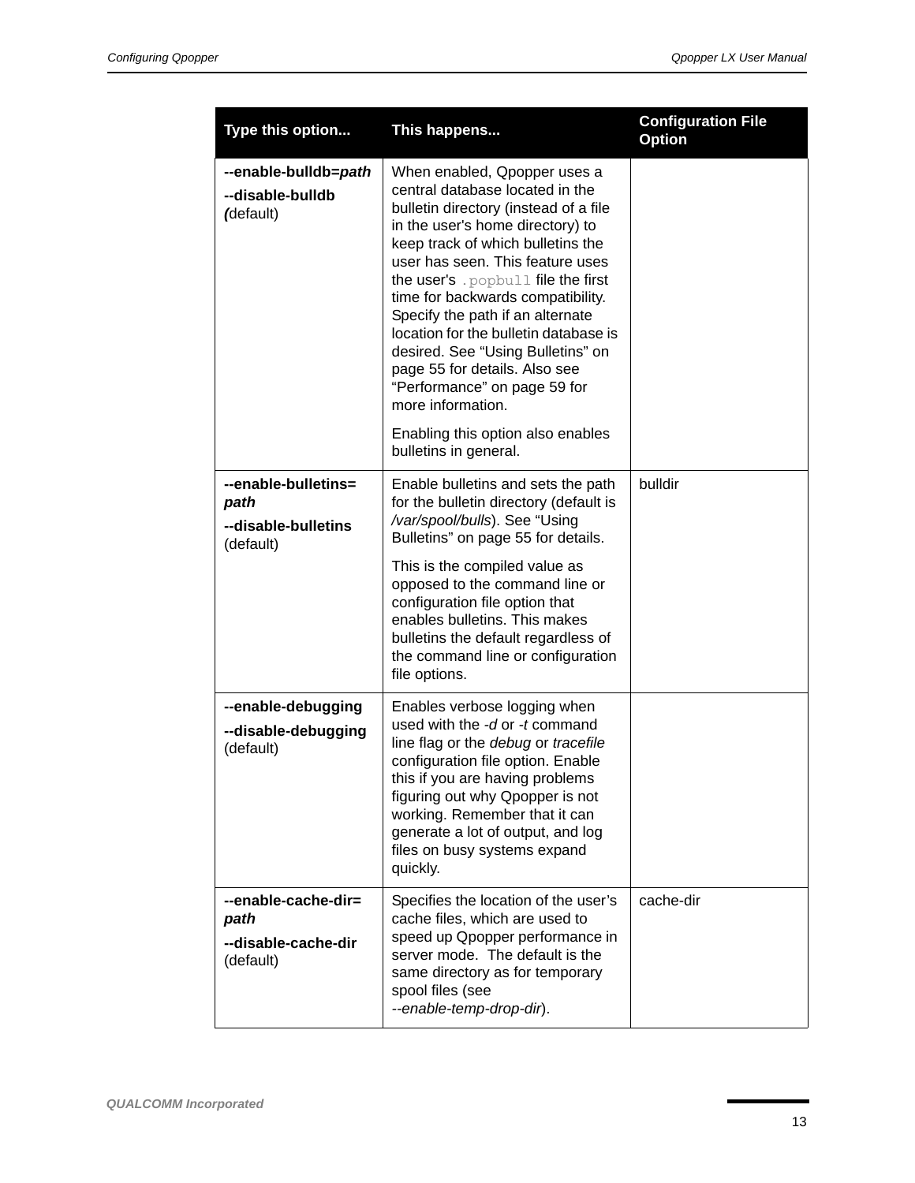| Type this option... | This happens... | Configuration File Option |
|---|---|---|
| **--enable-bulldb=*path***<br>**--disable-bulldb** (default) | When enabled, Qpopper uses a central database located in the bulletin directory (instead of a file in the user's home directory) to keep track of which bulletins the user has seen. This feature uses the user's `.popbull` file the first time for backwards compatibility. Specify the path if an alternate location for the bulletin database is desired. See "Using Bulletins" on page 55 for details. Also see "Performance" on page 59 for more information.<br><br>Enabling this option also enables bulletins in general. | |
| **--enable-bulletins=*path***<br>**--disable-bulletins** (default) | Enable bulletins and sets the path for the bulletin directory (default is */var/spool/bulls*). See "Using Bulletins" on page 55 for details.<br><br>This is the compiled value as opposed to the command line or configuration file option that enables bulletins. This makes bulletins the default regardless of the command line or configuration file options. | bulldir |
| **--enable-debugging**<br>**--disable-debugging** (default) | Enables verbose logging when used with the *-d* or *-t* command line flag or the *debug* or *tracefile* configuration file option. Enable this if you are having problems figuring out why Qpopper is not working. Remember that it can generate a lot of output, and log files on busy systems expand quickly. | |
| **--enable-cache-dir=*path***<br>**--disable-cache-dir** (default) | Specifies the location of the user's cache files, which are used to speed up Qpopper performance in server mode. The default is the same directory as for temporary spool files (see *--enable-temp-drop-dir*). | cache-dir |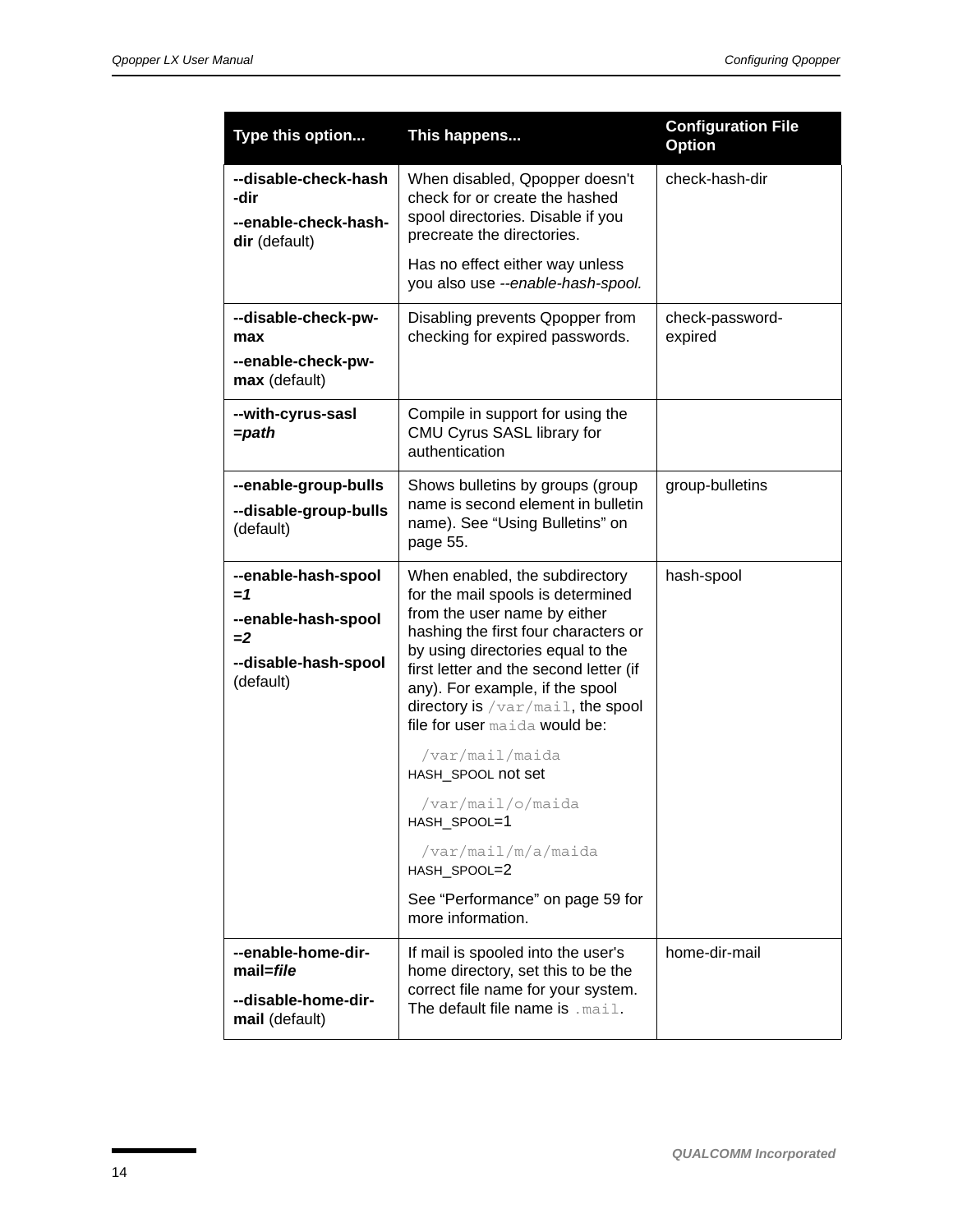| Type this option... | This happens... | Configuration File Option |
| --- | --- | --- |
| **--disable-check-hash-dir**<br>**--enable-check-hash-dir** (default) | When disabled, Qpopper doesn't check for or create the hashed spool directories. Disable if you precreate the directories.<br>Has no effect either way unless you also use *--enable-hash-spool.* | check-hash-dir |
| **--disable-check-pw-max**<br>**--enable-check-pw-max** (default) | Disabling prevents Qpopper from checking for expired passwords. | check-password-expired |
| **--with-cyrus-sasl =*path*** | Compile in support for using the CMU Cyrus SASL library for authentication | |
| **--enable-group-bulls**<br>**--disable-group-bulls** (default) | Shows bulletins by groups (group name is second element in bulletin name). See "Using Bulletins" on page 55. | group-bulletins |
| **--enable-hash-spool =*1***<br>**--enable-hash-spool =*2***<br>**--disable-hash-spool** (default) | When enabled, the subdirectory for the mail spools is determined from the user name by either hashing the first four characters or by using directories equal to the first letter and the second letter (if any). For example, if the spool directory is `/var/mail`, the spool file for user `maida` would be:<br>`/var/mail/maida` HASH_SPOOL not set<br>`/var/mail/o/maida` HASH_SPOOL=1<br>`/var/mail/m/a/maida` HASH_SPOOL=2<br>See "Performance" on page 59 for more information. | hash-spool |
| **--enable-home-dir-mail=*file***<br>**--disable-home-dir-mail** (default) | If mail is spooled into the user's home directory, set this to be the correct file name for your system. The default file name is `.mail`. | home-dir-mail |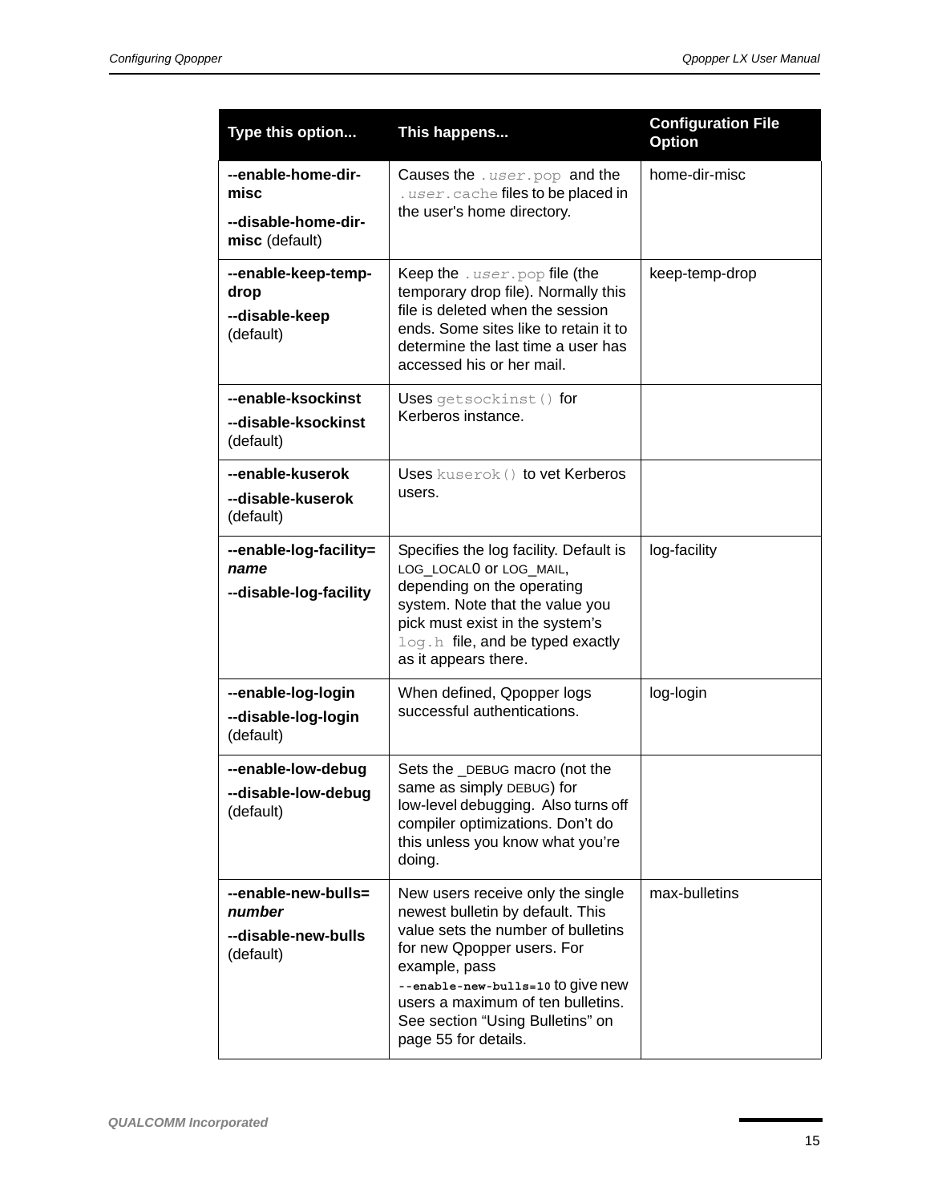| Type this option... | This happens... | Configuration File Option |
|---|---|---|
| **--enable-home-dir-misc**<br>**--disable-home-dir-misc** (default) | Causes the `.user.pop` and the `.user.cache` files to be placed in the user's home directory. | home-dir-misc |
| **--enable-keep-temp-drop**<br>**--disable-keep** (default) | Keep the `.user.pop` file (the temporary drop file). Normally this file is deleted when the session ends. Some sites like to retain it to determine the last time a user has accessed his or her mail. | keep-temp-drop |
| **--enable-ksockinst**<br>**--disable-ksockinst** (default) | Uses `getsockinst()` for Kerberos instance. | |
| **--enable-kuserok**<br>**--disable-kuserok** (default) | Uses `kuserok()` to vet Kerberos users. | |
| **--enable-log-facility=*name***<br>**--disable-log-facility** | Specifies the log facility. Default is LOG_LOCAL0 or LOG_MAIL, depending on the operating system. Note that the value you pick must exist in the system's `log.h` file, and be typed exactly as it appears there. | log-facility |
| **--enable-log-login**<br>**--disable-log-login** (default) | When defined, Qpopper logs successful authentications. | log-login |
| **--enable-low-debug**<br>**--disable-low-debug** (default) | Sets the _DEBUG macro (not the same as simply DEBUG) for low-level debugging. Also turns off compiler optimizations. Don't do this unless you know what you're doing. | |
| **--enable-new-bulls=*number***<br>**--disable-new-bulls** (default) | New users receive only the single newest bulletin by default. This value sets the number of bulletins for new Qpopper users. For example, pass **`--enable-new-bulls=10`** to give new users a maximum of ten bulletins. See section "Using Bulletins" on page 55 for details. | max-bulletins |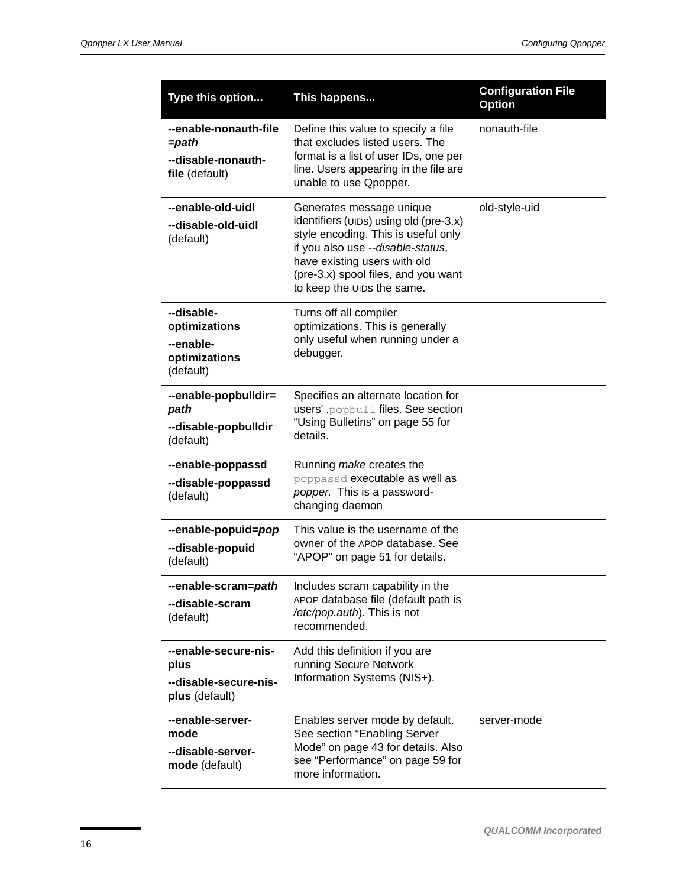| Type this option... | This happens... | Configuration File Option |
|---|---|---|
| **--enable-nonauth-file =*path*** <br> **--disable-nonauth-file** (default) | Define this value to specify a file that excludes listed users. The format is a list of user IDs, one per line. Users appearing in the file are unable to use Qpopper. | nonauth-file |
| **--enable-old-uidl** <br> **--disable-old-uidl** (default) | Generates message unique identifiers (UIDS) using old (pre-3.x) style encoding. This is useful only if you also use *--disable-status*, have existing users with old (pre-3.x) spool files, and you want to keep the UIDS the same. | old-style-uid |
| **--disable-optimizations** <br> **--enable-optimizations** (default) | Turns off all compiler optimizations. This is generally only useful when running under a debugger. | |
| **--enable-popbulldir=*path*** <br> **--disable-popbulldir** (default) | Specifies an alternate location for users' `.popbull` files. See section “Using Bulletins” on page 55 for details. | |
| **--enable-poppassd** <br> **--disable-poppassd** (default) | Running *make* creates the `poppassd` executable as well as *popper*. This is a password-changing daemon | |
| **--enable-popuid=*pop*** <br> **--disable-popuid** (default) | This value is the username of the owner of the APOP database. See “APOP” on page 51 for details. | |
| **--enable-scram=*path*** <br> **--disable-scram** (default) | Includes scram capability in the APOP database file (default path is */etc/pop.auth*). This is not recommended. | |
| **--enable-secure-nis-plus** <br> **--disable-secure-nis-plus** (default) | Add this definition if you are running Secure Network Information Systems (NIS+). | |
| **--enable-server-mode** <br> **--disable-server-mode** (default) | Enables server mode by default. See section “Enabling Server Mode” on page 43 for details. Also see “Performance” on page 59 for more information. | server-mode |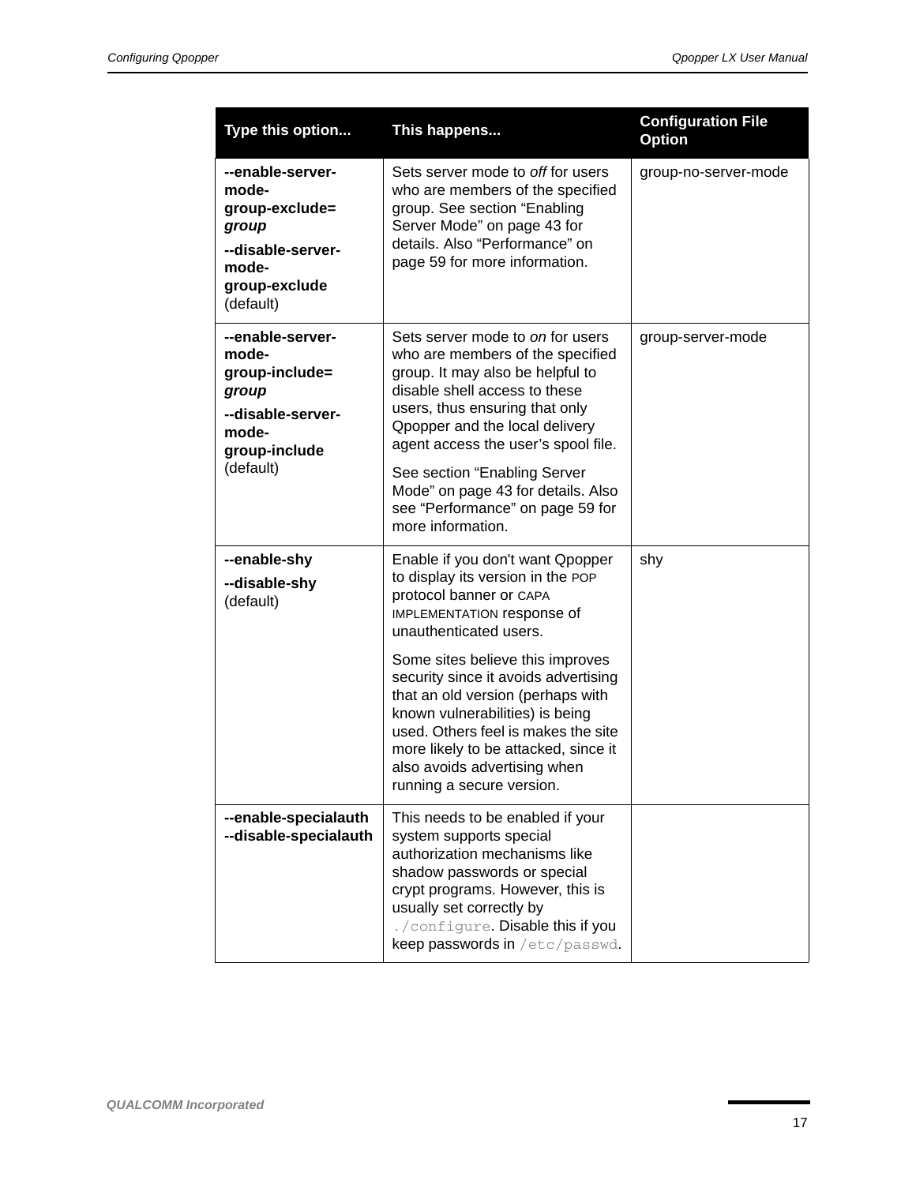| Type this option... | This happens... | Configuration File Option |
|---|---|---|
| **--enable-server-mode-group-exclude=*group*** **--disable-server-mode-group-exclude** (default) | Sets server mode to *off* for users who are members of the specified group. See section “Enabling Server Mode” on page 43 for details. Also “Performance” on page 59 for more information. | group-no-server-mode |
| **--enable-server-mode-group-include=*group*** **--disable-server-mode-group-include** (default) | Sets server mode to *on* for users who are members of the specified group. It may also be helpful to disable shell access to these users, thus ensuring that only Qpopper and the local delivery agent access the user’s spool file. See section “Enabling Server Mode” on page 43 for details. Also see “Performance” on page 59 for more information. | group-server-mode |
| **--enable-shy** **--disable-shy** (default) | Enable if you don't want Qpopper to display its version in the POP protocol banner or CAPA IMPLEMENTATION response of unauthenticated users. Some sites believe this improves security since it avoids advertising that an old version (perhaps with known vulnerabilities) is being used. Others feel is makes the site more likely to be attacked, since it also avoids advertising when running a secure version. | shy |
| **--enable-specialauth** **--disable-specialauth** | This needs to be enabled if your system supports special authorization mechanisms like shadow passwords or special crypt programs. However, this is usually set correctly by `./configure`. Disable this if you keep passwords in `/etc/passwd`. | |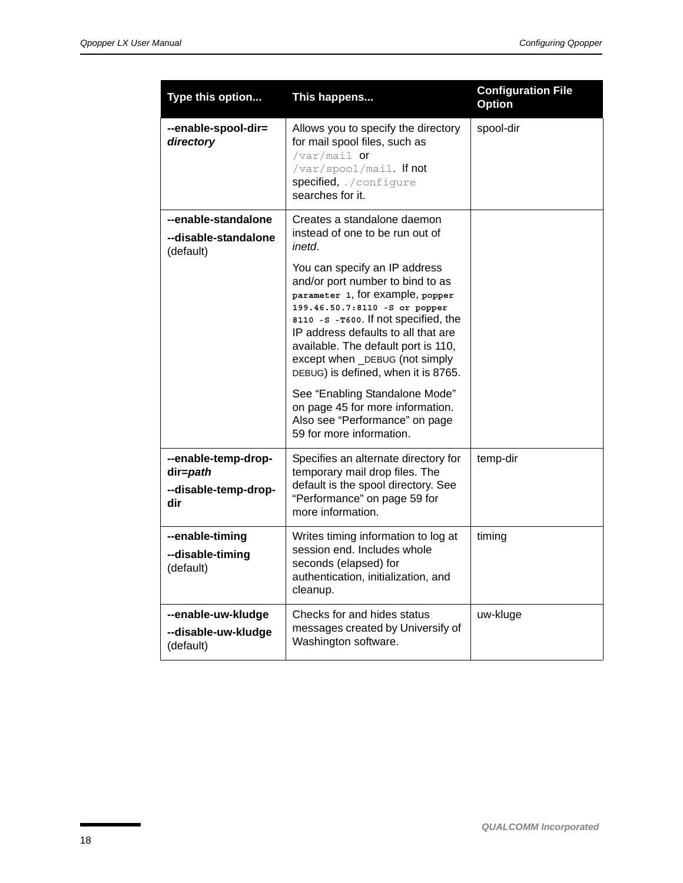| Type this option... | This happens... | Configuration File Option |
|---|---|---|
| **--enable-spool-dir=*directory*** | Allows you to specify the directory for mail spool files, such as `/var/mail` or `/var/spool/mail`. If not specified, `./configure` searches for it. | spool-dir |
| **--enable-standalone**<br>**--disable-standalone** (default) | Creates a standalone daemon instead of one to be run out of *inetd*.<br><br>You can specify an IP address and/or port number to bind to as `parameter 1`, for example, `popper 199.46.50.7:8110 -S or popper 8110 -S -T600`. If not specified, the IP address defaults to all that are available. The default port is 110, except when _DEBUG (not simply DEBUG) is defined, when it is 8765.<br><br>See “Enabling Standalone Mode” on page 45 for more information. Also see “Performance” on page 59 for more information. | |
| **--enable-temp-drop-dir=*path***<br>**--disable-temp-drop-dir** | Specifies an alternate directory for temporary mail drop files. The default is the spool directory. See “Performance” on page 59 for more information. | temp-dir |
| **--enable-timing**<br>**--disable-timing** (default) | Writes timing information to log at session end. Includes whole seconds (elapsed) for authentication, initialization, and cleanup. | timing |
| **--enable-uw-kludge**<br>**--disable-uw-kludge** (default) | Checks for and hides status messages created by Universify of Washington software. | uw-kluge |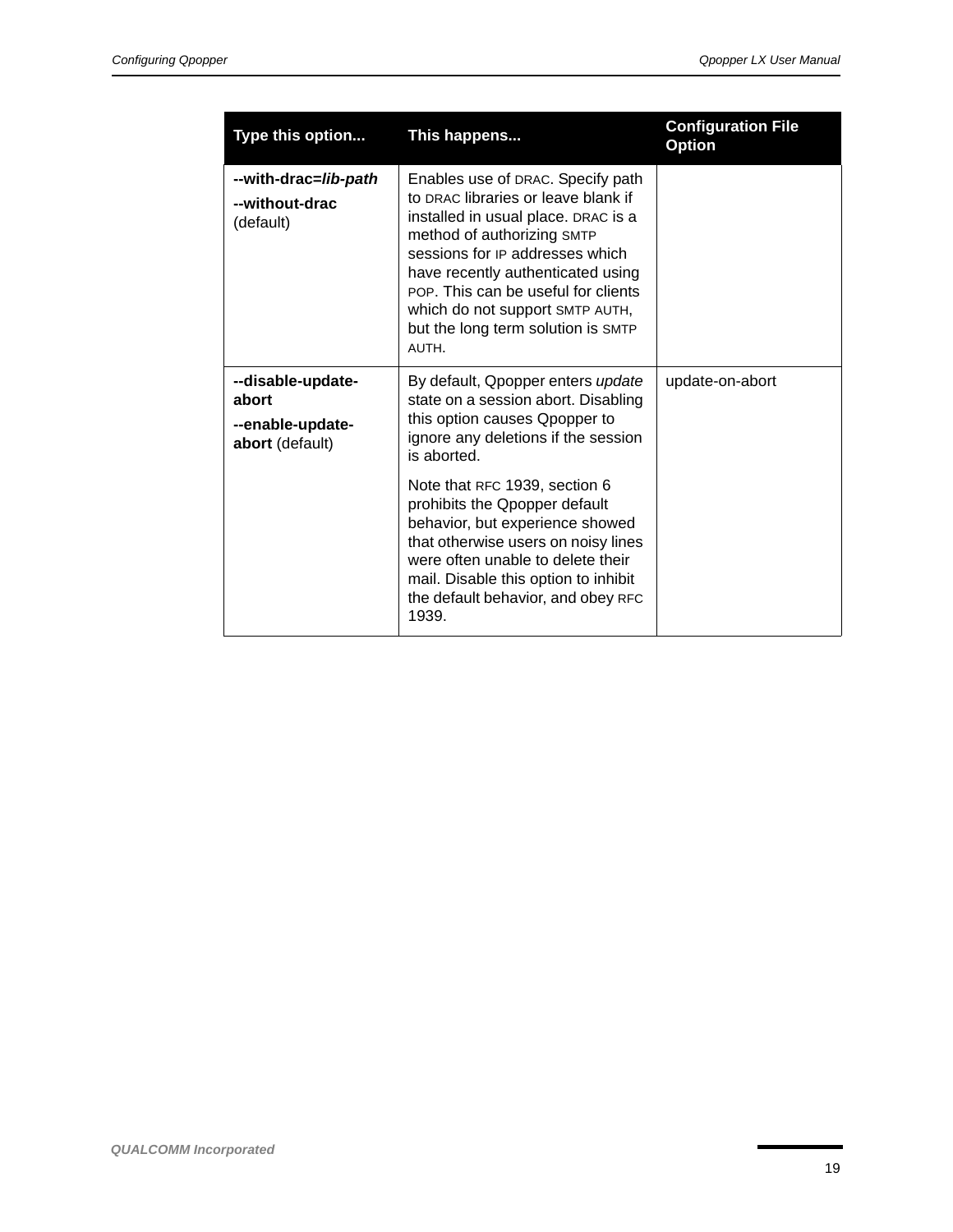| Type this option... | This happens... | Configuration File Option |
|---|---|---|
| **--with-drac=*lib-path*** <br> **--without-drac** (default) | Enables use of DRAC. Specify path to DRAC libraries or leave blank if installed in usual place. DRAC is a method of authorizing SMTP sessions for IP addresses which have recently authenticated using POP. This can be useful for clients which do not support SMTP AUTH, but the long term solution is SMTP AUTH. | |
| **--disable-update-abort** <br> **--enable-update-abort** (default) | By default, Qpopper enters *update* state on a session abort. Disabling this option causes Qpopper to ignore any deletions if the session is aborted. <br><br> Note that RFC 1939, section 6 prohibits the Qpopper default behavior, but experience showed that otherwise users on noisy lines were often unable to delete their mail. Disable this option to inhibit the default behavior, and obey RFC 1939. | update-on-abort |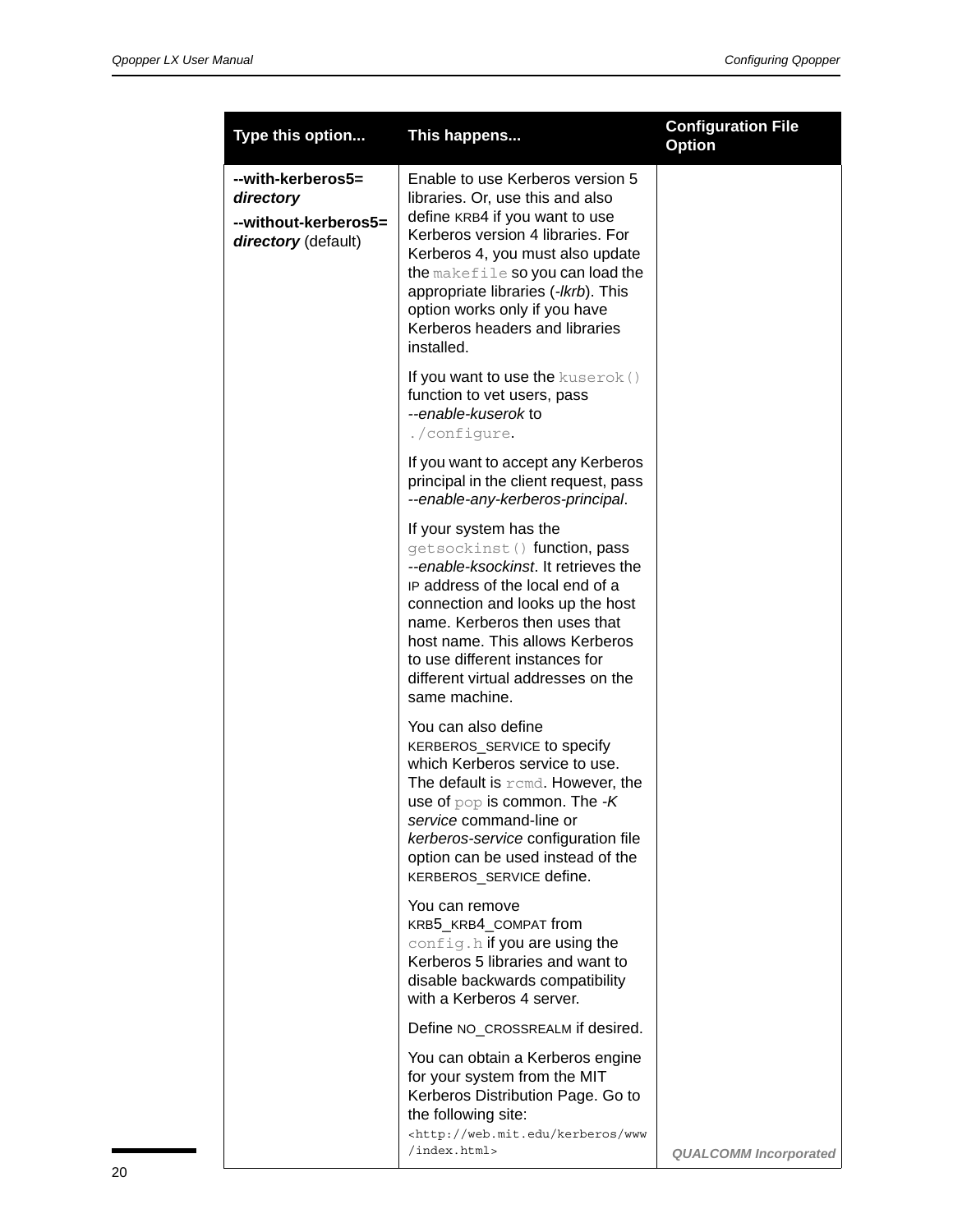| Type this option... | This happens... | Configuration File Option |
|---|---|---|
| **--with-kerberos5=*directory*** <br> **--without-kerberos5=*directory*** (default) | Enable to use Kerberos version 5 libraries. Or, use this and also define KRB4 if you want to use Kerberos version 4 libraries. For Kerberos 4, you must also update the `makefile` so you can load the appropriate libraries (*-lkrb*). This option works only if you have Kerberos headers and libraries installed. <br><br> If you want to use the `kuserok()` function to vet users, pass *--enable-kuserok* to `./configure`. <br><br> If you want to accept any Kerberos principal in the client request, pass *--enable-any-kerberos-principal*. <br><br> If your system has the `getsockinst()` function, pass *--enable-ksockinst*. It retrieves the IP address of the local end of a connection and looks up the host name. Kerberos then uses that host name. This allows Kerberos to use different instances for different virtual addresses on the same machine. <br><br> You can also define KERBEROS_SERVICE to specify which Kerberos service to use. The default is `rcmd`. However, the use of `pop` is common. The *-K service* command-line or *kerberos-service* configuration file option can be used instead of the KERBEROS_SERVICE define. <br><br> You can remove KRB5_KRB4_COMPAT from `config.h` if you are using the Kerberos 5 libraries and want to disable backwards compatibility with a Kerberos 4 server. <br><br> Define NO_CROSSREALM if desired. <br><br> You can obtain a Kerberos engine for your system from the MIT Kerberos Distribution Page. Go to the following site: `<http://web.mit.edu/kerberos/www/index.html>` | |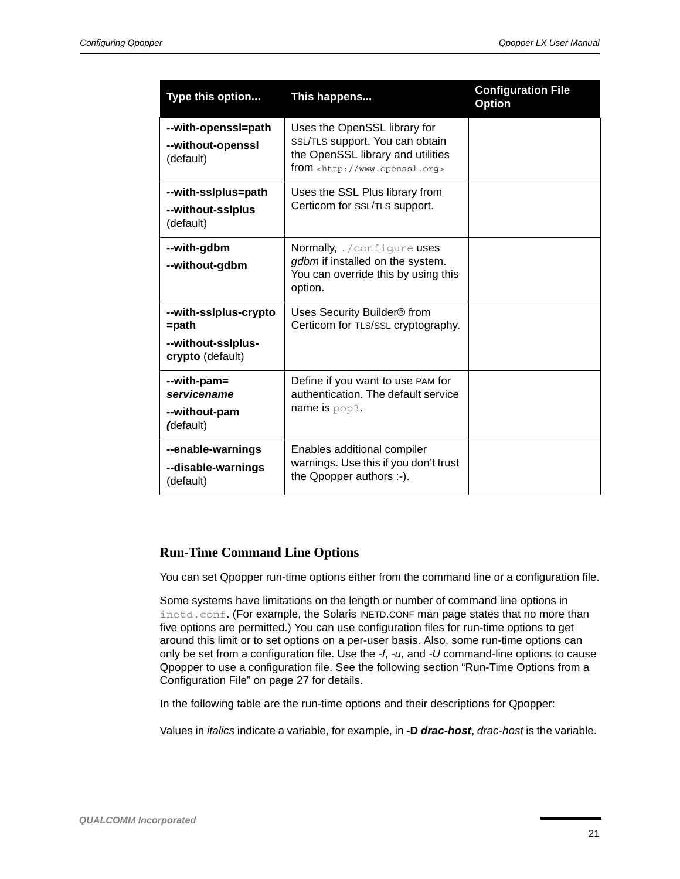| Type this option... | This happens... | Configuration File Option |
|---|---|---|
| **--with-openssl=path**<br>**--without-openssl** (default) | Uses the OpenSSL library for SSL/TLS support. You can obtain the OpenSSL library and utilities from `<http://www.openssl.org>` | |
| **--with-sslplus=path**<br>**--without-sslplus** (default) | Uses the SSL Plus library from Certicom for SSL/TLS support. | |
| **--with-gdbm**<br>**--without-gdbm** | Normally, `./configure` uses *gdbm* if installed on the system. You can override this by using this option. | |
| **--with-sslplus-crypto =path**<br>**--without-sslplus-crypto** (default) | Uses Security Builder® from Certicom for TLS/SSL cryptography. | |
| **--with-pam= *servicename***<br>**--without-pam** ***(***default) | Define if you want to use PAM for authentication. The default service name is `pop3`. | |
| **--enable-warnings**<br>**--disable-warnings** (default) | Enables additional compiler warnings. Use this if you don't trust the Qpopper authors :-). | |

## Run-Time Command Line Options

You can set Qpopper run-time options either from the command line or a configuration file.

Some systems have limitations on the length or number of command line options in `inetd.conf`. (For example, the Solaris INETD.CONF man page states that no more than five options are permitted.) You can use configuration files for run-time options to get around this limit or to set options on a per-user basis. Also, some run-time options can only be set from a configuration file. Use the *-f*, *-u,* and *-U* command-line options to cause Qpopper to use a configuration file. See the following section "Run-Time Options from a Configuration File" on page 27 for details.

In the following table are the run-time options and their descriptions for Qpopper:

Values in *italics* indicate a variable, for example, in **-D *drac-host***, *drac-host* is the variable.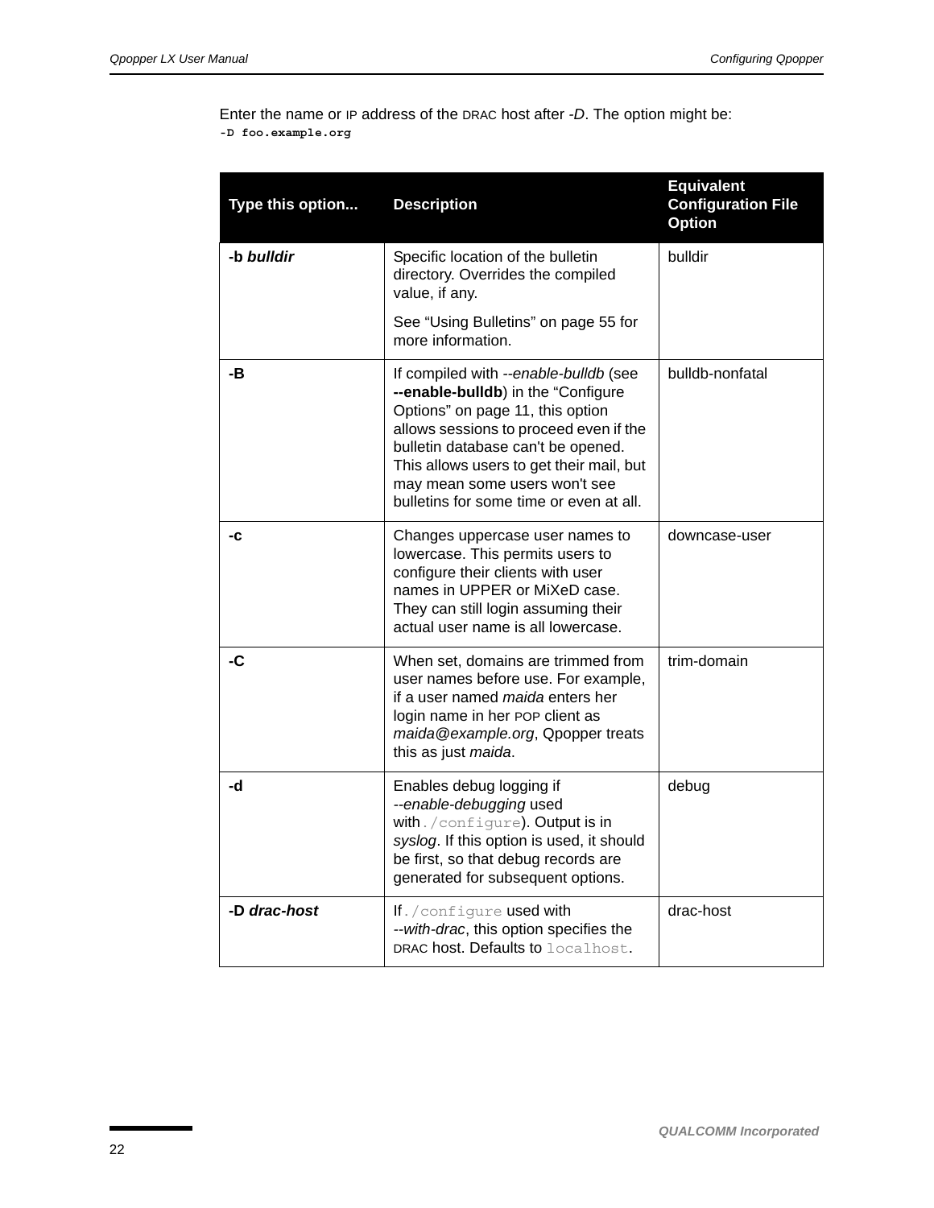Enter the name or IP address of the DRAC host after *-D*. The option might be:
**`-D foo.example.org`**

| Type this option... | Description | Equivalent Configuration File Option |
|---|---|---|
| **-b *bulldir*** | Specific location of the bulletin directory. Overrides the compiled value, if any.<br><br>See “Using Bulletins” on page 55 for more information. | bulldir |
| **-B** | If compiled with *--enable-bulldb* (see **--enable-bulldb**) in the “Configure Options” on page 11, this option allows sessions to proceed even if the bulletin database can't be opened. This allows users to get their mail, but may mean some users won't see bulletins for some time or even at all. | bulldb-nonfatal |
| **-c** | Changes uppercase user names to lowercase. This permits users to configure their clients with user names in UPPER or MiXeD case. They can still login assuming their actual user name is all lowercase. | downcase-user |
| **-C** | When set, domains are trimmed from user names before use. For example, if a user named *maida* enters her login name in her POP client as *maida@example.org*, Qpopper treats this as just *maida*. | trim-domain |
| **-d** | Enables debug logging if *--enable-debugging* used with `./configure`). Output is in *syslog*. If this option is used, it should be first, so that debug records are generated for subsequent options. | debug |
| **-D *drac-host*** | If `./configure` used with *--with-drac*, this option specifies the DRAC host. Defaults to `localhost`. | drac-host |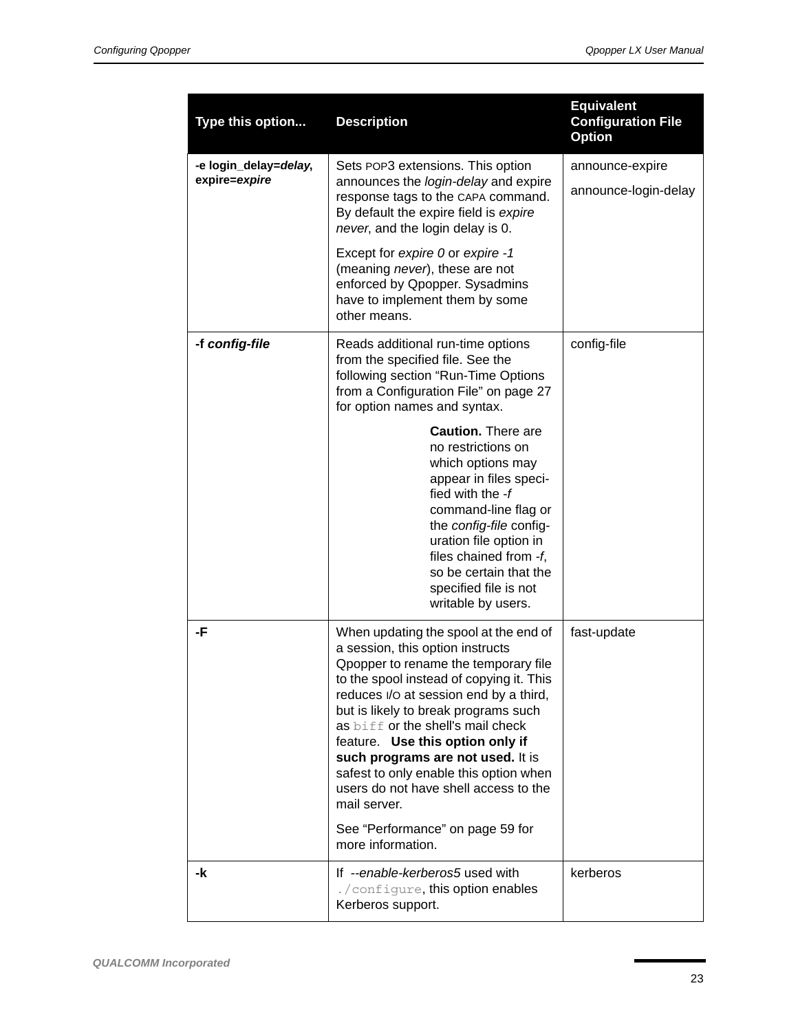| Type this option... | Description | Equivalent Configuration File Option |
|---|---|---|
| **-e login_delay=*delay*, expire=*expire*** | Sets POP3 extensions. This option announces the *login-delay* and expire response tags to the CAPA command. By default the expire field is *expire never*, and the login delay is 0.<br><br>Except for *expire 0* or *expire -1* (meaning *never*), these are not enforced by Qpopper. Sysadmins have to implement them by some other means. | announce-expire<br><br>announce-login-delay |
| **-f *config-file*** | Reads additional run-time options from the specified file. See the following section “Run-Time Options from a Configuration File” on page 27 for option names and syntax.<br><br>**Caution.** There are no restrictions on which options may appear in files specified with the *-f* command-line flag or the *config-file* configuration file option in files chained from *-f*, so be certain that the specified file is not writable by users. | config-file |
| **-F** | When updating the spool at the end of a session, this option instructs Qpopper to rename the temporary file to the spool instead of copying it. This reduces I/O at session end by a third, but is likely to break programs such as `biff` or the shell's mail check feature. **Use this option only if such programs are not used.** It is safest to only enable this option when users do not have shell access to the mail server.<br><br>See “Performance” on page 59 for more information. | fast-update |
| **-k** | If *--enable-kerberos5* used with `./configure`, this option enables Kerberos support. | kerberos |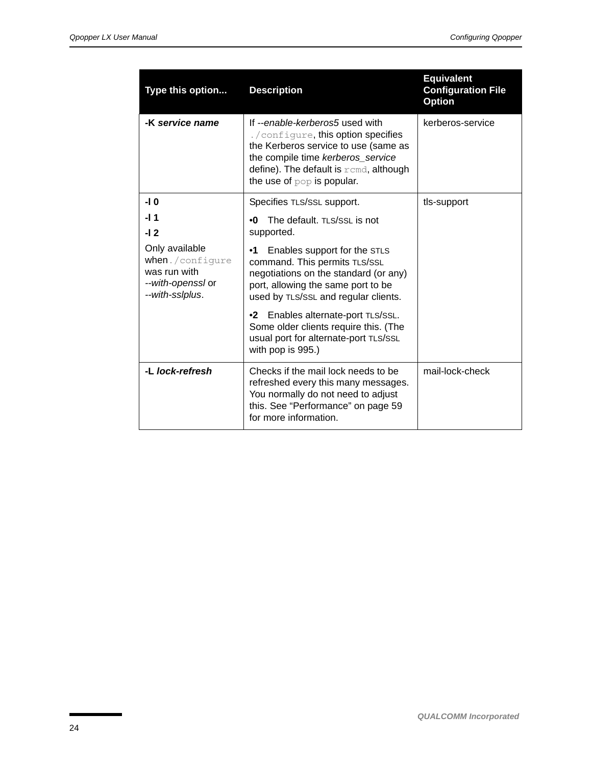| Type this option... | Description | Equivalent Configuration File Option |
| --- | --- | --- |
| **-K *service name*** | If *--enable-kerberos5* used with `./configure`, this option specifies the Kerberos service to use (same as the compile time *kerberos_service* define). The default is `rcmd`, although the use of `pop` is popular. | kerberos-service |
| **-l 0**<br>**-l 1**<br>**-l 2**<br>Only available when `./configure` was run with *--with-openssl* or *--with-sslplus*. | Specifies TLS/SSL support.<br>•**0** The default. TLS/SSL is not supported.<br>•**1** Enables support for the STLS command. This permits TLS/SSL negotiations on the standard (or any) port, allowing the same port to be used by TLS/SSL and regular clients.<br>•**2** Enables alternate-port TLS/SSL. Some older clients require this. (The usual port for alternate-port TLS/SSL with pop is 995.) | tls-support |
| **-L *lock-refresh*** | Checks if the mail lock needs to be refreshed every this many messages. You normally do not need to adjust this. See "Performance" on page 59 for more information. | mail-lock-check |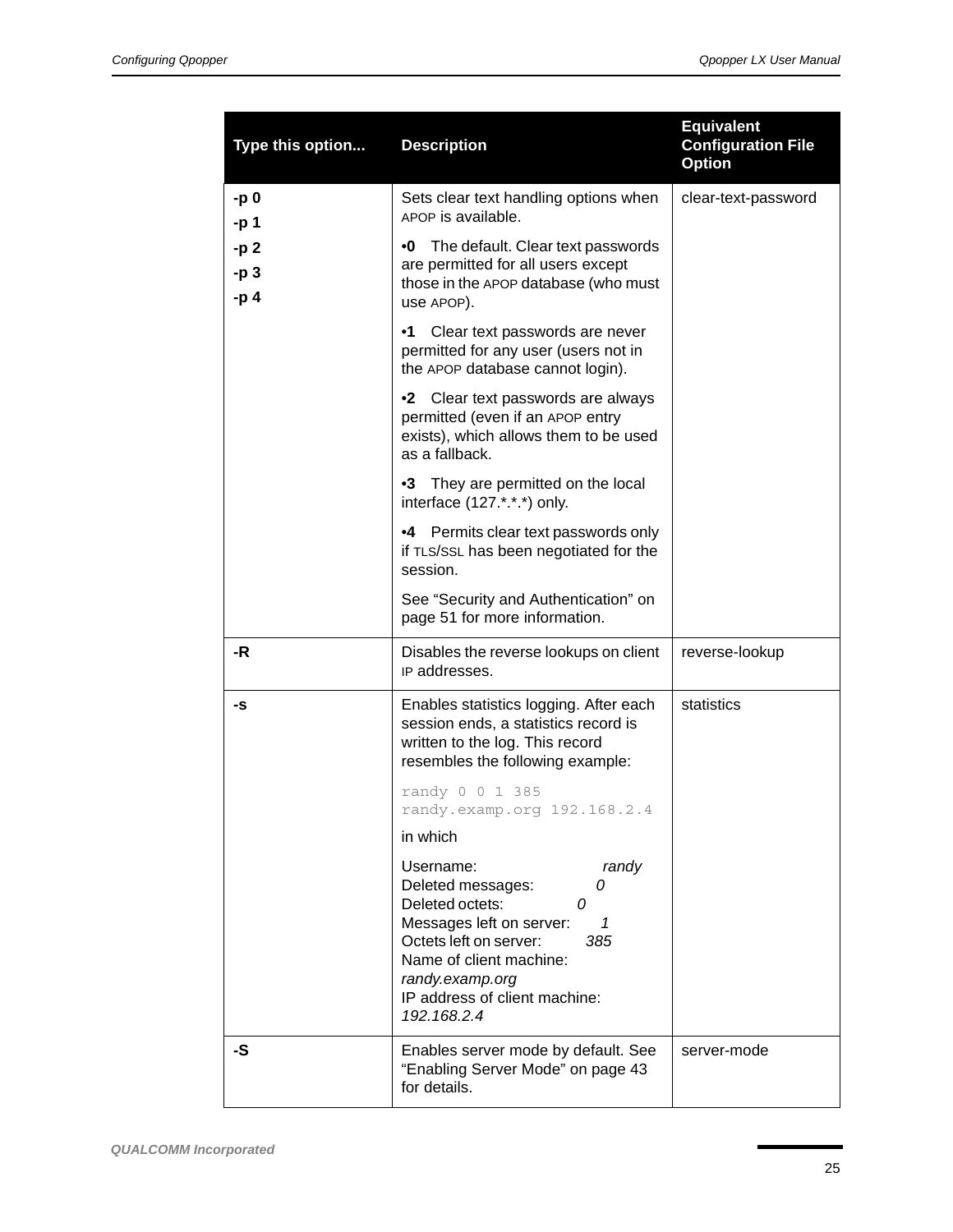| Type this option... | Description | Equivalent Configuration File Option |
| --- | --- | --- |
| **-p 0**<br>**-p 1**<br>**-p 2**<br>**-p 3**<br>**-p 4** | Sets clear text handling options when APOP is available.<br><br>•**0** The default. Clear text passwords are permitted for all users except those in the APOP database (who must use APOP).<br><br>•**1** Clear text passwords are never permitted for any user (users not in the APOP database cannot login).<br><br>•**2** Clear text passwords are always permitted (even if an APOP entry exists), which allows them to be used as a fallback.<br><br>•**3** They are permitted on the local interface (127.*.*.*) only.<br><br>•**4** Permits clear text passwords only if TLS/SSL has been negotiated for the session.<br><br>See “Security and Authentication” on page 51 for more information. | clear-text-password |
| **-R** | Disables the reverse lookups on client IP addresses. | reverse-lookup |
| **-s** | Enables statistics logging. After each session ends, a statistics record is written to the log. This record resembles the following example:<br><br>`randy 0 0 1 385 randy.examp.org 192.168.2.4`<br><br>in which<br><br>Username: *randy*<br>Deleted messages: *0*<br>Deleted octets: *0*<br>Messages left on server: *1*<br>Octets left on server: *385*<br>Name of client machine: *randy.examp.org*<br>IP address of client machine: *192.168.2.4* | statistics |
| **-S** | Enables server mode by default. See “Enabling Server Mode” on page 43 for details. | server-mode |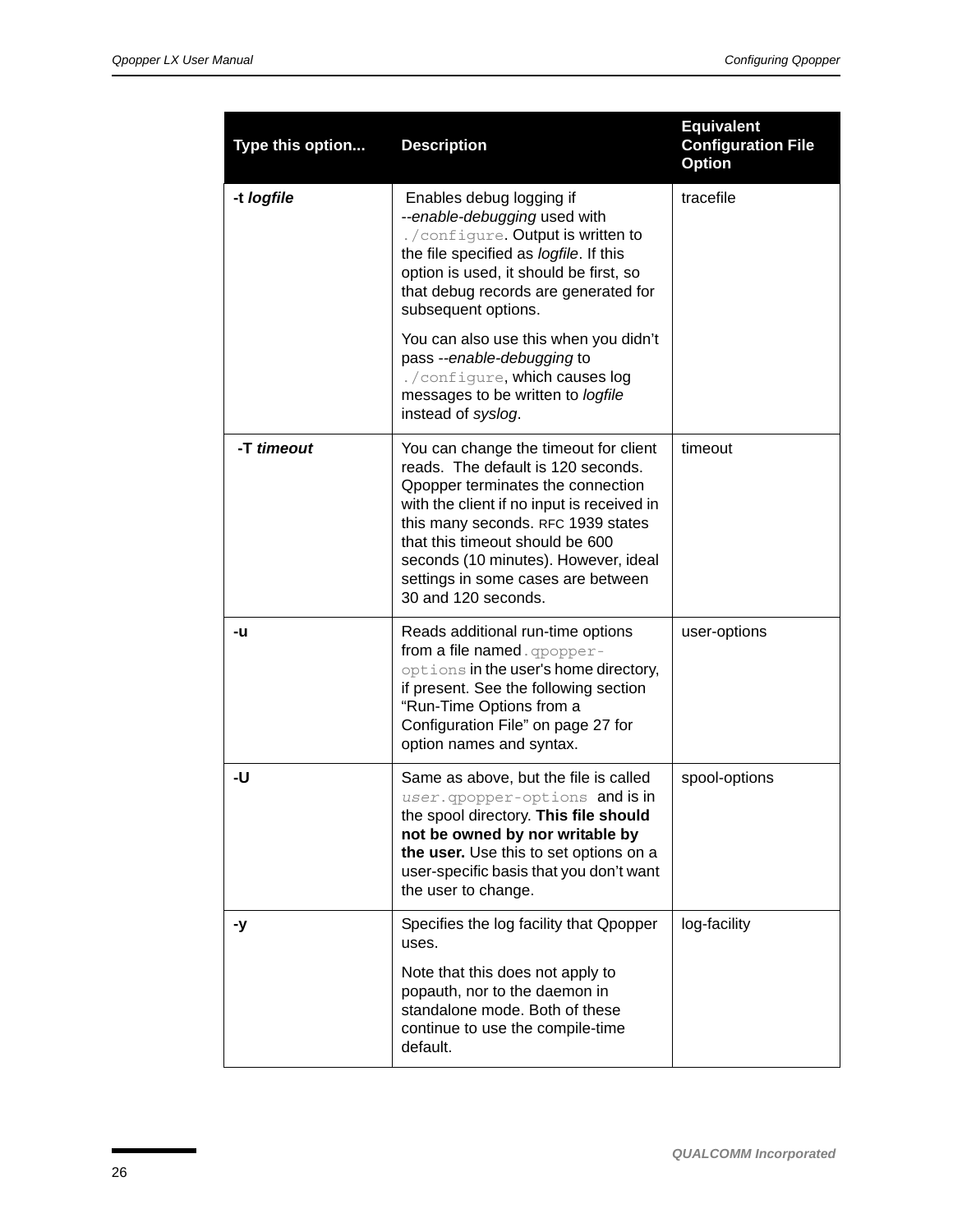| Type this option... | Description | Equivalent Configuration File Option |
| --- | --- | --- |
| **-t *logfile*** | Enables debug logging if *--enable-debugging* used with `./configure`. Output is written to the file specified as *logfile*. If this option is used, it should be first, so that debug records are generated for subsequent options.<br><br>You can also use this when you didn't pass *--enable-debugging* to `./configure`, which causes log messages to be written to *logfile* instead of *syslog*. | tracefile |
| **-T *timeout*** | You can change the timeout for client reads. The default is 120 seconds. Qpopper terminates the connection with the client if no input is received in this many seconds. RFC 1939 states that this timeout should be 600 seconds (10 minutes). However, ideal settings in some cases are between 30 and 120 seconds. | timeout |
| **-u** | Reads additional run-time options from a file named `.qpopper-options` in the user's home directory, if present. See the following section "Run-Time Options from a Configuration File" on page 27 for option names and syntax. | user-options |
| **-U** | Same as above, but the file is called `user.qpopper-options` and is in the spool directory. **This file should not be owned by nor writable by the user.** Use this to set options on a user-specific basis that you don't want the user to change. | spool-options |
| **-y** | Specifies the log facility that Qpopper uses.<br><br>Note that this does not apply to popauth, nor to the daemon in standalone mode. Both of these continue to use the compile-time default. | log-facility |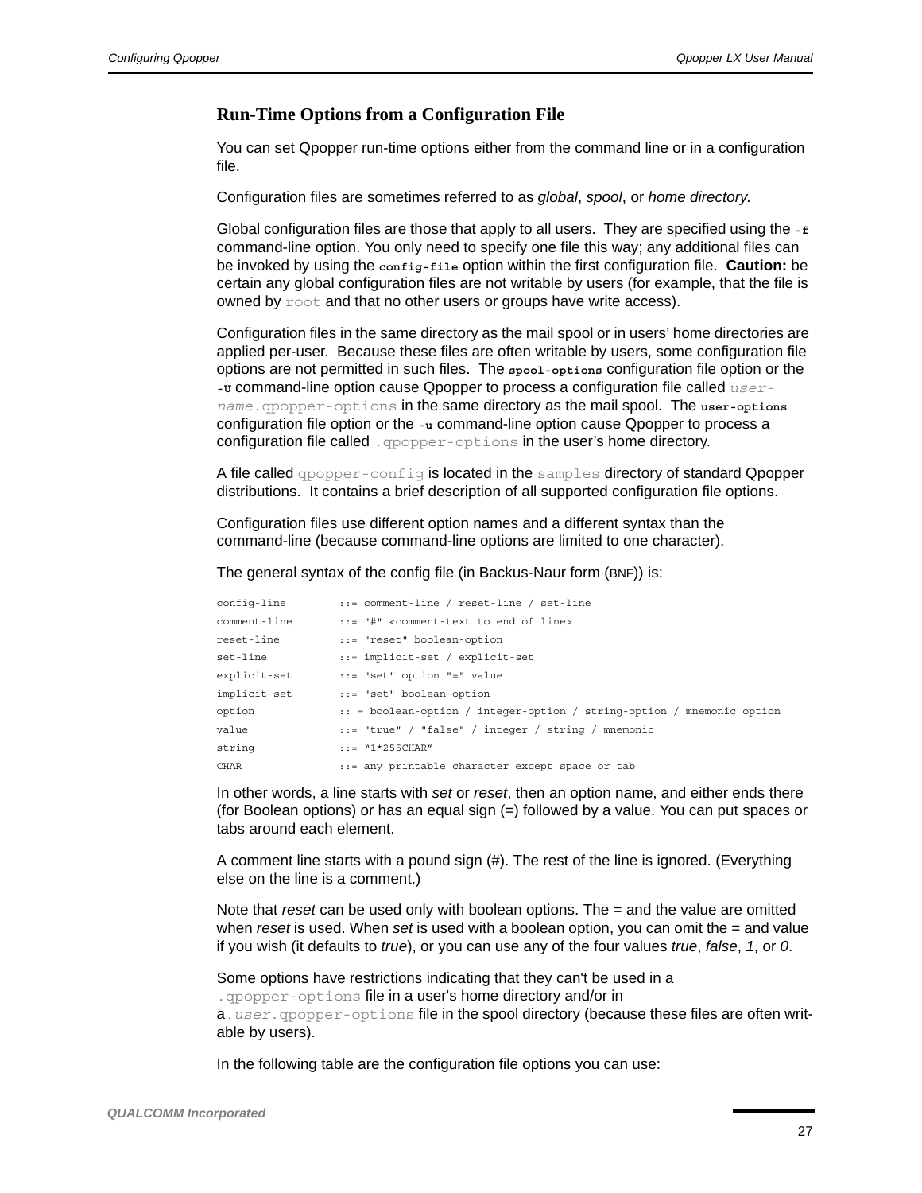### Run-Time Options from a Configuration File

You can set Qpopper run-time options either from the command line or in a configuration file.

Configuration files are sometimes referred to as *global*, *spool*, or *home directory*.

Global configuration files are those that apply to all users. They are specified using the **-f** command-line option. You only need to specify one file this way; any additional files can be invoked by using the **config-file** option within the first configuration file. **Caution:** be certain any global configuration files are not writable by users (for example, that the file is owned by `root` and that no other users or groups have write access).

Configuration files in the same directory as the mail spool or in users' home directories are applied per-user. Because these files are often writable by users, some configuration file options are not permitted in such files. The **spool-options** configuration file option or the **-U** command-line option cause Qpopper to process a configuration file called *user-name*.qpopper-options in the same directory as the mail spool. The **user-options** configuration file option or the **-u** command-line option cause Qpopper to process a configuration file called `.qpopper-options` in the user's home directory.

A file called `qpopper-config` is located in the `samples` directory of standard Qpopper distributions. It contains a brief description of all supported configuration file options.

Configuration files use different option names and a different syntax than the command-line (because command-line options are limited to one character).

The general syntax of the config file (in Backus-Naur form (BNF)) is:

```
config-line         ::= comment-line / reset-line / set-line
comment-line        ::= "#" <comment-text to end of line>
reset-line          ::= "reset" boolean-option
set-line            ::= implicit-set / explicit-set
explicit-set        ::= "set" option "=" value
implicit-set        ::= "set" boolean-option
option              :: = boolean-option / integer-option / string-option / mnemonic option
value               ::= "true" / "false" / integer / string / mnemonic
string              ::= "1*255CHAR"
CHAR                ::= any printable character except space or tab
```

In other words, a line starts with *set* or *reset*, then an option name, and either ends there (for Boolean options) or has an equal sign (=) followed by a value. You can put spaces or tabs around each element.

A comment line starts with a pound sign (#). The rest of the line is ignored. (Everything else on the line is a comment.)

Note that *reset* can be used only with boolean options. The = and the value are omitted when *reset* is used. When *set* is used with a boolean option, you can omit the = and value if you wish (it defaults to *true*), or you can use any of the four values *true*, *false*, *1*, or *0*.

Some options have restrictions indicating that they can't be used in a `.qpopper-options` file in a user's home directory and/or in a *.user*.qpopper-options file in the spool directory (because these files are often writable by users).

In the following table are the configuration file options you can use: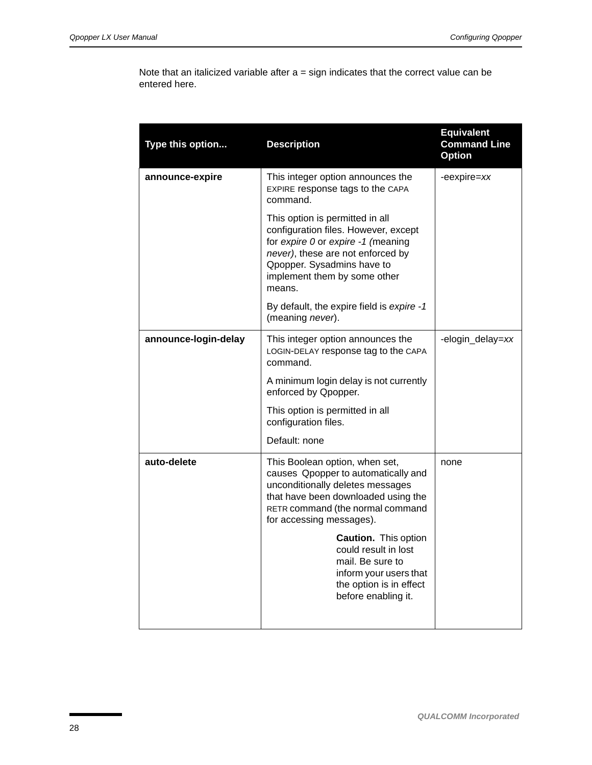Note that an italicized variable after a = sign indicates that the correct value can be entered here.

| Type this option... | Description | Equivalent Command Line Option |
|---|---|---|
| **announce-expire** | This integer option announces the EXPIRE response tags to the CAPA command.<br><br>This option is permitted in all configuration files. However, except for *expire 0* or *expire -1 (*meaning *never)*, these are not enforced by Qpopper. Sysadmins have to implement them by some other means.<br><br>By default, the expire field is *expire -1* (meaning *never*). | -eexpire=*xx* |
| **announce-login-delay** | This integer option announces the LOGIN-DELAY response tag to the CAPA command.<br><br>A minimum login delay is not currently enforced by Qpopper.<br><br>This option is permitted in all configuration files.<br><br>Default: none | -elogin_delay=*xx* |
| **auto-delete** | This Boolean option, when set, causes Qpopper to automatically and unconditionally deletes messages that have been downloaded using the RETR command (the normal command for accessing messages).<br><br>**Caution.** This option could result in lost mail. Be sure to inform your users that the option is in effect before enabling it. | none |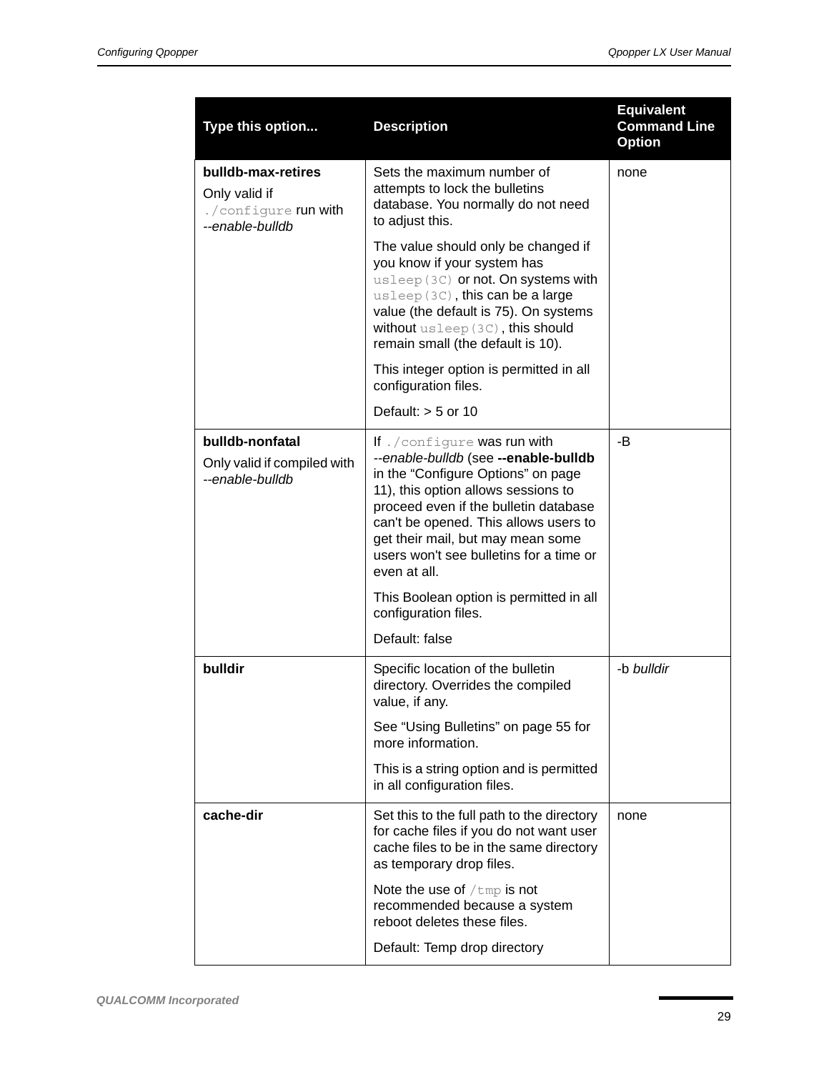| Type this option... | Description | Equivalent Command Line Option |
|---|---|---|
| **bulldb-max-retires**<br>Only valid if `./configure` run with *--enable-bulldb* | Sets the maximum number of attempts to lock the bulletins database. You normally do not need to adjust this.<br><br>The value should only be changed if you know if your system has `usleep(3C)` or not. On systems with `usleep(3C)`, this can be a large value (the default is 75). On systems without `usleep(3C)`, this should remain small (the default is 10).<br><br>This integer option is permitted in all configuration files.<br><br>Default: > 5 or 10 | none |
| **bulldb-nonfatal**<br>Only valid if compiled with *--enable-bulldb* | If `./configure` was run with *--enable-bulldb* (see **--enable-bulldb** in the "Configure Options" on page 11), this option allows sessions to proceed even if the bulletin database can't be opened. This allows users to get their mail, but may mean some users won't see bulletins for a time or even at all.<br><br>This Boolean option is permitted in all configuration files.<br><br>Default: false | -B |
| **bulldir** | Specific location of the bulletin directory. Overrides the compiled value, if any.<br><br>See "Using Bulletins" on page 55 for more information.<br><br>This is a string option and is permitted in all configuration files. | -b *bulldir* |
| **cache-dir** | Set this to the full path to the directory for cache files if you do not want user cache files to be in the same directory as temporary drop files.<br><br>Note the use of `/tmp` is not recommended because a system reboot deletes these files.<br><br>Default: Temp drop directory | none |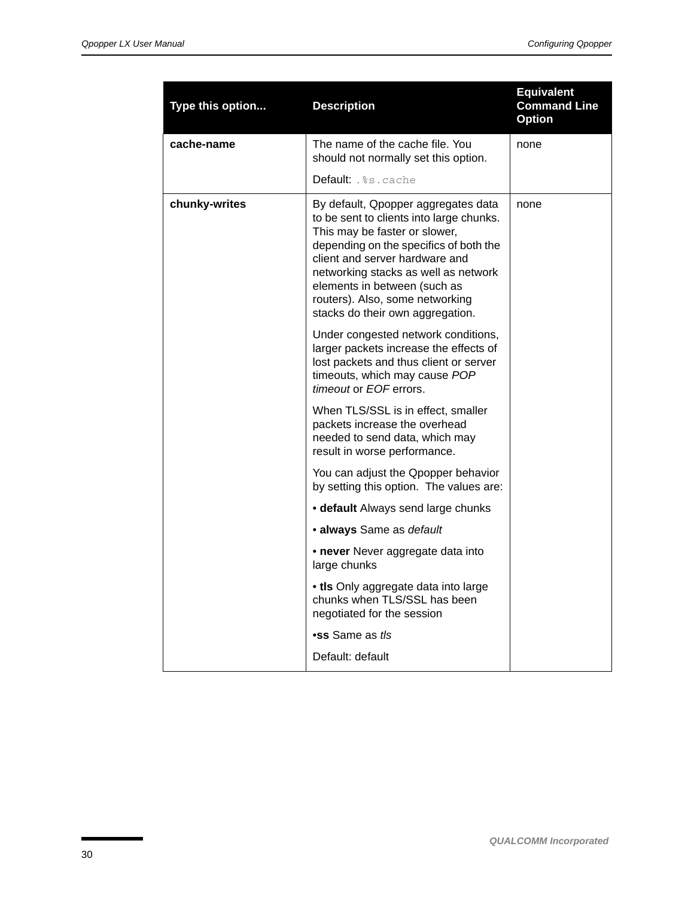| Type this option... | Description | Equivalent Command Line Option |
|---|---|---|
| **cache-name** | The name of the cache file. You should not normally set this option.<br><br>Default: `.%s.cache` | none |
| **chunky-writes** | By default, Qpopper aggregates data to be sent to clients into large chunks. This may be faster or slower, depending on the specifics of both the client and server hardware and networking stacks as well as network elements in between (such as routers). Also, some networking stacks do their own aggregation.<br><br>Under congested network conditions, larger packets increase the effects of lost packets and thus client or server timeouts, which may cause *POP timeout* or *EOF* errors.<br><br>When TLS/SSL is in effect, smaller packets increase the overhead needed to send data, which may result in worse performance.<br><br>You can adjust the Qpopper behavior by setting this option. The values are:<br><br>• **default** Always send large chunks<br><br>• **always** Same as *default*<br><br>• **never** Never aggregate data into large chunks<br><br>• **tls** Only aggregate data into large chunks when TLS/SSL has been negotiated for the session<br><br>•**ss** Same as *tls*<br><br>Default: default | none |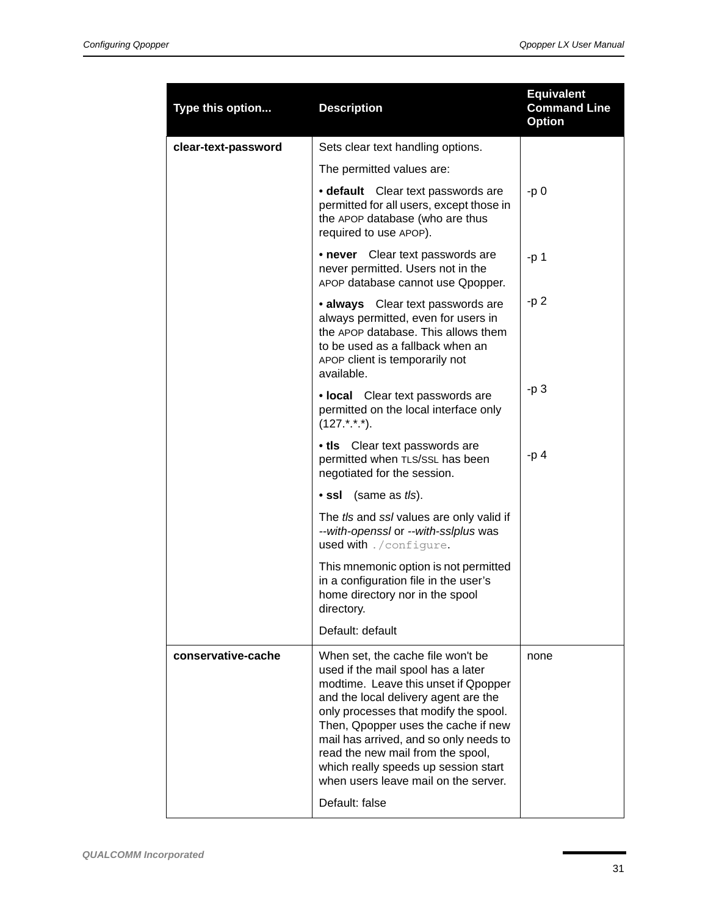| Type this option... | Description | Equivalent Command Line Option |
| --- | --- | --- |
| **clear-text-password** | Sets clear text handling options. | |
| | The permitted values are: | |
| | • **default** Clear text passwords are permitted for all users, except those in the APOP database (who are thus required to use APOP). | -p 0 |
| | • **never** Clear text passwords are never permitted. Users not in the APOP database cannot use Qpopper. | -p 1 |
| | • **always** Clear text passwords are always permitted, even for users in the APOP database. This allows them to be used as a fallback when an APOP client is temporarily not available. | -p 2 |
| | • **local** Clear text passwords are permitted on the local interface only (127.*.*.*). | -p 3 |
| | • **tls** Clear text passwords are permitted when TLS/SSL has been negotiated for the session. | -p 4 |
| | • **ssl** (same as *tls*). | |
| | The *tls* and *ssl* values are only valid if *--with-openssl* or *--with-sslplus* was used with `./configure`. | |
| | This mnemonic option is not permitted in a configuration file in the user's home directory nor in the spool directory. | |
| | Default: default | |
| **conservative-cache** | When set, the cache file won't be used if the mail spool has a later modtime. Leave this unset if Qpopper and the local delivery agent are the only processes that modify the spool. Then, Qpopper uses the cache if new mail has arrived, and so only needs to read the new mail from the spool, which really speeds up session start when users leave mail on the server. | none |
| | Default: false | |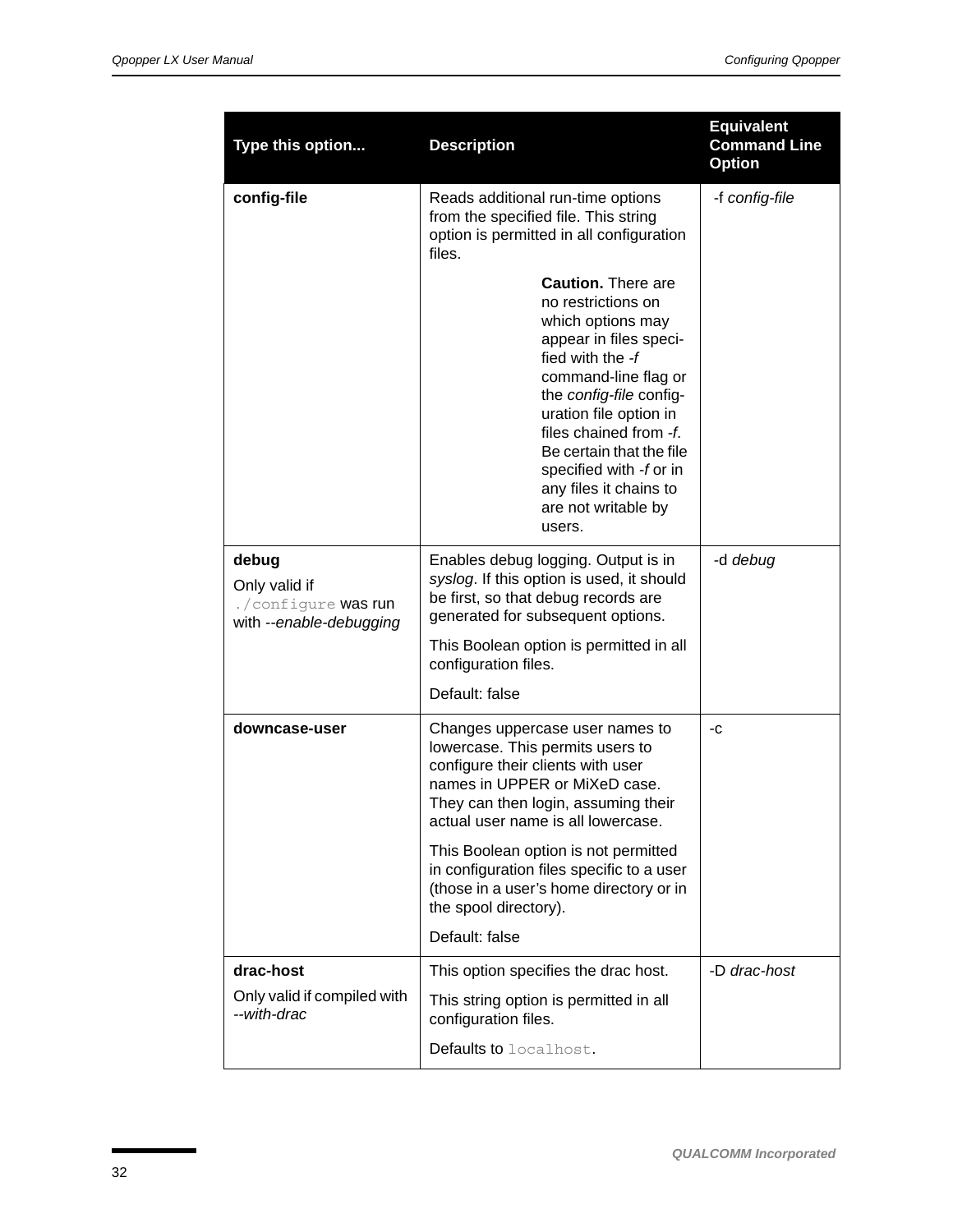| Type this option... | Description | Equivalent Command Line Option |
|---|---|---|
| **config-file** | Reads additional run-time options from the specified file. This string option is permitted in all configuration files.<br><br>**Caution.** There are no restrictions on which options may appear in files specified with the *-f* command-line flag or the *config-file* configuration file option in files chained from *-f*. Be certain that the file specified with *-f* or in any files it chains to are not writable by users. | -f *config-file* |
| **debug**<br><br>Only valid if `./configure` was run with *--enable-debugging* | Enables debug logging. Output is in *syslog*. If this option is used, it should be first, so that debug records are generated for subsequent options.<br><br>This Boolean option is permitted in all configuration files.<br><br>Default: false | -d *debug* |
| **downcase-user** | Changes uppercase user names to lowercase. This permits users to configure their clients with user names in UPPER or MiXeD case. They can then login, assuming their actual user name is all lowercase.<br><br>This Boolean option is not permitted in configuration files specific to a user (those in a user's home directory or in the spool directory).<br><br>Default: false | -c |
| **drac-host**<br><br>Only valid if compiled with *--with-drac* | This option specifies the drac host.<br><br>This string option is permitted in all configuration files.<br><br>Defaults to `localhost`. | -D *drac-host* |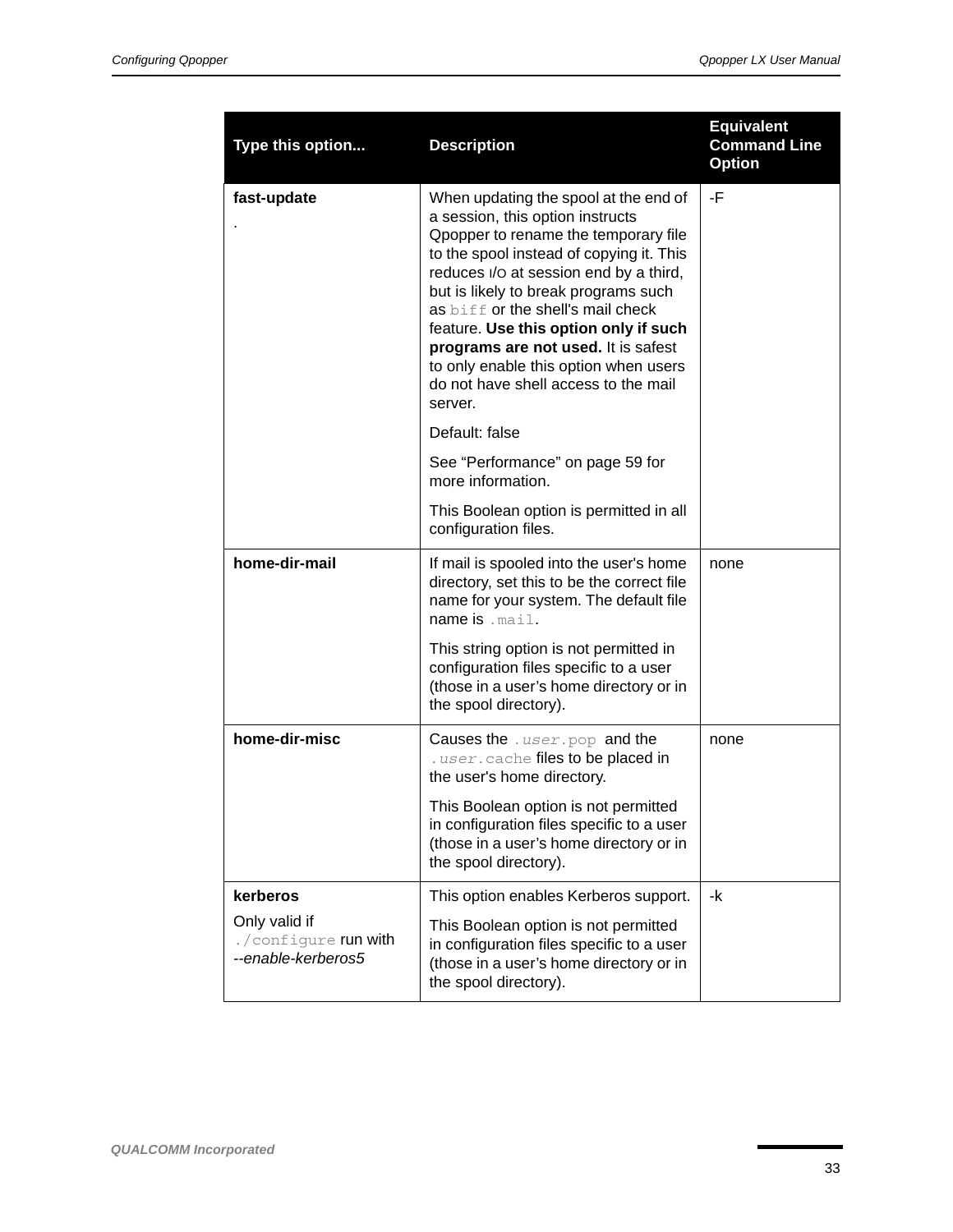| Type this option... | Description | Equivalent Command Line Option |
|---|---|---|
| **fast-update**<br>. | When updating the spool at the end of a session, this option instructs Qpopper to rename the temporary file to the spool instead of copying it. This reduces I/O at session end by a third, but is likely to break programs such as `biff` or the shell's mail check feature. **Use this option only if such programs are not used.** It is safest to only enable this option when users do not have shell access to the mail server.<br><br>Default: false<br><br>See “Performance” on page 59 for more information.<br><br>This Boolean option is permitted in all configuration files. | -F |
| **home-dir-mail** | If mail is spooled into the user's home directory, set this to be the correct file name for your system. The default file name is `.mail`.<br><br>This string option is not permitted in configuration files specific to a user (those in a user’s home directory or in the spool directory). | none |
| **home-dir-misc** | Causes the `.`*`user`*`.pop` and the `.`*`user`*`.cache` files to be placed in the user's home directory.<br><br>This Boolean option is not permitted in configuration files specific to a user (those in a user’s home directory or in the spool directory). | none |
| **kerberos**<br><br>Only valid if `./configure` run with *--enable-kerberos5* | This option enables Kerberos support.<br><br>This Boolean option is not permitted in configuration files specific to a user (those in a user’s home directory or in the spool directory). | -k |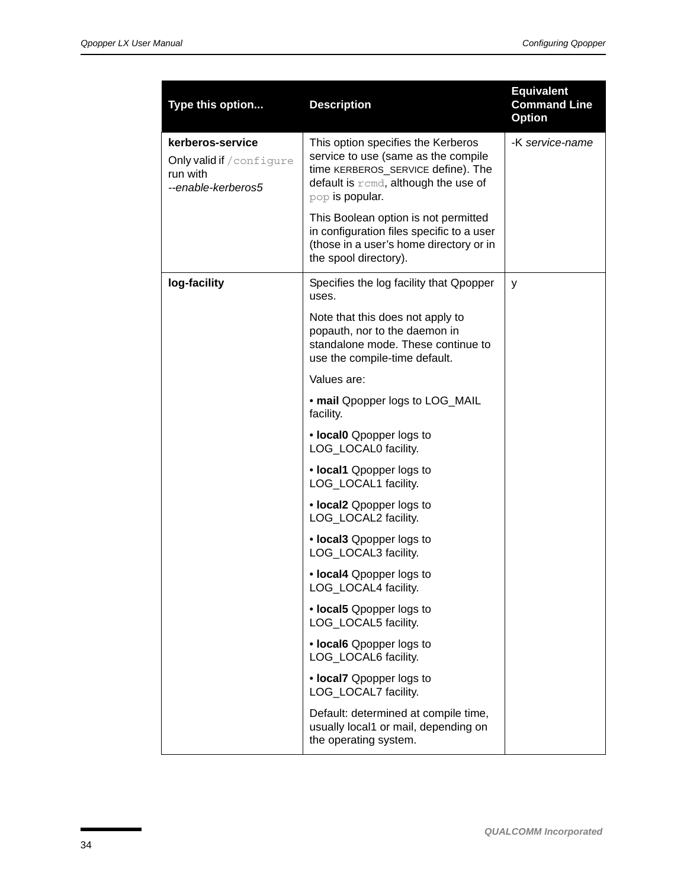| Type this option... | Description | Equivalent Command Line Option |
|---|---|---|
| **kerberos-service**<br>Only valid if `/configure` run with *--enable-kerberos5* | This option specifies the Kerberos service to use (same as the compile time KERBEROS_SERVICE define). The default is `rcmd`, although the use of `pop` is popular.<br><br>This Boolean option is not permitted in configuration files specific to a user (those in a user's home directory or in the spool directory). | -K *service-name* |
| **log-facility** | Specifies the log facility that Qpopper uses.<br><br>Note that this does not apply to popauth, nor to the daemon in standalone mode. These continue to use the compile-time default.<br><br>Values are:<br><br>• **mail** Qpopper logs to LOG_MAIL facility.<br><br>• **local0** Qpopper logs to LOG_LOCAL0 facility.<br><br>• **local1** Qpopper logs to LOG_LOCAL1 facility.<br><br>• **local2** Qpopper logs to LOG_LOCAL2 facility.<br><br>• **local3** Qpopper logs to LOG_LOCAL3 facility.<br><br>• **local4** Qpopper logs to LOG_LOCAL4 facility.<br><br>• **local5** Qpopper logs to LOG_LOCAL5 facility.<br><br>• **local6** Qpopper logs to LOG_LOCAL6 facility.<br><br>• **local7** Qpopper logs to LOG_LOCAL7 facility.<br><br>Default: determined at compile time, usually local1 or mail, depending on the operating system. | y |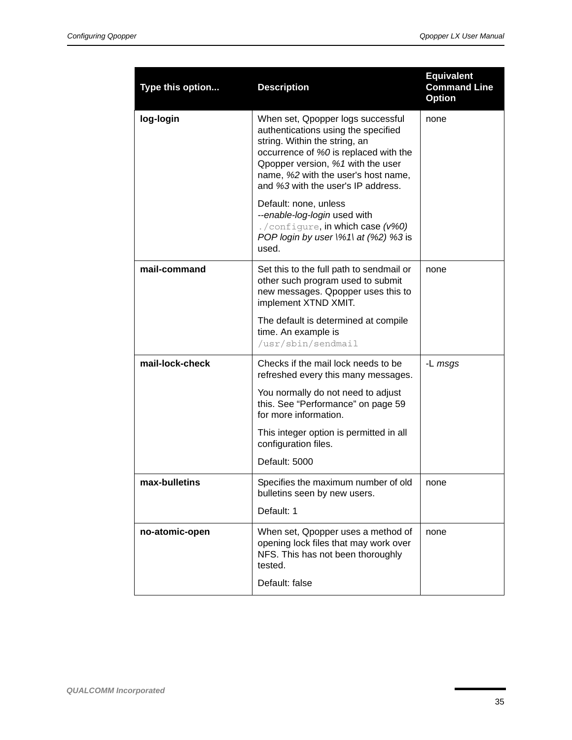| Type this option... | Description | Equivalent Command Line Option |
|---|---|---|
| **log-login** | When set, Qpopper logs successful authentications using the specified string. Within the string, an occurrence of *%0* is replaced with the Qpopper version, *%1* with the user name, *%2* with the user's host name, and *%3* with the user's IP address.<br><br>Default: none, unless *--enable-log-login* used with `./configure`, in which case *(v%0) POP login by user \%1\ at (%2) %3* is used. | none |
| **mail-command** | Set this to the full path to sendmail or other such program used to submit new messages. Qpopper uses this to implement XTND XMIT.<br><br>The default is determined at compile time. An example is `/usr/sbin/sendmail` | none |
| **mail-lock-check** | Checks if the mail lock needs to be refreshed every this many messages.<br><br>You normally do not need to adjust this. See "Performance" on page 59 for more information.<br><br>This integer option is permitted in all configuration files.<br><br>Default: 5000 | -L *msgs* |
| **max-bulletins** | Specifies the maximum number of old bulletins seen by new users.<br><br>Default: 1 | none |
| **no-atomic-open** | When set, Qpopper uses a method of opening lock files that may work over NFS. This has not been thoroughly tested.<br><br>Default: false | none |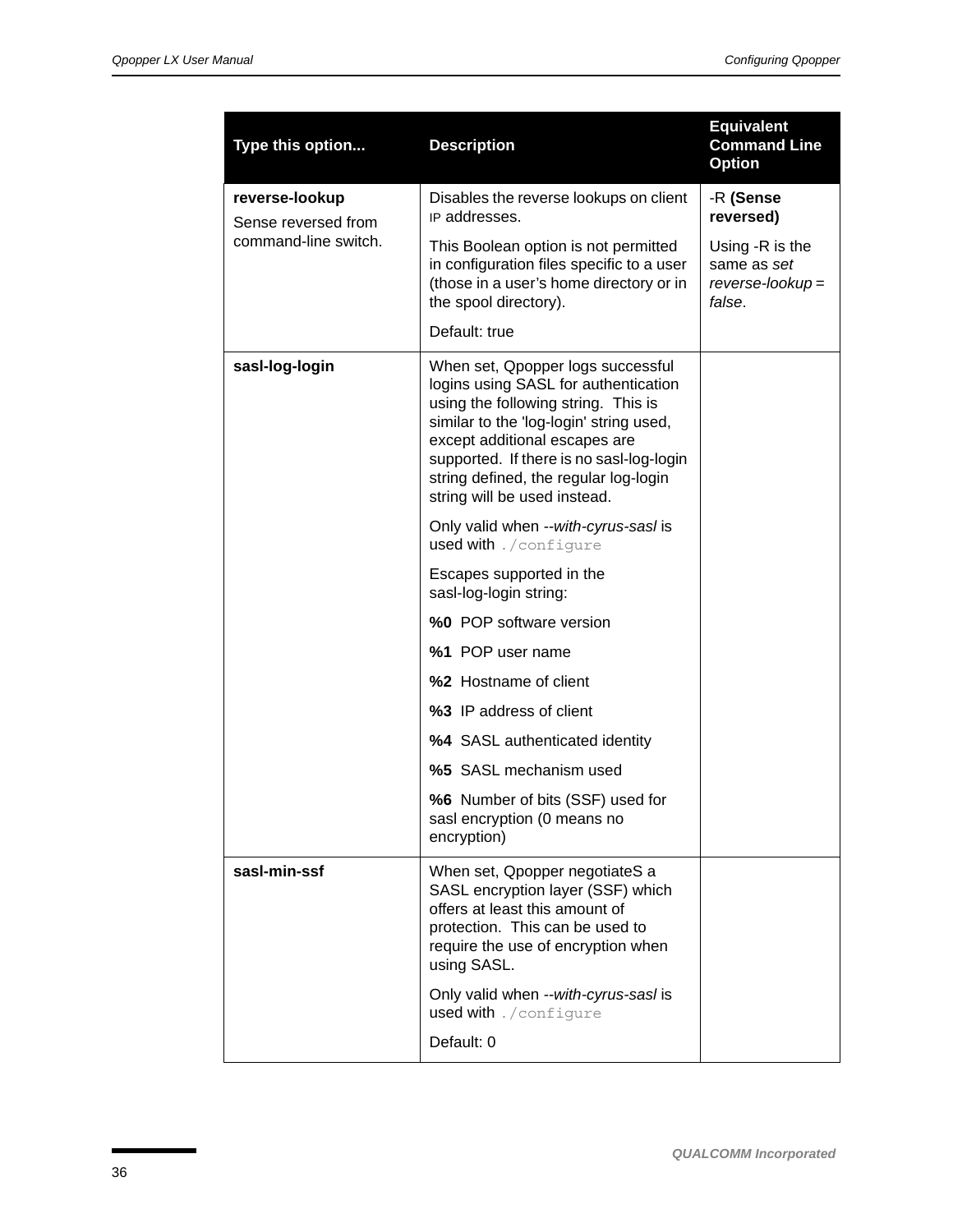| Type this option... | Description | Equivalent Command Line Option |
|---|---|---|
| **reverse-lookup**<br>Sense reversed from command-line switch. | Disables the reverse lookups on client IP addresses.<br><br>This Boolean option is not permitted in configuration files specific to a user (those in a user's home directory or in the spool directory).<br><br>Default: true | -R **(Sense reversed)**<br><br>Using -R is the same as *set reverse-lookup* = *false*. |
| **sasl-log-login** | When set, Qpopper logs successful logins using SASL for authentication using the following string.  This is similar to the 'log-login' string used, except additional escapes are supported.  If there is no sasl-log-login string defined, the regular log-login string will be used instead.<br><br>Only valid when *--with-cyrus-sasl* is used with `./configure`<br><br>Escapes supported in the sasl-log-login string:<br><br>**%0**  POP software version<br><br>**%1**  POP user name<br><br>**%2**  Hostname of client<br><br>**%3**  IP address of client<br><br>**%4**  SASL authenticated identity<br><br>**%5**  SASL mechanism used<br><br>**%6**  Number of bits (SSF) used for sasl encryption (0 means no encryption) | |
| **sasl-min-ssf** | When set, Qpopper negotiateS a SASL encryption layer (SSF) which offers at least this amount of protection.  This can be used to require the use of encryption when using SASL.<br><br>Only valid when *--with-cyrus-sasl* is used with `./configure`<br><br>Default: 0 | |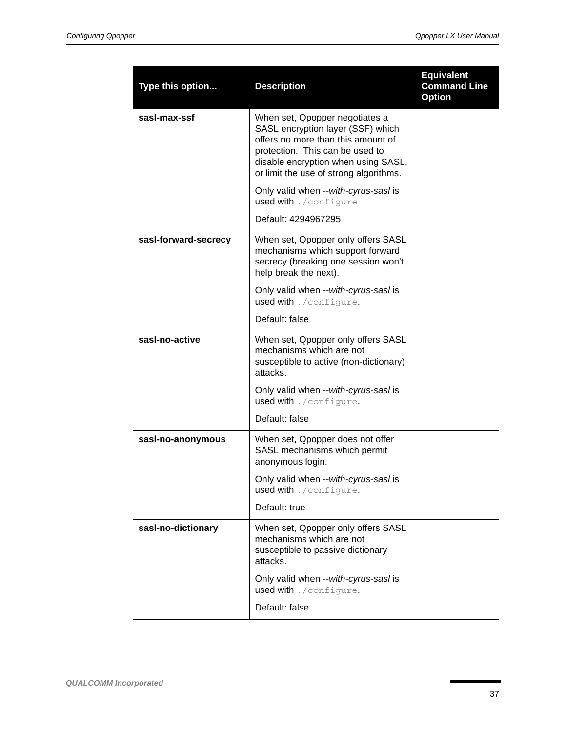| Type this option... | Description | Equivalent Command Line Option |
|---|---|---|
| **sasl-max-ssf** | When set, Qpopper negotiates a SASL encryption layer (SSF) which offers no more than this amount of protection. This can be used to disable encryption when using SASL, or limit the use of strong algorithms.<br><br>Only valid when *--with-cyrus-sasl* is used with `./configure`<br><br>Default: 4294967295 | |
| **sasl-forward-secrecy** | When set, Qpopper only offers SASL mechanisms which support forward secrecy (breaking one session won't help break the next).<br><br>Only valid when *--with-cyrus-sasl* is used with `./configure`.<br><br>Default: false | |
| **sasl-no-active** | When set, Qpopper only offers SASL mechanisms which are not susceptible to active (non-dictionary) attacks.<br><br>Only valid when *--with-cyrus-sasl* is used with `./configure`.<br><br>Default: false | |
| **sasl-no-anonymous** | When set, Qpopper does not offer SASL mechanisms which permit anonymous login.<br><br>Only valid when *--with-cyrus-sasl* is used with `./configure`.<br><br>Default: true | |
| **sasl-no-dictionary** | When set, Qpopper only offers SASL mechanisms which are not susceptible to passive dictionary attacks.<br><br>Only valid when *--with-cyrus-sasl* is used with `./configure`.<br><br>Default: false | |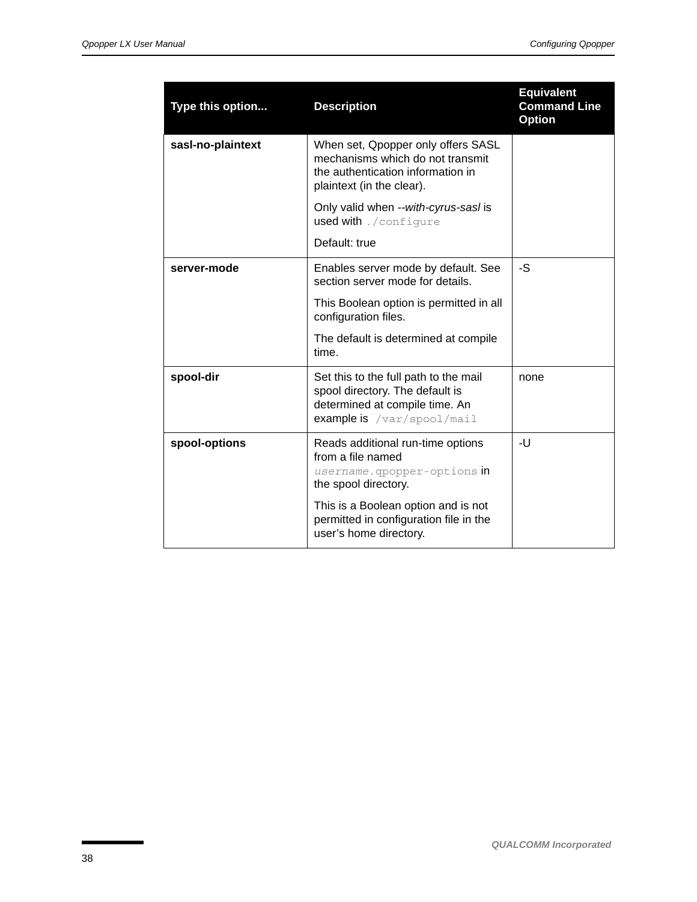| Type this option... | Description | Equivalent Command Line Option |
|---|---|---|
| **sasl-no-plaintext** | When set, Qpopper only offers SASL mechanisms which do not transmit the authentication information in plaintext (in the clear).<br><br>Only valid when *--with-cyrus-sasl* is used with `./configure`<br><br>Default: true | |
| **server-mode** | Enables server mode by default. See section server mode for details.<br><br>This Boolean option is permitted in all configuration files.<br><br>The default is determined at compile time. | -S |
| **spool-dir** | Set this to the full path to the mail spool directory. The default is determined at compile time. An example is `/var/spool/mail` | none |
| **spool-options** | Reads additional run-time options from a file named *`username`*`.qpopper-options` in the spool directory.<br><br>This is a Boolean option and is not permitted in configuration file in the user's home directory. | -U |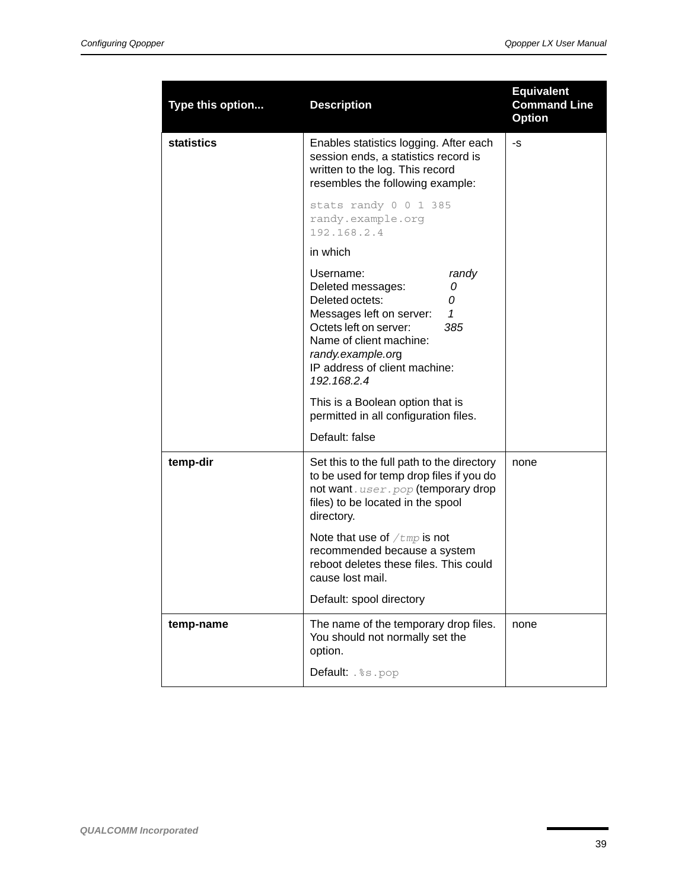| Type this option... | Description | Equivalent Command Line Option |
|---|---|---|
| **statistics** | Enables statistics logging. After each session ends, a statistics record is written to the log. This record resembles the following example:<br><br>`stats randy 0 0 1 385 randy.example.org 192.168.2.4`<br><br>in which<br><br>Username: *randy*<br>Deleted messages: *0*<br>Deleted octets: *0*<br>Messages left on server: *1*<br>Octets left on server: *385*<br>Name of client machine: *randy.example.org*<br>IP address of client machine: *192.168.2.4*<br><br>This is a Boolean option that is permitted in all configuration files.<br><br>Default: false | -s |
| **temp-dir** | Set this to the full path to the directory to be used for temp drop files if you do not want *`.user.pop`* (temporary drop files) to be located in the spool directory.<br><br>Note that use of *`/tmp`* is not recommended because a system reboot deletes these files. This could cause lost mail.<br><br>Default: spool directory | none |
| **temp-name** | The name of the temporary drop files. You should not normally set the option.<br><br>Default: `.%s.pop` | none |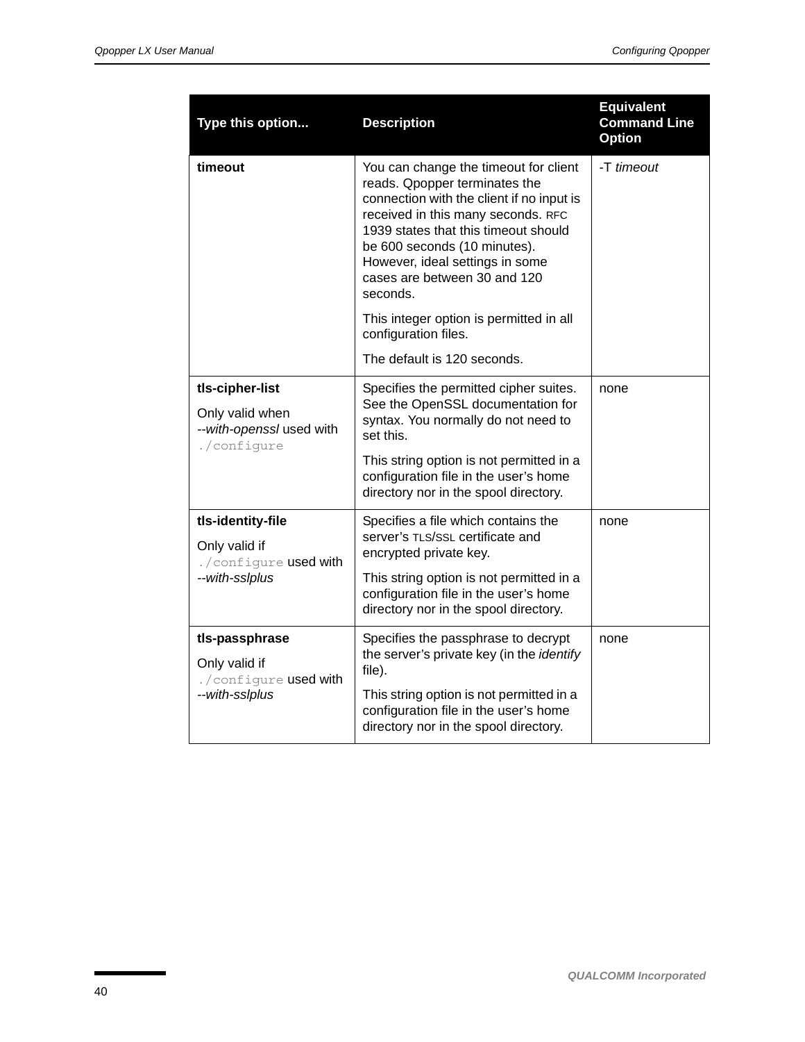| Type this option... | Description | Equivalent Command Line Option |
|---|---|---|
| **timeout** | You can change the timeout for client reads. Qpopper terminates the connection with the client if no input is received in this many seconds. RFC 1939 states that this timeout should be 600 seconds (10 minutes). However, ideal settings in some cases are between 30 and 120 seconds.<br><br>This integer option is permitted in all configuration files.<br><br>The default is 120 seconds. | -T *timeout* |
| **tls-cipher-list**<br><br>Only valid when --*with-openssl* used with `./configure` | Specifies the permitted cipher suites. See the OpenSSL documentation for syntax. You normally do not need to set this.<br><br>This string option is not permitted in a configuration file in the user's home directory nor in the spool directory. | none |
| **tls-identity-file**<br><br>Only valid if `./configure` used with --*with-sslplus* | Specifies a file which contains the server's TLS/SSL certificate and encrypted private key.<br><br>This string option is not permitted in a configuration file in the user's home directory nor in the spool directory. | none |
| **tls-passphrase**<br><br>Only valid if `./configure` used with --*with-sslplus* | Specifies the passphrase to decrypt the server's private key (in the *identify* file).<br><br>This string option is not permitted in a configuration file in the user's home directory nor in the spool directory. | none |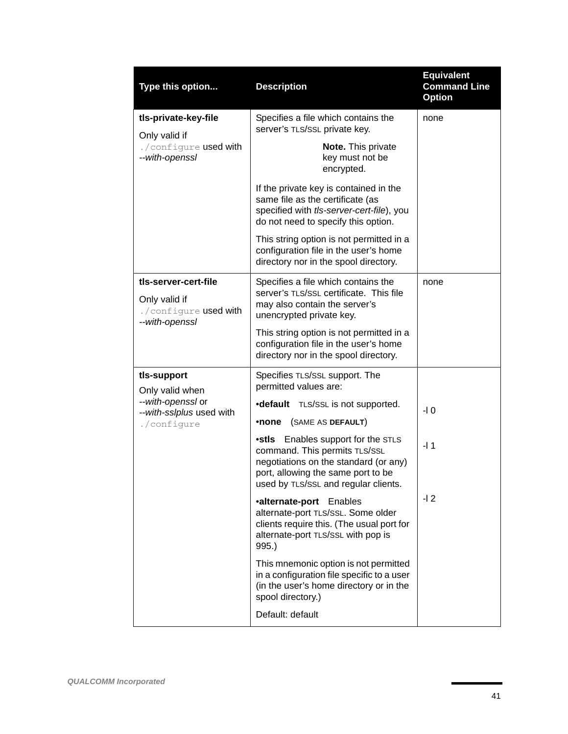| Type this option... | Description | Equivalent Command Line Option |
|---|---|---|
| **tls-private-key-file**<br>Only valid if `./configure` used with *--with-openssl* | Specifies a file which contains the server's TLS/SSL private key.<br>**Note.** This private key must not be encrypted.<br>If the private key is contained in the same file as the certificate (as specified with *tls-server-cert-file*), you do not need to specify this option.<br>This string option is not permitted in a configuration file in the user's home directory nor in the spool directory. | none |
| **tls-server-cert-file**<br>Only valid if `./configure` used with *--with-openssl* | Specifies a file which contains the server's TLS/SSL certificate. This file may also contain the server's unencrypted private key.<br>This string option is not permitted in a configuration file in the user's home directory nor in the spool directory. | none |
| **tls-support**<br>Only valid when *--with-openssl* or *--with-sslplus* used with `./configure` | Specifies TLS/SSL support. The permitted values are:<br>•**default** TLS/SSL is not supported.<br>•**none** (SAME AS **DEFAULT**)<br>•**stls** Enables support for the STLS command. This permits TLS/SSL negotiations on the standard (or any) port, allowing the same port to be used by TLS/SSL and regular clients.<br>•**alternate-port** Enables alternate-port TLS/SSL. Some older clients require this. (The usual port for alternate-port TLS/SSL with pop is 995.)<br>This mnemonic option is not permitted in a configuration file specific to a user (in the user's home directory or in the spool directory.)<br>Default: default | -l 0<br><br>-l 1<br><br>-l 2 |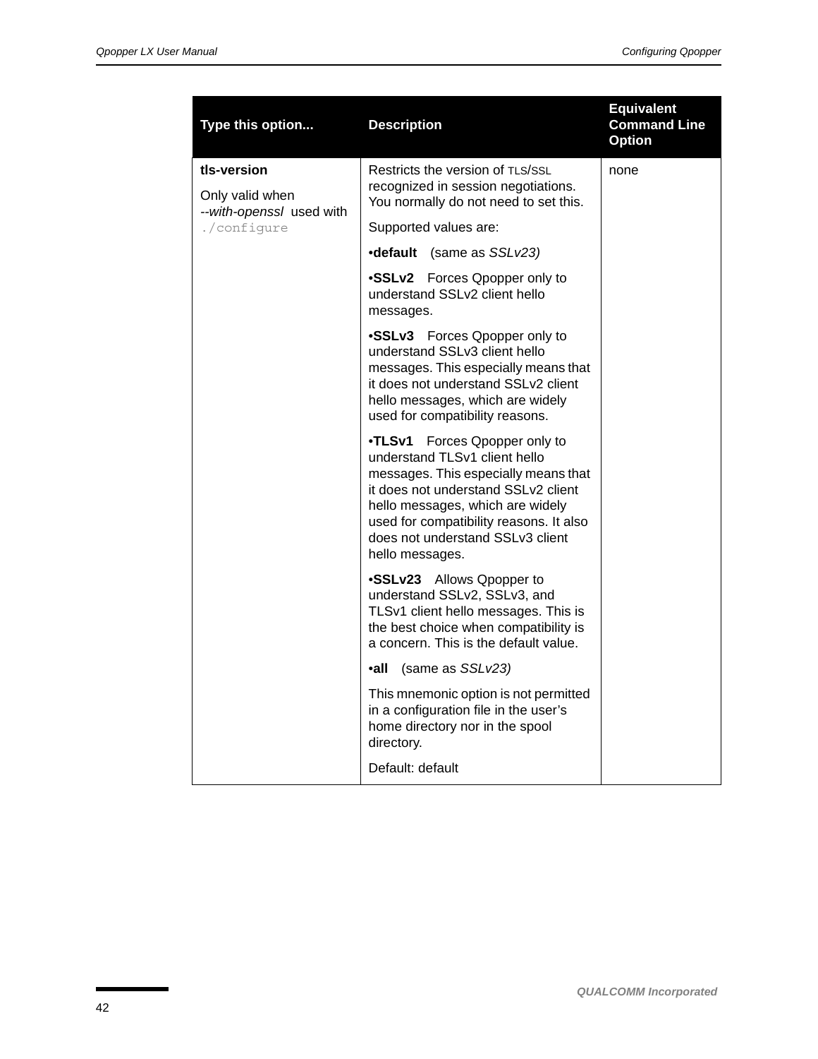| Type this option... | Description | Equivalent Command Line Option |
| --- | --- | --- |
| **tls-version**<br><br>Only valid when *--with-openssl* used with `./configure` | Restricts the version of TLS/SSL recognized in session negotiations. You normally do not need to set this.<br><br>Supported values are:<br><br>•**default** (same as *SSLv23)*<br><br>•**SSLv2** Forces Qpopper only to understand SSLv2 client hello messages.<br><br>•**SSLv3** Forces Qpopper only to understand SSLv3 client hello messages. This especially means that it does not understand SSLv2 client hello messages, which are widely used for compatibility reasons.<br><br>•**TLSv1** Forces Qpopper only to understand TLSv1 client hello messages. This especially means that it does not understand SSLv2 client hello messages, which are widely used for compatibility reasons. It also does not understand SSLv3 client hello messages.<br><br>•**SSLv23** Allows Qpopper to understand SSLv2, SSLv3, and TLSv1 client hello messages. This is the best choice when compatibility is a concern. This is the default value.<br><br>•**all** (same as *SSLv23)*<br><br>This mnemonic option is not permitted in a configuration file in the user's home directory nor in the spool directory.<br><br>Default: default | none |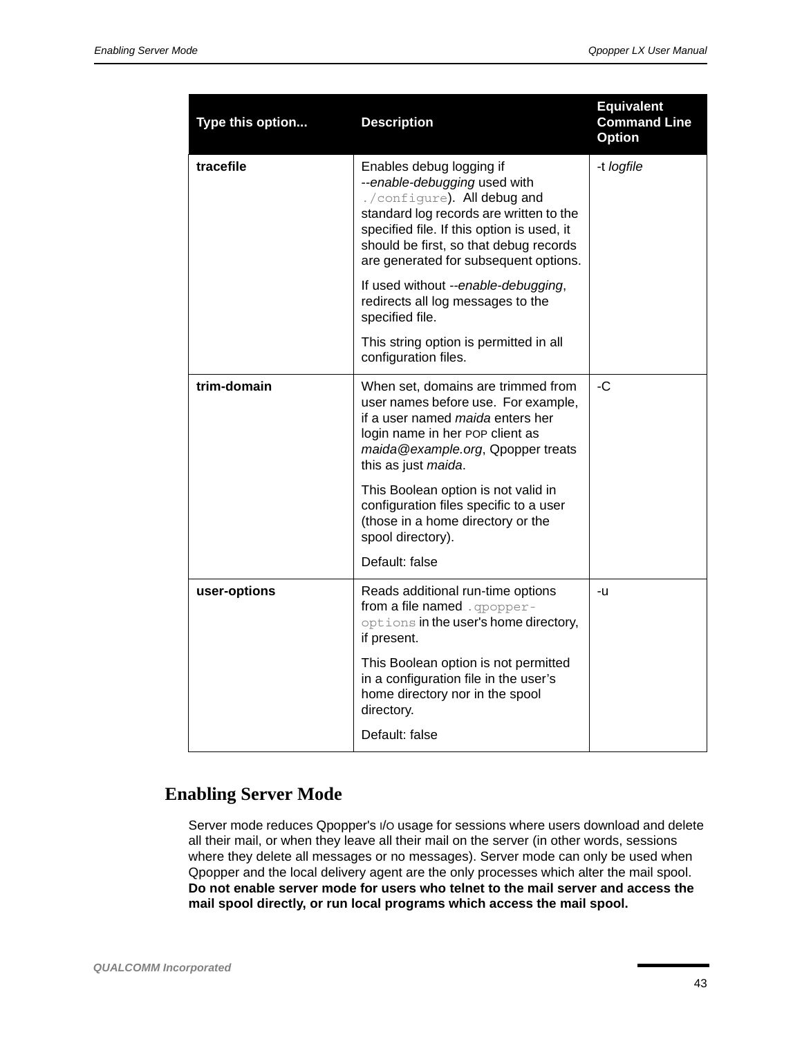| Type this option... | Description | Equivalent Command Line Option |
|---|---|---|
| **tracefile** | Enables debug logging if *--enable-debugging* used with `./configure`). All debug and standard log records are written to the specified file. If this option is used, it should be first, so that debug records are generated for subsequent options.<br><br>If used without *--enable-debugging*, redirects all log messages to the specified file.<br><br>This string option is permitted in all configuration files. | -t *logfile* |
| **trim-domain** | When set, domains are trimmed from user names before use. For example, if a user named *maida* enters her login name in her POP client as *maida@example.org*, Qpopper treats this as just *maida*.<br><br>This Boolean option is not valid in configuration files specific to a user (those in a home directory or the spool directory).<br><br>Default: false | -C |
| **user-options** | Reads additional run-time options from a file named `.qpopper-options` in the user's home directory, if present.<br><br>This Boolean option is not permitted in a configuration file in the user's home directory nor in the spool directory.<br><br>Default: false | -u |

## Enabling Server Mode

Server mode reduces Qpopper's I/O usage for sessions where users download and delete all their mail, or when they leave all their mail on the server (in other words, sessions where they delete all messages or no messages). Server mode can only be used when Qpopper and the local delivery agent are the only processes which alter the mail spool. **Do not enable server mode for users who telnet to the mail server and access the mail spool directly, or run local programs which access the mail spool.**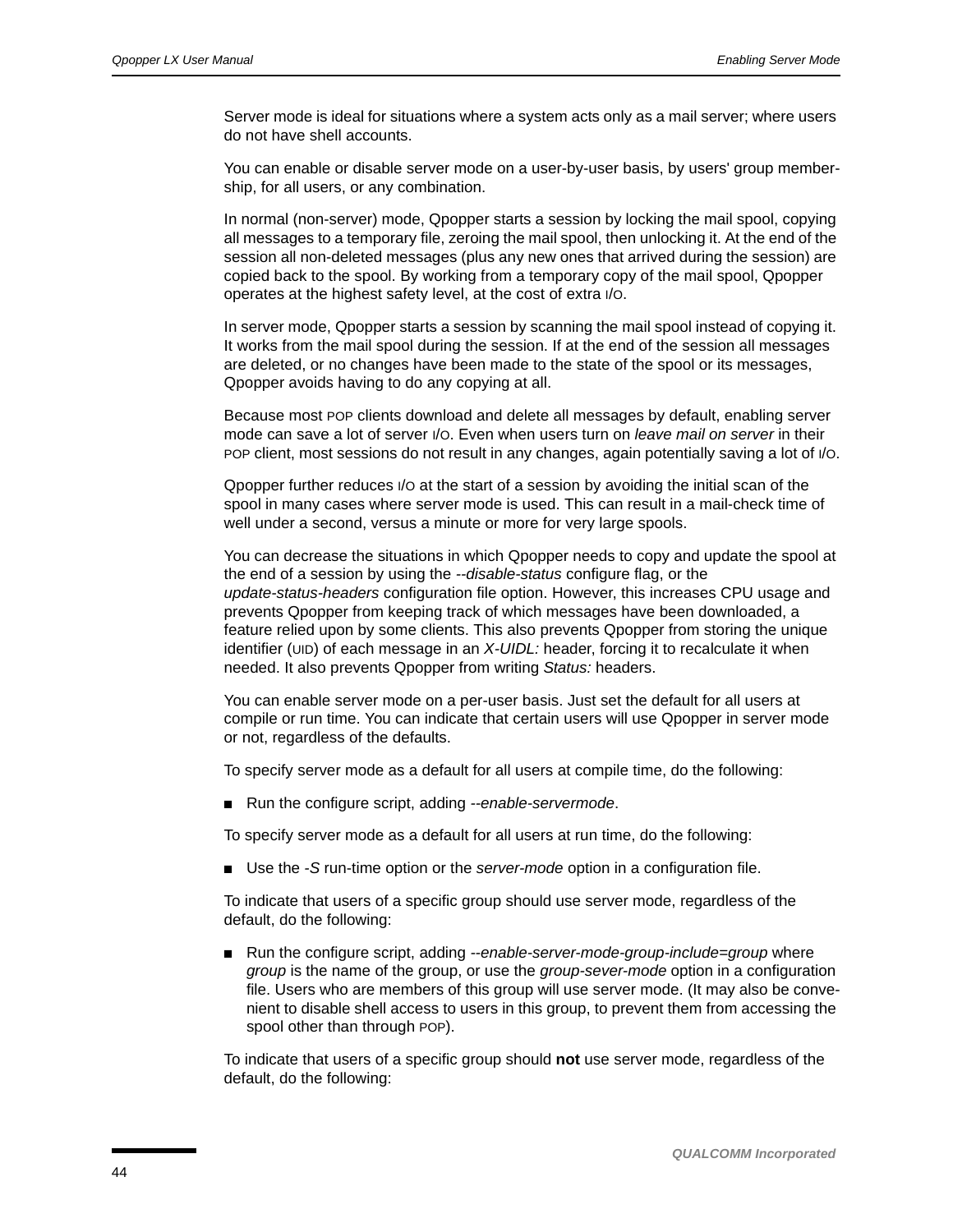Server mode is ideal for situations where a system acts only as a mail server; where users do not have shell accounts.

You can enable or disable server mode on a user-by-user basis, by users' group membership, for all users, or any combination.

In normal (non-server) mode, Qpopper starts a session by locking the mail spool, copying all messages to a temporary file, zeroing the mail spool, then unlocking it. At the end of the session all non-deleted messages (plus any new ones that arrived during the session) are copied back to the spool. By working from a temporary copy of the mail spool, Qpopper operates at the highest safety level, at the cost of extra I/O.

In server mode, Qpopper starts a session by scanning the mail spool instead of copying it. It works from the mail spool during the session. If at the end of the session all messages are deleted, or no changes have been made to the state of the spool or its messages, Qpopper avoids having to do any copying at all.

Because most POP clients download and delete all messages by default, enabling server mode can save a lot of server I/O. Even when users turn on *leave mail on server* in their POP client, most sessions do not result in any changes, again potentially saving a lot of I/O.

Qpopper further reduces I/O at the start of a session by avoiding the initial scan of the spool in many cases where server mode is used. This can result in a mail-check time of well under a second, versus a minute or more for very large spools.

You can decrease the situations in which Qpopper needs to copy and update the spool at the end of a session by using the *--disable-status* configure flag, or the *update-status-headers* configuration file option. However, this increases CPU usage and prevents Qpopper from keeping track of which messages have been downloaded, a feature relied upon by some clients. This also prevents Qpopper from storing the unique identifier (UID) of each message in an *X-UIDL:* header, forcing it to recalculate it when needed. It also prevents Qpopper from writing *Status:* headers.

You can enable server mode on a per-user basis. Just set the default for all users at compile or run time. You can indicate that certain users will use Qpopper in server mode or not, regardless of the defaults.

To specify server mode as a default for all users at compile time, do the following:

- Run the configure script, adding *--enable-servermode*.

To specify server mode as a default for all users at run time, do the following:

- Use the *-S* run-time option or the *server-mode* option in a configuration file.

To indicate that users of a specific group should use server mode, regardless of the default, do the following:

- Run the configure script, adding *--enable-server-mode-group-include=group* where *group* is the name of the group, or use the *group-sever-mode* option in a configuration file. Users who are members of this group will use server mode. (It may also be convenient to disable shell access to users in this group, to prevent them from accessing the spool other than through POP).

To indicate that users of a specific group should **not** use server mode, regardless of the default, do the following: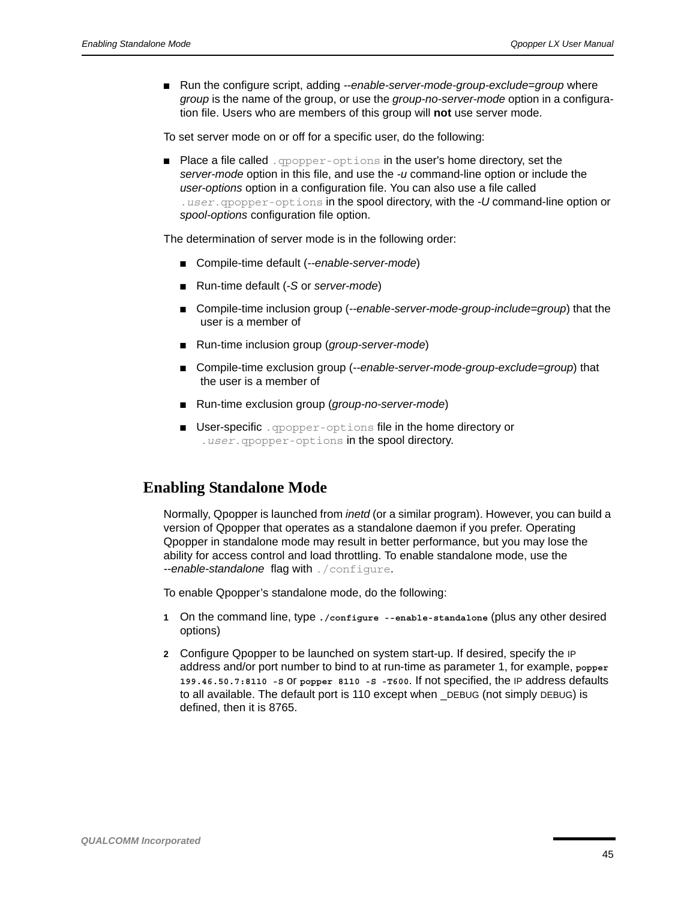- Run the configure script, adding *--enable-server-mode-group-exclude=group* where *group* is the name of the group, or use the *group-no-server-mode* option in a configuration file. Users who are members of this group will **not** use server mode.

To set server mode on or off for a specific user, do the following:

- Place a file called `.qpopper-options` in the user's home directory, set the *server-mode* option in this file, and use the *-u* command-line option or include the *user-options* option in a configuration file. You can also use a file called `.user.qpopper-options` in the spool directory, with the *-U* command-line option or *spool-options* configuration file option.

The determination of server mode is in the following order:

- Compile-time default (*--enable-server-mode*)
- Run-time default (*-S* or *server-mode*)
- Compile-time inclusion group (*--enable-server-mode-group-include=group*) that the user is a member of
- Run-time inclusion group (*group-server-mode*)
- Compile-time exclusion group (*--enable-server-mode-group-exclude=group*) that the user is a member of
- Run-time exclusion group (*group-no-server-mode*)
- User-specific `.qpopper-options` file in the home directory or `.user.qpopper-options` in the spool directory.

## Enabling Standalone Mode

Normally, Qpopper is launched from *inetd* (or a similar program). However, you can build a version of Qpopper that operates as a standalone daemon if you prefer. Operating Qpopper in standalone mode may result in better performance, but you may lose the ability for access control and load throttling. To enable standalone mode, use the *--enable-standalone* flag with `./configure`.

To enable Qpopper's standalone mode, do the following:

1. On the command line, type **`./configure --enable-standalone`** (plus any other desired options)
2. Configure Qpopper to be launched on system start-up. If desired, specify the IP address and/or port number to bind to at run-time as parameter 1, for example, **`popper 199.46.50.7:8110 -S`** or **`popper 8110 -S -T600`**. If not specified, the IP address defaults to all available. The default port is 110 except when _DEBUG (not simply DEBUG) is defined, then it is 8765.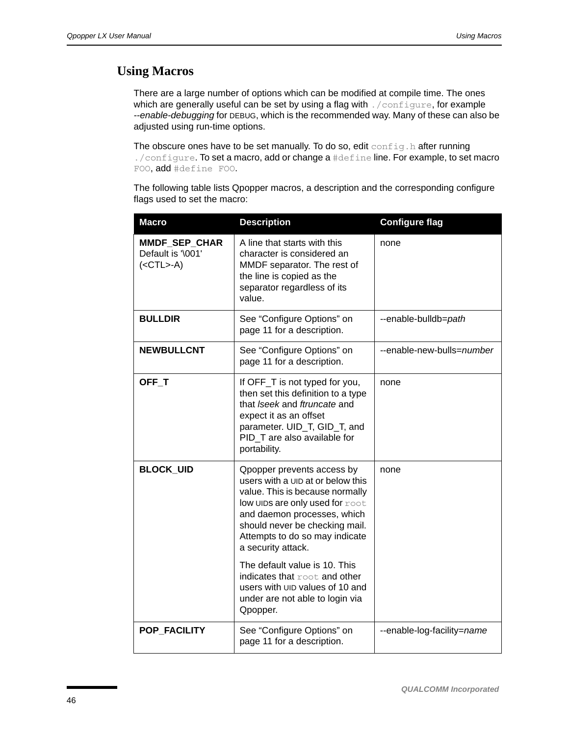# Using Macros

There are a large number of options which can be modified at compile time. The ones which are generally useful can be set by using a flag with `./configure`, for example *--enable-debugging* for DEBUG, which is the recommended way. Many of these can also be adjusted using run-time options.

The obscure ones have to be set manually. To do so, edit `config.h` after running `./configure`. To set a macro, add or change a `#define` line. For example, to set macro `FOO`, add `#define FOO`.

The following table lists Qpopper macros, a description and the corresponding configure flags used to set the macro:

| Macro | Description | Configure flag |
|---|---|---|
| **MMDF_SEP_CHAR** Default is '\001' (<CTL>-A) | A line that starts with this character is considered an MMDF separator. The rest of the line is copied as the separator regardless of its value. | none |
| **BULLDIR** | See “Configure Options” on page 11 for a description. | --enable-bulldb=*path* |
| **NEWBULLCNT** | See “Configure Options” on page 11 for a description. | --enable-new-bulls=*number* |
| **OFF_T** | If OFF_T is not typed for you, then set this definition to a type that *lseek* and *ftruncate* and expect it as an offset parameter. UID_T, GID_T, and PID_T are also available for portability. | none |
| **BLOCK_UID** | Qpopper prevents access by users with a UID at or below this value. This is because normally low UIDs are only used for `root` and daemon processes, which should never be checking mail. Attempts to do so may indicate a security attack.<br><br>The default value is 10. This indicates that `root` and other users with UID values of 10 and under are not able to login via Qpopper. | none |
| **POP_FACILITY** | See “Configure Options” on page 11 for a description. | --enable-log-facility=*name* |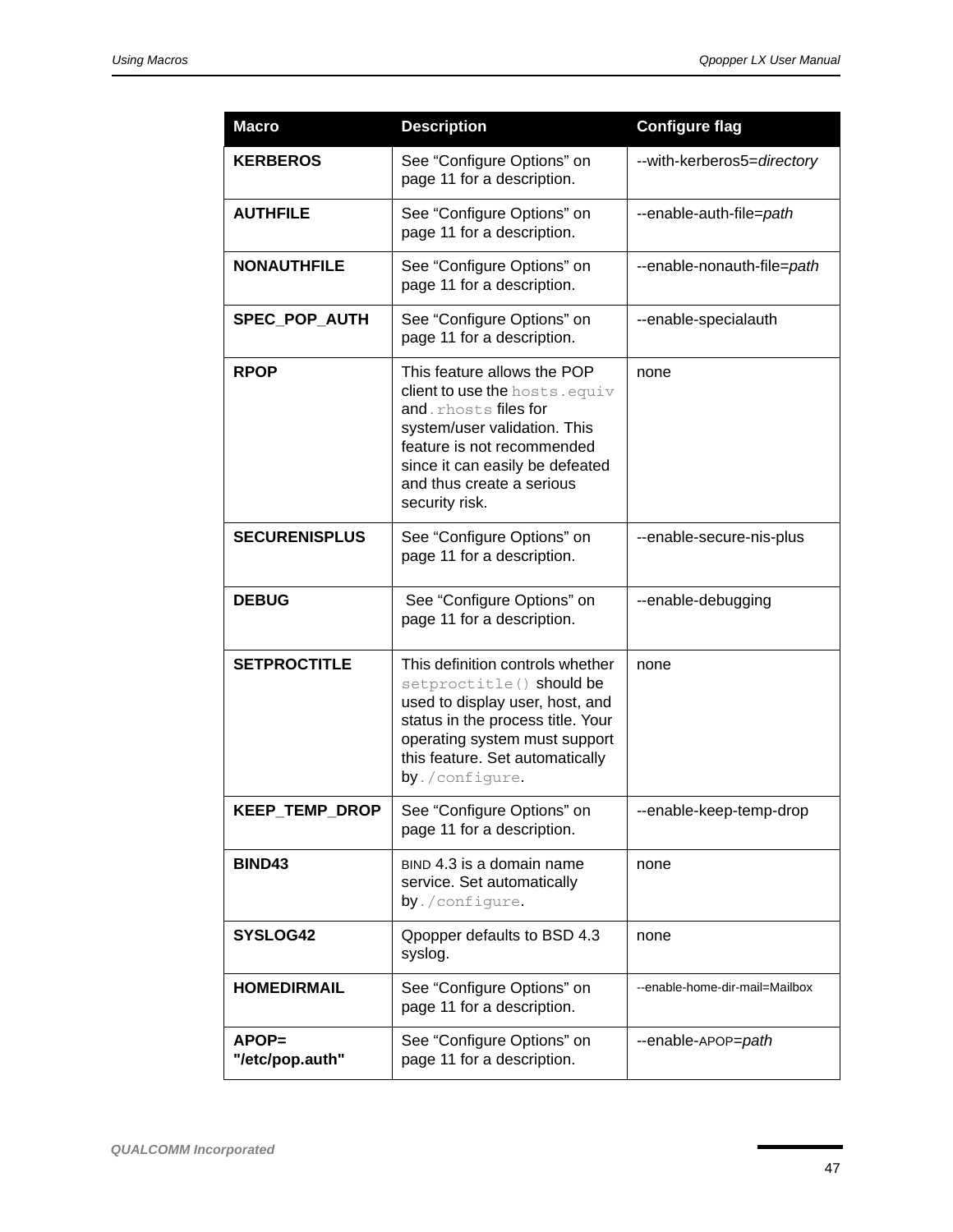| Macro | Description | Configure flag |
|---|---|---|
| **KERBEROS** | See “Configure Options” on page 11 for a description. | --with-kerberos5=*directory* |
| **AUTHFILE** | See “Configure Options” on page 11 for a description. | --enable-auth-file=*path* |
| **NONAUTHFILE** | See “Configure Options” on page 11 for a description. | --enable-nonauth-file=*path* |
| **SPEC_POP_AUTH** | See “Configure Options” on page 11 for a description. | --enable-specialauth |
| **RPOP** | This feature allows the POP client to use the `hosts.equiv` and `.rhosts` files for system/user validation. This feature is not recommended since it can easily be defeated and thus create a serious security risk. | none |
| **SECURENISPLUS** | See “Configure Options” on page 11 for a description. | --enable-secure-nis-plus |
| **DEBUG** | See “Configure Options” on page 11 for a description. | --enable-debugging |
| **SETPROCTITLE** | This definition controls whether `setproctitle()` should be used to display user, host, and status in the process title. Your operating system must support this feature. Set automatically by `./configure`. | none |
| **KEEP_TEMP_DROP** | See “Configure Options” on page 11 for a description. | --enable-keep-temp-drop |
| **BIND43** | BIND 4.3 is a domain name service. Set automatically by `./configure`. | none |
| **SYSLOG42** | Qpopper defaults to BSD 4.3 syslog. | none |
| **HOMEDIRMAIL** | See “Configure Options” on page 11 for a description. | --enable-home-dir-mail=Mailbox |
| **APOP= "/etc/pop.auth"** | See “Configure Options” on page 11 for a description. | --enable-APOP=*path* |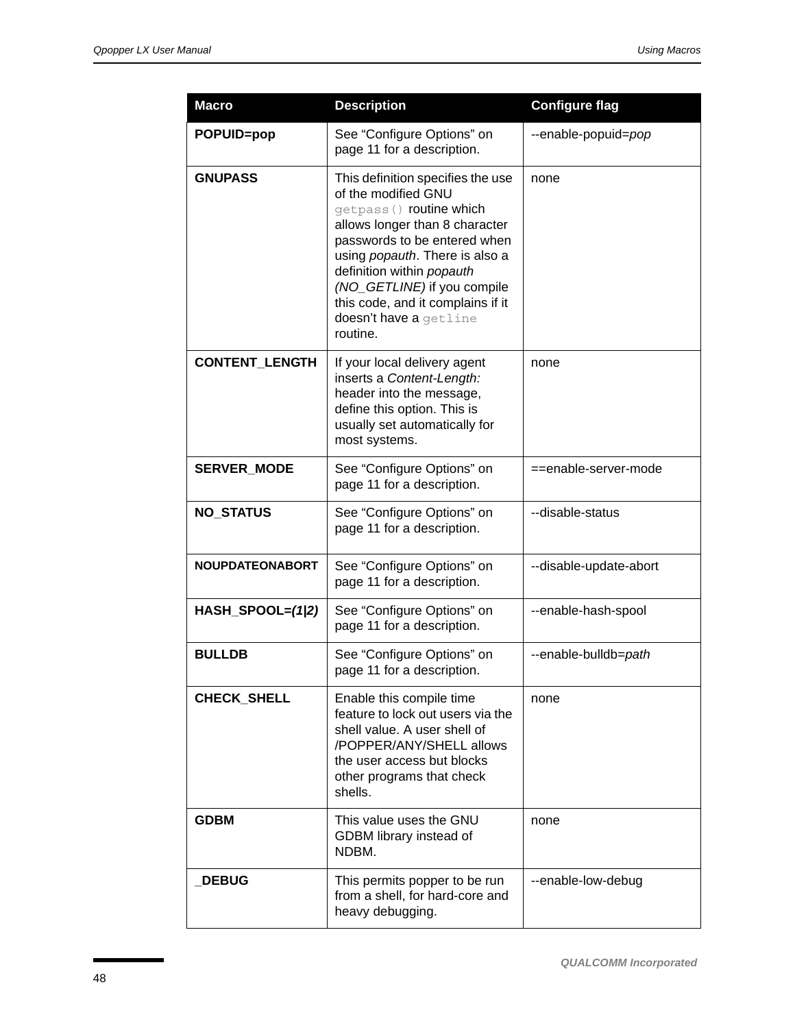| Macro | Description | Configure flag |
|---|---|---|
| **POPUID=pop** | See “Configure Options” on page 11 for a description. | --enable-popuid=*pop* |
| **GNUPASS** | This definition specifies the use of the modified GNU `getpass()` routine which allows longer than 8 character passwords to be entered when using *popauth*. There is also a definition within *popauth (NO_GETLINE)* if you compile this code, and it complains if it doesn’t have a `getline` routine. | none |
| **CONTENT_LENGTH** | If your local delivery agent inserts a *Content-Length:* header into the message, define this option. This is usually set automatically for most systems. | none |
| **SERVER_MODE** | See “Configure Options” on page 11 for a description. | ==enable-server-mode |
| **NO_STATUS** | See “Configure Options” on page 11 for a description. | --disable-status |
| **NOUPDATEONABORT** | See “Configure Options” on page 11 for a description. | --disable-update-abort |
| **HASH_SPOOL=*(1\|2)*** | See “Configure Options” on page 11 for a description. | --enable-hash-spool |
| **BULLDB** | See “Configure Options” on page 11 for a description. | --enable-bulldb=*path* |
| **CHECK_SHELL** | Enable this compile time feature to lock out users via the shell value. A user shell of /POPPER/ANY/SHELL allows the user access but blocks other programs that check shells. | none |
| **GDBM** | This value uses the GNU GDBM library instead of NDBM. | none |
| **_DEBUG** | This permits popper to be run from a shell, for hard-core and heavy debugging. | --enable-low-debug |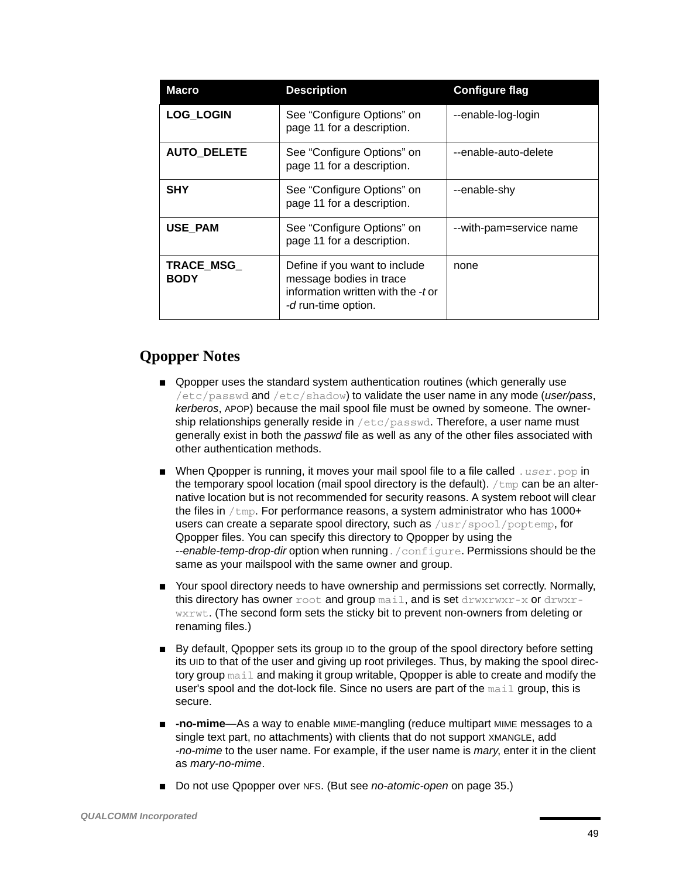| Macro | Description | Configure flag |
|---|---|---|
| **LOG_LOGIN** | See “Configure Options” on page 11 for a description. | --enable-log-login |
| **AUTO_DELETE** | See “Configure Options” on page 11 for a description. | --enable-auto-delete |
| **SHY** | See “Configure Options” on page 11 for a description. | --enable-shy |
| **USE_PAM** | See “Configure Options” on page 11 for a description. | --with-pam=service name |
| **TRACE_MSG_BODY** | Define if you want to include message bodies in trace information written with the *-t* or *-d* run-time option. | none |

## Qpopper Notes

- Qpopper uses the standard system authentication routines (which generally use `/etc/passwd` and `/etc/shadow`) to validate the user name in any mode (*user/pass*, *kerberos*, APOP) because the mail spool file must be owned by someone. The ownership relationships generally reside in `/etc/passwd`. Therefore, a user name must generally exist in both the *passwd* file as well as any of the other files associated with other authentication methods.
- When Qpopper is running, it moves your mail spool file to a file called `.user.pop` in the temporary spool location (mail spool directory is the default). `/tmp` can be an alternative location but is not recommended for security reasons. A system reboot will clear the files in `/tmp`. For performance reasons, a system administrator who has 1000+ users can create a separate spool directory, such as `/usr/spool/poptemp`, for Qpopper files. You can specify this directory to Qpopper by using the *--enable-temp-drop-dir* option when running `./configure`. Permissions should be the same as your mailspool with the same owner and group.
- Your spool directory needs to have ownership and permissions set correctly. Normally, this directory has owner `root` and group `mail`, and is set `drwxrwxr-x` or `drwxr-wxrwt`. (The second form sets the sticky bit to prevent non-owners from deleting or renaming files.)
- By default, Qpopper sets its group ID to the group of the spool directory before setting its UID to that of the user and giving up root privileges. Thus, by making the spool directory group `mail` and making it group writable, Qpopper is able to create and modify the user's spool and the dot-lock file. Since no users are part of the `mail` group, this is secure.
- **-no-mime**—As a way to enable MIME-mangling (reduce multipart MIME messages to a single text part, no attachments) with clients that do not support XMANGLE, add *-no-mime* to the user name. For example, if the user name is *mary*, enter it in the client as *mary-no-mime*.
- Do not use Qpopper over NFS. (But see *no-atomic-open* on page 35.)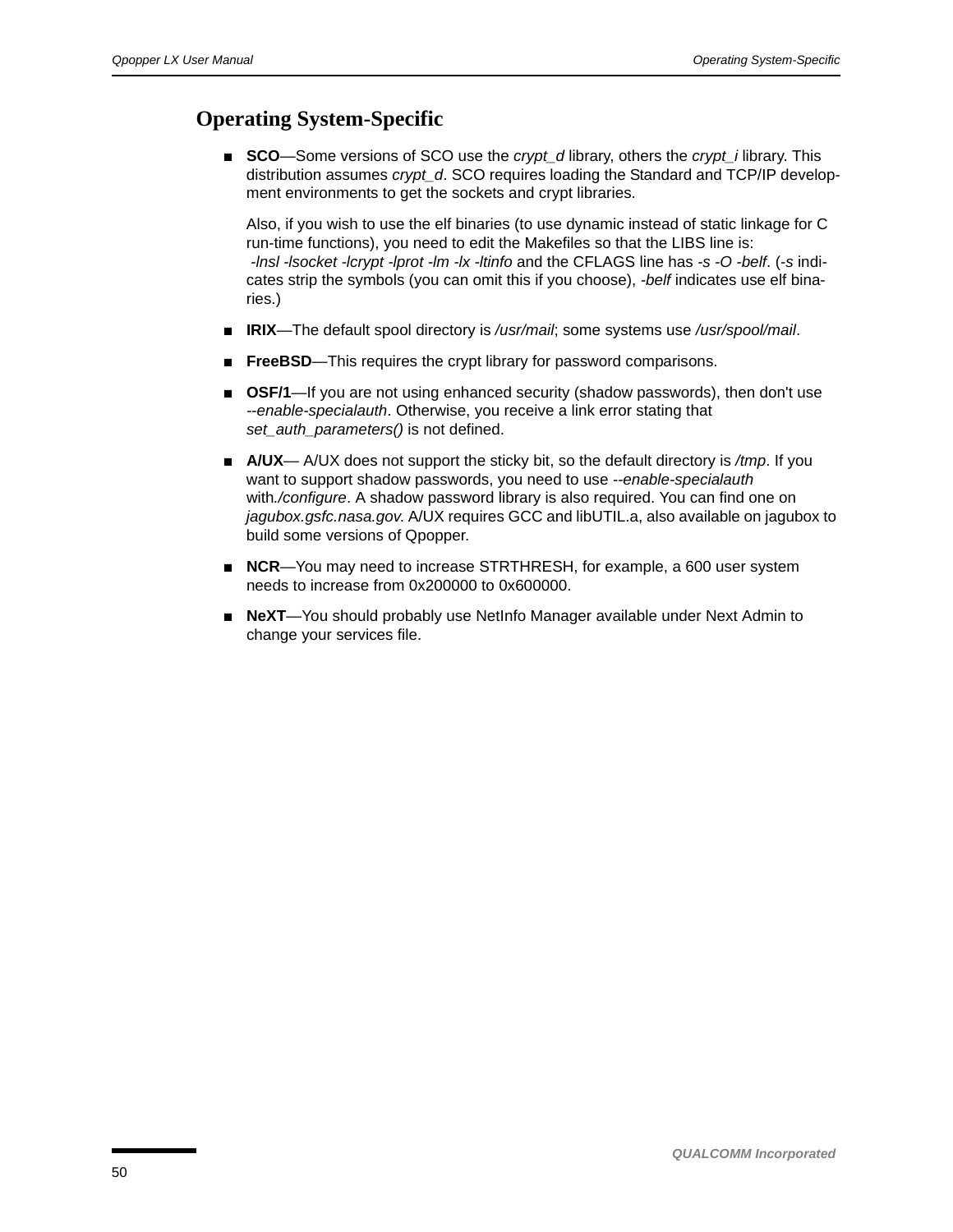# Operating System-Specific

- **SCO**—Some versions of SCO use the *crypt_d* library, others the *crypt_i* library. This distribution assumes *crypt_d*. SCO requires loading the Standard and TCP/IP development environments to get the sockets and crypt libraries.

  Also, if you wish to use the elf binaries (to use dynamic instead of static linkage for C run-time functions), you need to edit the Makefiles so that the LIBS line is: *-lnsl -lsocket -lcrypt -lprot -lm -lx -ltinfo* and the CFLAGS line has *-s -O -belf*. (*-s* indicates strip the symbols (you can omit this if you choose), *-belf* indicates use elf binaries.)

- **IRIX**—The default spool directory is */usr/mail*; some systems use */usr/spool/mail*.

- **FreeBSD**—This requires the crypt library for password comparisons.

- **OSF/1**—If you are not using enhanced security (shadow passwords), then don't use *--enable-specialauth*. Otherwise, you receive a link error stating that *set_auth_parameters()* is not defined.

- **A/UX**— A/UX does not support the sticky bit, so the default directory is */tmp*. If you want to support shadow passwords, you need to use *--enable-specialauth* with*./configure*. A shadow password library is also required. You can find one on *jagubox.gsfc.nasa.gov.* A/UX requires GCC and libUTIL.a, also available on jagubox to build some versions of Qpopper.

- **NCR**—You may need to increase STRTHRESH, for example, a 600 user system needs to increase from 0x200000 to 0x600000.

- **NeXT**—You should probably use NetInfo Manager available under Next Admin to change your services file.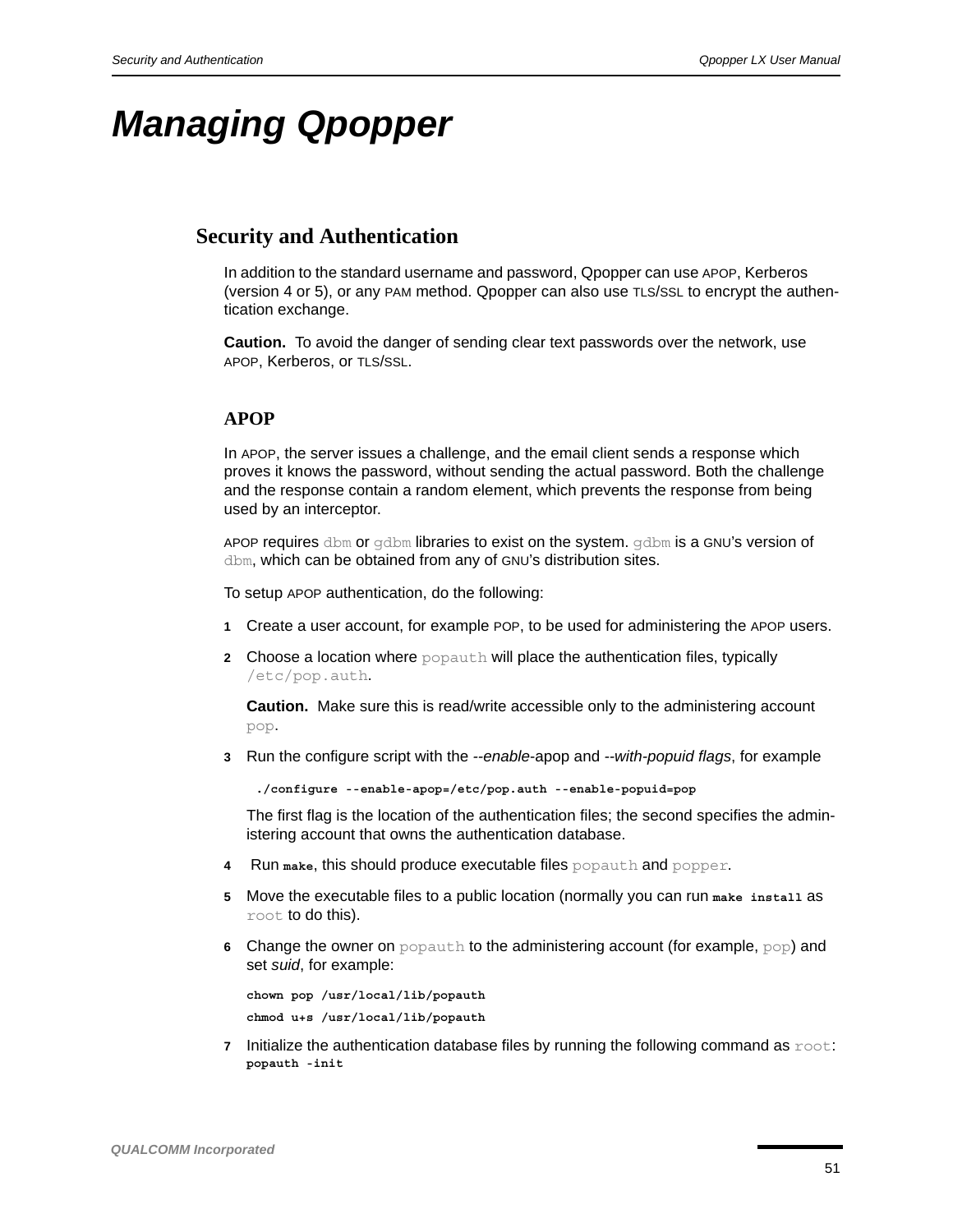# Managing Qpopper

## Security and Authentication

In addition to the standard username and password, Qpopper can use APOP, Kerberos (version 4 or 5), or any PAM method. Qpopper can also use TLS/SSL to encrypt the authentication exchange.

**Caution.** To avoid the danger of sending clear text passwords over the network, use APOP, Kerberos, or TLS/SSL.

### APOP

In APOP, the server issues a challenge, and the email client sends a response which proves it knows the password, without sending the actual password. Both the challenge and the response contain a random element, which prevents the response from being used by an interceptor.

APOP requires `dbm` or `gdbm` libraries to exist on the system. `gdbm` is a GNU's version of `dbm`, which can be obtained from any of GNU's distribution sites.

To setup APOP authentication, do the following:

1. Create a user account, for example POP, to be used for administering the APOP users.
2. Choose a location where `popauth` will place the authentication files, typically `/etc/pop.auth`.

   **Caution.** Make sure this is read/write accessible only to the administering account `pop`.

3. Run the configure script with the *--enable*-apop and *--with-popuid flags*, for example

   ```
   ./configure --enable-apop=/etc/pop.auth --enable-popuid=pop
   ```

   The first flag is the location of the authentication files; the second specifies the administering account that owns the authentication database.

4. Run **make**, this should produce executable files `popauth` and `popper`.
5. Move the executable files to a public location (normally you can run **make install** as `root` to do this).
6. Change the owner on `popauth` to the administering account (for example, `pop`) and set *suid*, for example:

   ```
   chown pop /usr/local/lib/popauth
   chmod u+s /usr/local/lib/popauth
   ```

7. Initialize the authentication database files by running the following command as `root`: **popauth -init**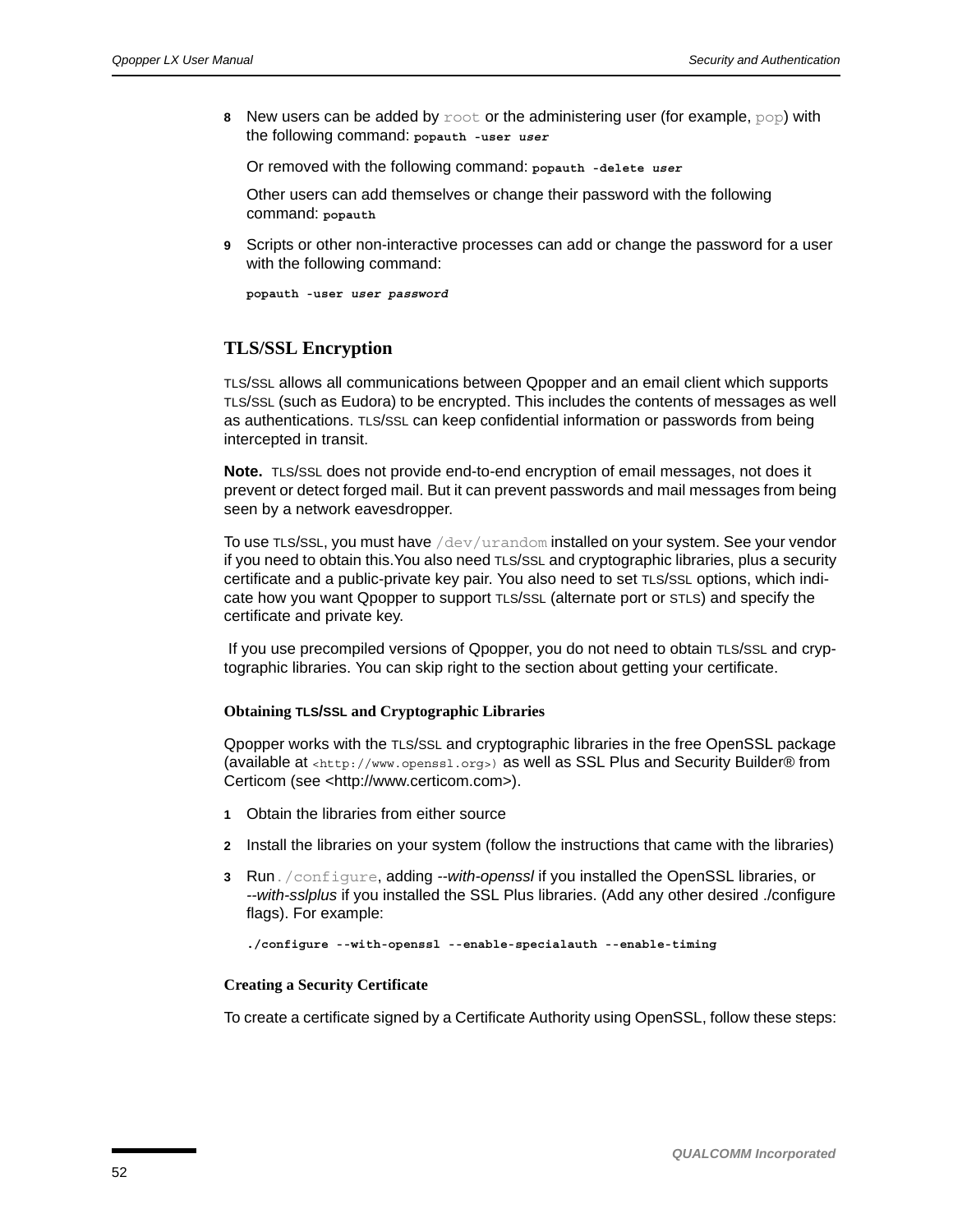8 New users can be added by `root` or the administering user (for example, `pop`) with the following command: **popauth -user *user***

   Or removed with the following command: **popauth -delete *user***

   Other users can add themselves or change their password with the following command: **popauth**

9 Scripts or other non-interactive processes can add or change the password for a user with the following command:

```
popauth -user user password
```

## TLS/SSL Encryption

TLS/SSL allows all communications between Qpopper and an email client which supports TLS/SSL (such as Eudora) to be encrypted. This includes the contents of messages as well as authentications. TLS/SSL can keep confidential information or passwords from being intercepted in transit.

**Note.** TLS/SSL does not provide end-to-end encryption of email messages, not does it prevent or detect forged mail. But it can prevent passwords and mail messages from being seen by a network eavesdropper.

To use TLS/SSL, you must have `/dev/urandom` installed on your system. See your vendor if you need to obtain this.You also need TLS/SSL and cryptographic libraries, plus a security certificate and a public-private key pair. You also need to set TLS/SSL options, which indicate how you want Qpopper to support TLS/SSL (alternate port or STLS) and specify the certificate and private key.

If you use precompiled versions of Qpopper, you do not need to obtain TLS/SSL and cryptographic libraries. You can skip right to the section about getting your certificate.

### Obtaining TLS/SSL and Cryptographic Libraries

Qpopper works with the TLS/SSL and cryptographic libraries in the free OpenSSL package (available at `<http://www.openssl.org>)` as well as SSL Plus and Security Builder® from Certicom (see <http://www.certicom.com>).

1 Obtain the libraries from either source

2 Install the libraries on your system (follow the instructions that came with the libraries)

3 Run `./configure`, adding *--with-openssl* if you installed the OpenSSL libraries, or *--with-sslplus* if you installed the SSL Plus libraries. (Add any other desired ./configure flags). For example:

```
./configure --with-openssl --enable-specialauth --enable-timing
```

### Creating a Security Certificate

To create a certificate signed by a Certificate Authority using OpenSSL, follow these steps: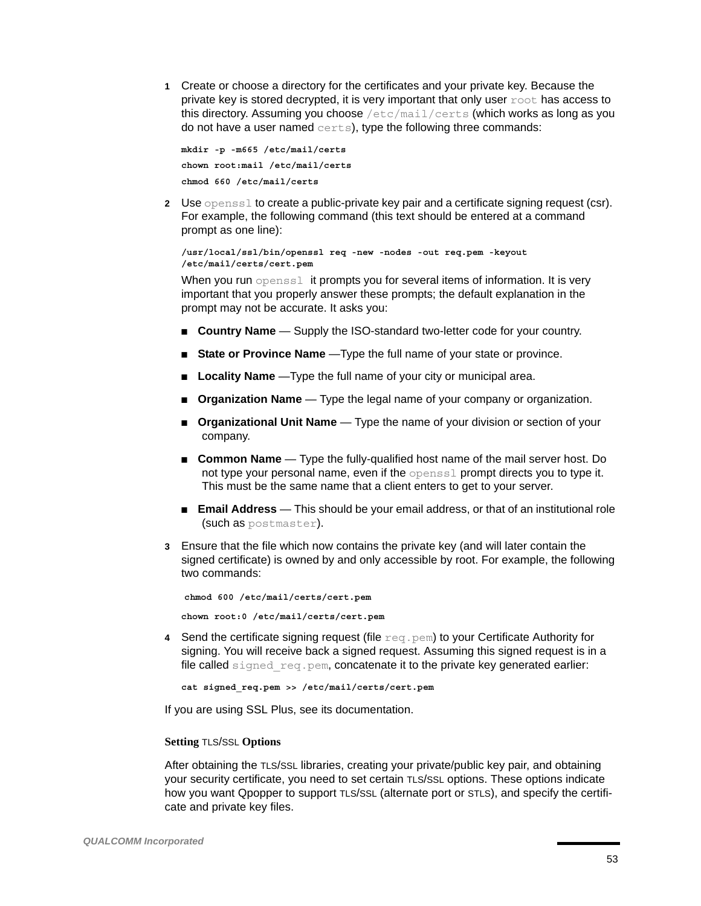1. Create or choose a directory for the certificates and your private key. Because the private key is stored decrypted, it is very important that only user `root` has access to this directory. Assuming you choose `/etc/mail/certs` (which works as long as you do not have a user named `certs`), type the following three commands:

   ```
   mkdir -p -m665 /etc/mail/certs
   chown root:mail /etc/mail/certs
   chmod 660 /etc/mail/certs
   ```

2. Use `openssl` to create a public-private key pair and a certificate signing request (csr). For example, the following command (this text should be entered at a command prompt as one line):

   ```
   /usr/local/ssl/bin/openssl req -new -nodes -out req.pem -keyout
   /etc/mail/certs/cert.pem
   ```

   When you run `openssl` it prompts you for several items of information. It is very important that you properly answer these prompts; the default explanation in the prompt may not be accurate. It asks you:

   - **Country Name** — Supply the ISO-standard two-letter code for your country.
   - **State or Province Name** —Type the full name of your state or province.
   - **Locality Name** —Type the full name of your city or municipal area.
   - **Organization Name** — Type the legal name of your company or organization.
   - **Organizational Unit Name** — Type the name of your division or section of your company.
   - **Common Name** — Type the fully-qualified host name of the mail server host. Do not type your personal name, even if the `openssl` prompt directs you to type it. This must be the same name that a client enters to get to your server.
   - **Email Address** — This should be your email address, or that of an institutional role (such as `postmaster`).

3. Ensure that the file which now contains the private key (and will later contain the signed certificate) is owned by and only accessible by root. For example, the following two commands:

   ```
   chmod 600 /etc/mail/certs/cert.pem
   chown root:0 /etc/mail/certs/cert.pem
   ```

4. Send the certificate signing request (file `req.pem`) to your Certificate Authority for signing. You will receive back a signed request. Assuming this signed request is in a file called `signed_req.pem`, concatenate it to the private key generated earlier:

   ```
   cat signed_req.pem >> /etc/mail/certs/cert.pem
   ```

If you are using SSL Plus, see its documentation.

### Setting TLS/SSL Options

After obtaining the TLS/SSL libraries, creating your private/public key pair, and obtaining your security certificate, you need to set certain TLS/SSL options. These options indicate how you want Qpopper to support TLS/SSL (alternate port or STLS), and specify the certificate and private key files.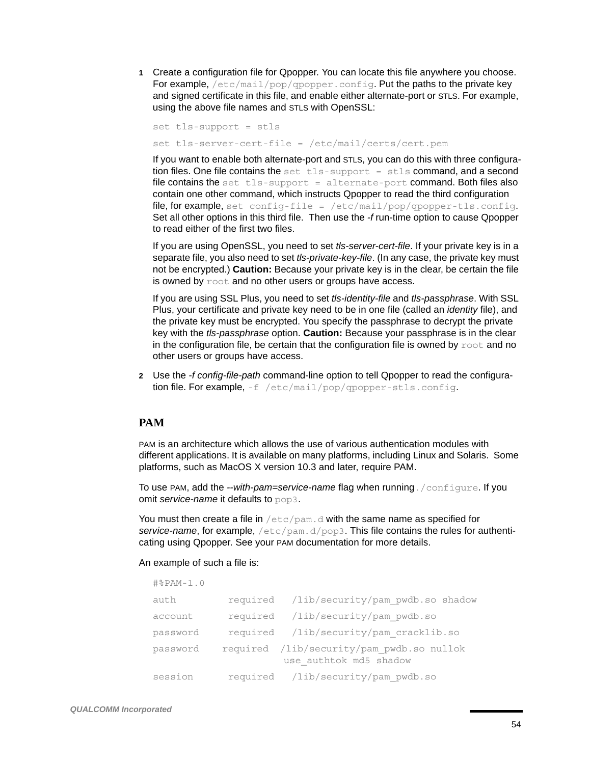1. Create a configuration file for Qpopper. You can locate this file anywhere you choose. For example, `/etc/mail/pop/qpopper.config`. Put the paths to the private key and signed certificate in this file, and enable either alternate-port or STLS. For example, using the above file names and STLS with OpenSSL:

   ```
   set tls-support = stls
   set tls-server-cert-file = /etc/mail/certs/cert.pem
   ```

   If you want to enable both alternate-port and STLS, you can do this with three configuration files. One file contains the `set tls-support = stls` command, and a second file contains the `set tls-support = alternate-port` command. Both files also contain one other command, which instructs Qpopper to read the third configuration file, for example, `set config-file = /etc/mail/pop/qpopper-tls.config`. Set all other options in this third file. Then use the *-f* run-time option to cause Qpopper to read either of the first two files.

   If you are using OpenSSL, you need to set *tls-server-cert-file*. If your private key is in a separate file, you also need to set *tls-private-key-file*. (In any case, the private key must not be encrypted.) **Caution:** Because your private key is in the clear, be certain the file is owned by `root` and no other users or groups have access.

   If you are using SSL Plus, you need to set *tls-identity-file* and *tls-passphrase*. With SSL Plus, your certificate and private key need to be in one file (called an *identity* file), and the private key must be encrypted. You specify the passphrase to decrypt the private key with the *tls-passphrase* option. **Caution:** Because your passphrase is in the clear in the configuration file, be certain that the configuration file is owned by `root` and no other users or groups have access.

2. Use the *-f config-file-path* command-line option to tell Qpopper to read the configuration file. For example, `-f /etc/mail/pop/qpopper-stls.config`.

## PAM

PAM is an architecture which allows the use of various authentication modules with different applications. It is available on many platforms, including Linux and Solaris. Some platforms, such as MacOS X version 10.3 and later, require PAM.

To use PAM, add the *--with-pam=service-name* flag when running `./configure`. If you omit *service-name* it defaults to `pop3`.

You must then create a file in `/etc/pam.d` with the same name as specified for *service-name*, for example, `/etc/pam.d/pop3`. This file contains the rules for authenticating using Qpopper. See your PAM documentation for more details.

An example of such a file is:

```
#%PAM-1.0
auth        required   /lib/security/pam_pwdb.so shadow
account     required   /lib/security/pam_pwdb.so
password    required   /lib/security/pam_cracklib.so
password    required   /lib/security/pam_pwdb.so nullok
                       use_authtok md5 shadow
session     required   /lib/security/pam_pwdb.so
```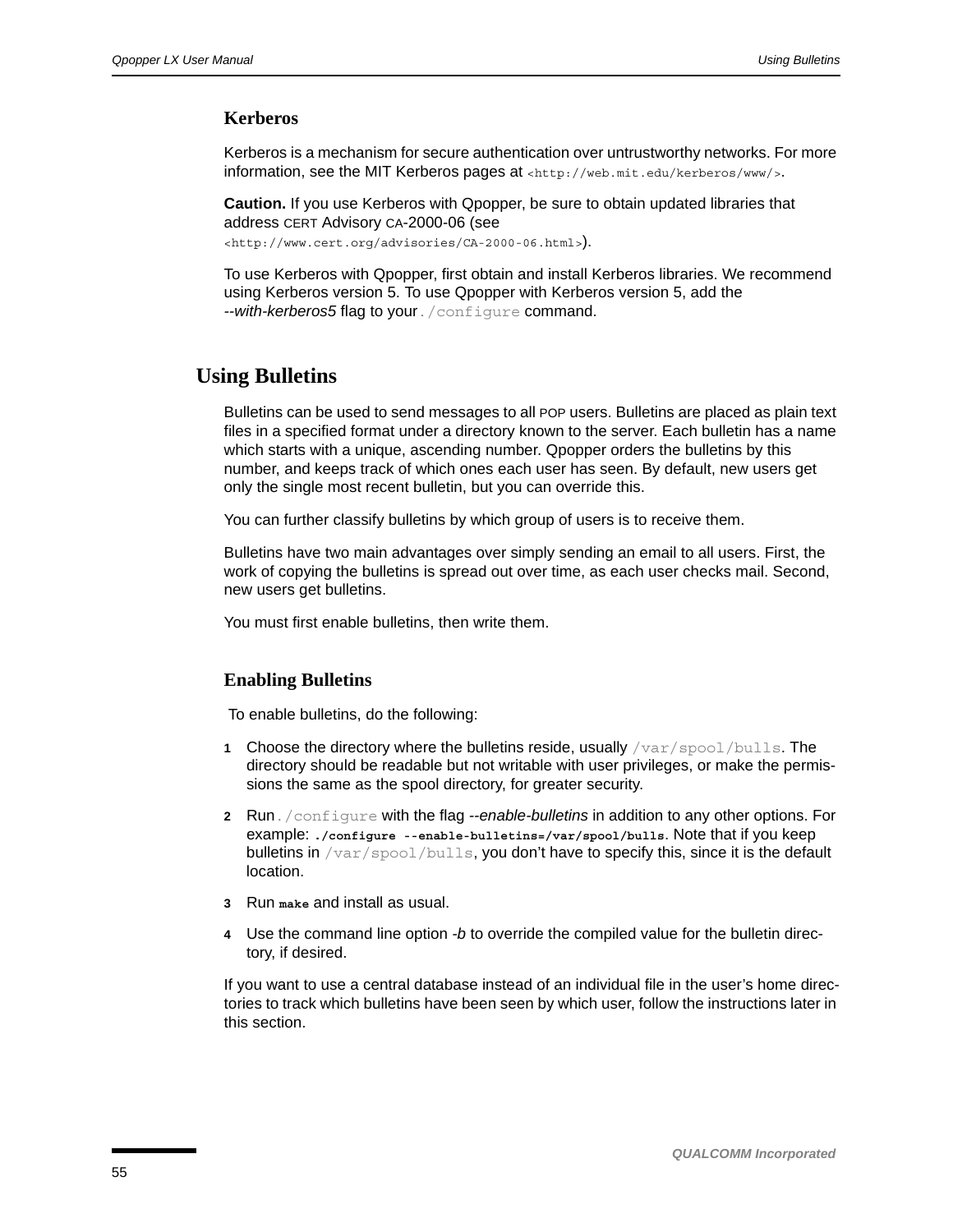### Kerberos

Kerberos is a mechanism for secure authentication over untrustworthy networks. For more information, see the MIT Kerberos pages at `<http://web.mit.edu/kerberos/www/>`.

**Caution.** If you use Kerberos with Qpopper, be sure to obtain updated libraries that address CERT Advisory CA-2000-06 (see `<http://www.cert.org/advisories/CA-2000-06.html>`).

To use Kerberos with Qpopper, first obtain and install Kerberos libraries. We recommend using Kerberos version 5. To use Qpopper with Kerberos version 5, add the *--with-kerberos5* flag to your `./configure` command.

## Using Bulletins

Bulletins can be used to send messages to all POP users. Bulletins are placed as plain text files in a specified format under a directory known to the server. Each bulletin has a name which starts with a unique, ascending number. Qpopper orders the bulletins by this number, and keeps track of which ones each user has seen. By default, new users get only the single most recent bulletin, but you can override this.

You can further classify bulletins by which group of users is to receive them.

Bulletins have two main advantages over simply sending an email to all users. First, the work of copying the bulletins is spread out over time, as each user checks mail. Second, new users get bulletins.

You must first enable bulletins, then write them.

### Enabling Bulletins

To enable bulletins, do the following:

1. Choose the directory where the bulletins reside, usually `/var/spool/bulls`. The directory should be readable but not writable with user privileges, or make the permissions the same as the spool directory, for greater security.
2. Run `./configure` with the flag *--enable-bulletins* in addition to any other options. For example: **`./configure --enable-bulletins=/var/spool/bulls`**. Note that if you keep bulletins in `/var/spool/bulls`, you don't have to specify this, since it is the default location.
3. Run **`make`** and install as usual.
4. Use the command line option *-b* to override the compiled value for the bulletin directory, if desired.

If you want to use a central database instead of an individual file in the user's home directories to track which bulletins have been seen by which user, follow the instructions later in this section.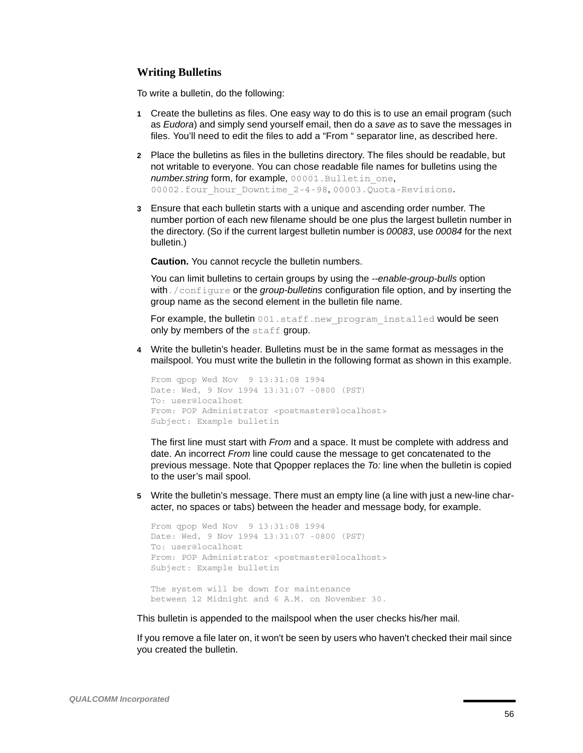### Writing Bulletins

To write a bulletin, do the following:

1. Create the bulletins as files. One easy way to do this is to use an email program (such as *Eudora*) and simply send yourself email, then do a *save as* to save the messages in files. You'll need to edit the files to add a "From " separator line, as described here.

2. Place the bulletins as files in the bulletins directory. The files should be readable, but not writable to everyone. You can chose readable file names for bulletins using the *number.string* form, for example, `00001.Bulletin_one`, `00002.four_hour_Downtime_2-4-98`, `00003.Quota-Revisions`.

3. Ensure that each bulletin starts with a unique and ascending order number. The number portion of each new filename should be one plus the largest bulletin number in the directory. (So if the current largest bulletin number is *00083*, use *00084* for the next bulletin.)

   **Caution.** You cannot recycle the bulletin numbers.

   You can limit bulletins to certain groups by using the *--enable-group-bulls* option with `./configure` or the *group-bulletins* configuration file option, and by inserting the group name as the second element in the bulletin file name.

   For example, the bulletin `001.staff.new_program_installed` would be seen only by members of the `staff` group.

4. Write the bulletin's header. Bulletins must be in the same format as messages in the mailspool. You must write the bulletin in the following format as shown in this example.

   ```
   From qpop Wed Nov  9 13:31:08 1994
   Date: Wed, 9 Nov 1994 13:31:07 -0800 (PST)
   To: user@localhost
   From: POP Administrator <postmaster@localhost>
   Subject: Example bulletin
   ```

   The first line must start with *From* and a space. It must be complete with address and date. An incorrect *From* line could cause the message to get concatenated to the previous message. Note that Qpopper replaces the *To:* line when the bulletin is copied to the user's mail spool.

5. Write the bulletin's message. There must an empty line (a line with just a new-line character, no spaces or tabs) between the header and message body, for example.

   ```
   From qpop Wed Nov  9 13:31:08 1994
   Date: Wed, 9 Nov 1994 13:31:07 -0800 (PST)
   To: user@localhost
   From: POP Administrator <postmaster@localhost>
   Subject: Example bulletin

   The system will be down for maintenance
   between 12 Midnight and 6 A.M. on November 30.
   ```

This bulletin is appended to the mailspool when the user checks his/her mail.

If you remove a file later on, it won't be seen by users who haven't checked their mail since you created the bulletin.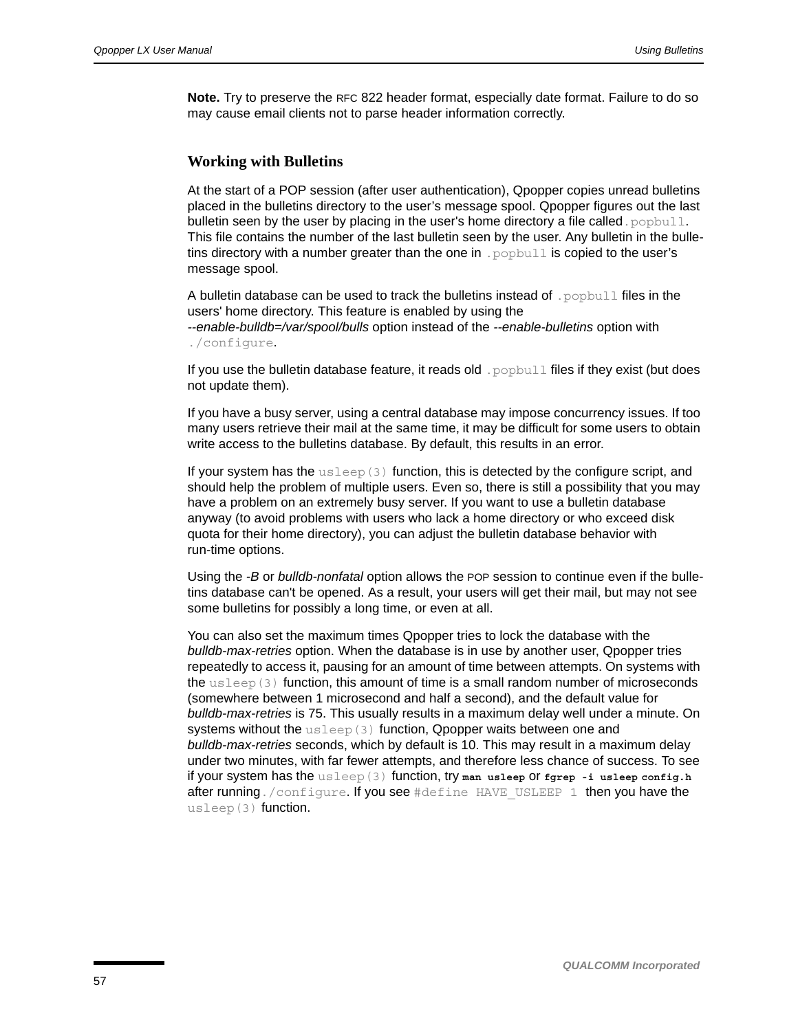**Note.** Try to preserve the RFC 822 header format, especially date format. Failure to do so may cause email clients not to parse header information correctly.

## Working with Bulletins

At the start of a POP session (after user authentication), Qpopper copies unread bulletins placed in the bulletins directory to the user's message spool. Qpopper figures out the last bulletin seen by the user by placing in the user's home directory a file called `.popbull`. This file contains the number of the last bulletin seen by the user. Any bulletin in the bulletins directory with a number greater than the one in `.popbull` is copied to the user's message spool.

A bulletin database can be used to track the bulletins instead of `.popbull` files in the users' home directory. This feature is enabled by using the *--enable-bulldb=/var/spool/bulls* option instead of the *--enable-bulletins* option with `./configure`.

If you use the bulletin database feature, it reads old `.popbull` files if they exist (but does not update them).

If you have a busy server, using a central database may impose concurrency issues. If too many users retrieve their mail at the same time, it may be difficult for some users to obtain write access to the bulletins database. By default, this results in an error.

If your system has the `usleep(3)` function, this is detected by the configure script, and should help the problem of multiple users. Even so, there is still a possibility that you may have a problem on an extremely busy server. If you want to use a bulletin database anyway (to avoid problems with users who lack a home directory or who exceed disk quota for their home directory), you can adjust the bulletin database behavior with run-time options.

Using the *-B* or *bulldb-nonfatal* option allows the POP session to continue even if the bulletins database can't be opened. As a result, your users will get their mail, but may not see some bulletins for possibly a long time, or even at all.

You can also set the maximum times Qpopper tries to lock the database with the *bulldb-max-retries* option. When the database is in use by another user, Qpopper tries repeatedly to access it, pausing for an amount of time between attempts. On systems with the `usleep(3)` function, this amount of time is a small random number of microseconds (somewhere between 1 microsecond and half a second), and the default value for *bulldb-max-retries* is 75. This usually results in a maximum delay well under a minute. On systems without the `usleep(3)` function, Qpopper waits between one and *bulldb-max-retries* seconds, which by default is 10. This may result in a maximum delay under two minutes, with far fewer attempts, and therefore less chance of success. To see if your system has the `usleep(3)` function, try **`man usleep`** or **`fgrep -i usleep config.h`** after running `./configure`. If you see `#define HAVE_USLEEP 1` then you have the `usleep(3)` function.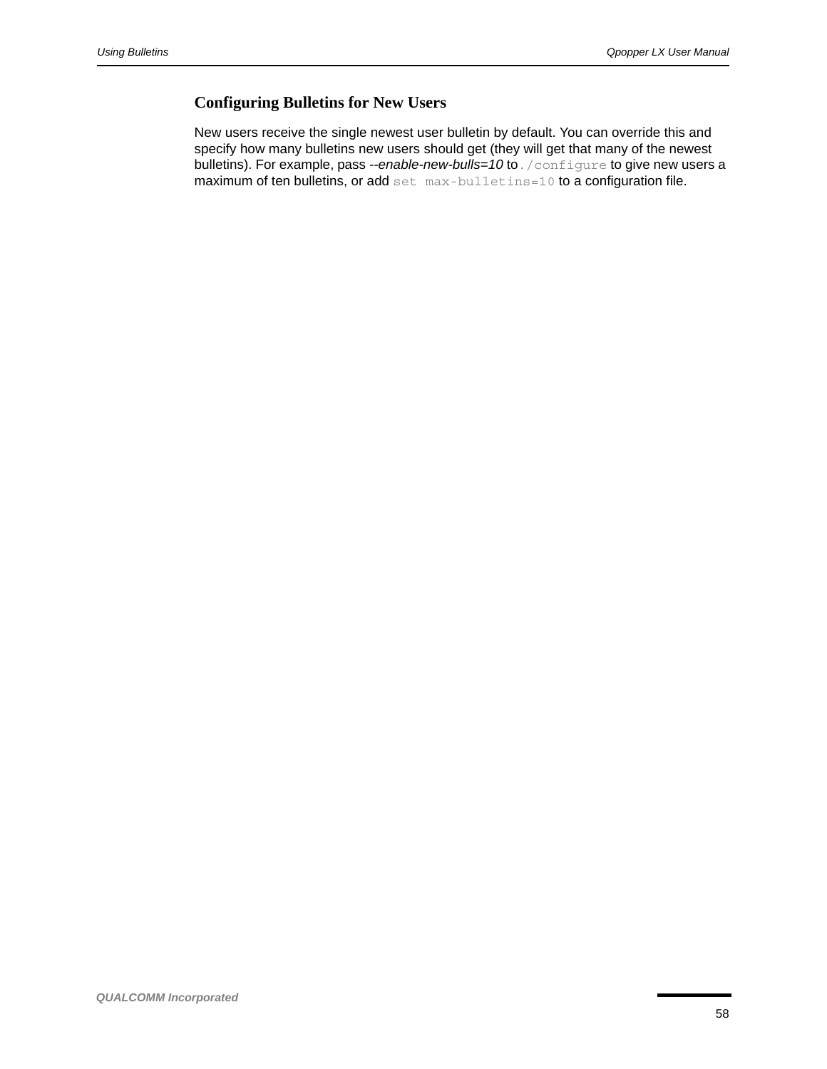### Configuring Bulletins for New Users

New users receive the single newest user bulletin by default. You can override this and specify how many bulletins new users should get (they will get that many of the newest bulletins). For example, pass *--enable-new-bulls=10* to `./configure` to give new users a maximum of ten bulletins, or add `set max-bulletins=10` to a configuration file.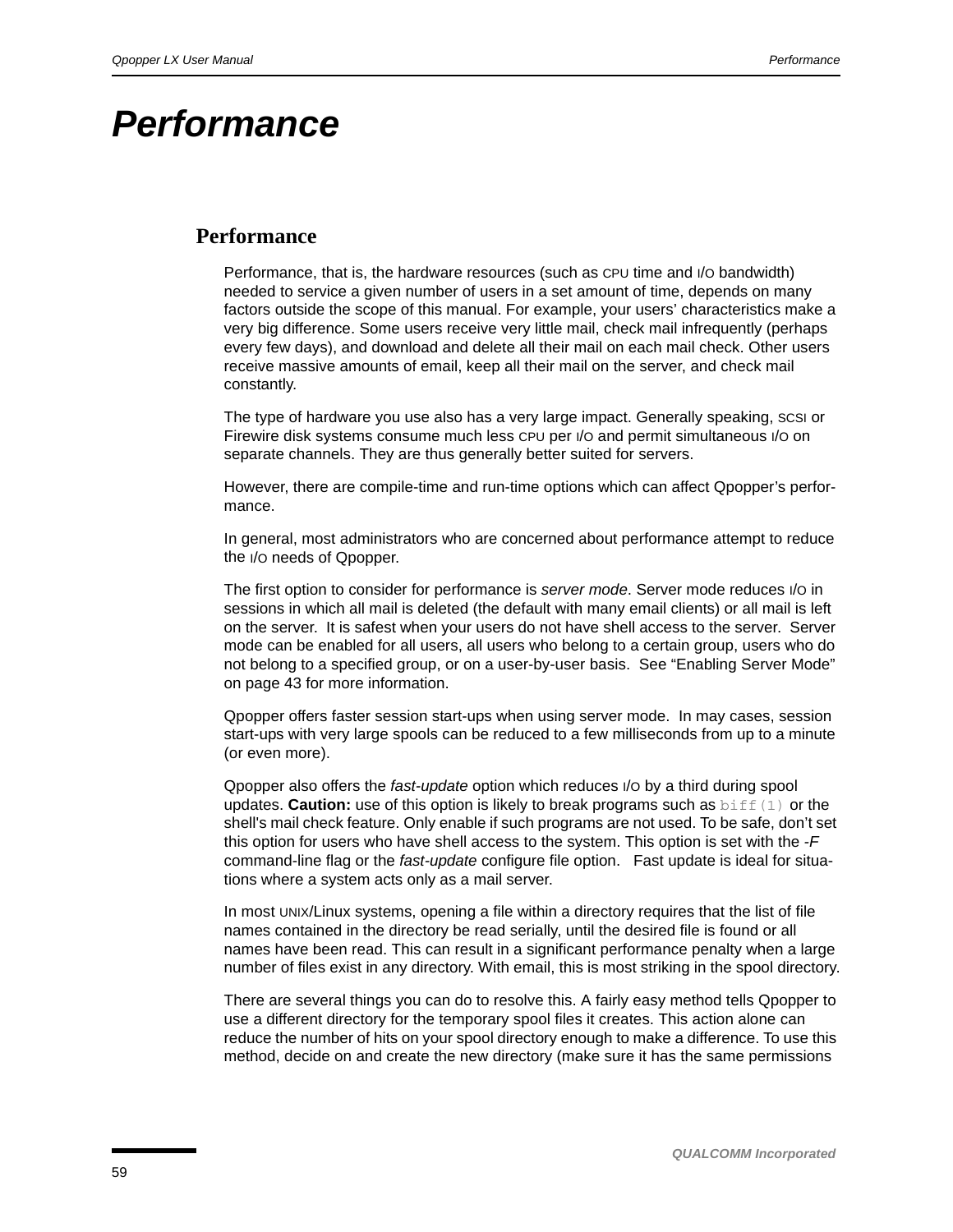# Performance

## Performance

Performance, that is, the hardware resources (such as CPU time and I/O bandwidth) needed to service a given number of users in a set amount of time, depends on many factors outside the scope of this manual. For example, your users' characteristics make a very big difference. Some users receive very little mail, check mail infrequently (perhaps every few days), and download and delete all their mail on each mail check. Other users receive massive amounts of email, keep all their mail on the server, and check mail constantly.

The type of hardware you use also has a very large impact. Generally speaking, SCSI or Firewire disk systems consume much less CPU per I/O and permit simultaneous I/O on separate channels. They are thus generally better suited for servers.

However, there are compile-time and run-time options which can affect Qpopper's performance.

In general, most administrators who are concerned about performance attempt to reduce the I/O needs of Qpopper.

The first option to consider for performance is *server mode*. Server mode reduces I/O in sessions in which all mail is deleted (the default with many email clients) or all mail is left on the server. It is safest when your users do not have shell access to the server. Server mode can be enabled for all users, all users who belong to a certain group, users who do not belong to a specified group, or on a user-by-user basis. See "Enabling Server Mode" on page 43 for more information.

Qpopper offers faster session start-ups when using server mode. In may cases, session start-ups with very large spools can be reduced to a few milliseconds from up to a minute (or even more).

Qpopper also offers the *fast-update* option which reduces I/O by a third during spool updates. **Caution:** use of this option is likely to break programs such as `biff(1)` or the shell's mail check feature. Only enable if such programs are not used. To be safe, don't set this option for users who have shell access to the system. This option is set with the *-F* command-line flag or the *fast-update* configure file option. Fast update is ideal for situations where a system acts only as a mail server.

In most UNIX/Linux systems, opening a file within a directory requires that the list of file names contained in the directory be read serially, until the desired file is found or all names have been read. This can result in a significant performance penalty when a large number of files exist in any directory. With email, this is most striking in the spool directory.

There are several things you can do to resolve this. A fairly easy method tells Qpopper to use a different directory for the temporary spool files it creates. This action alone can reduce the number of hits on your spool directory enough to make a difference. To use this method, decide on and create the new directory (make sure it has the same permissions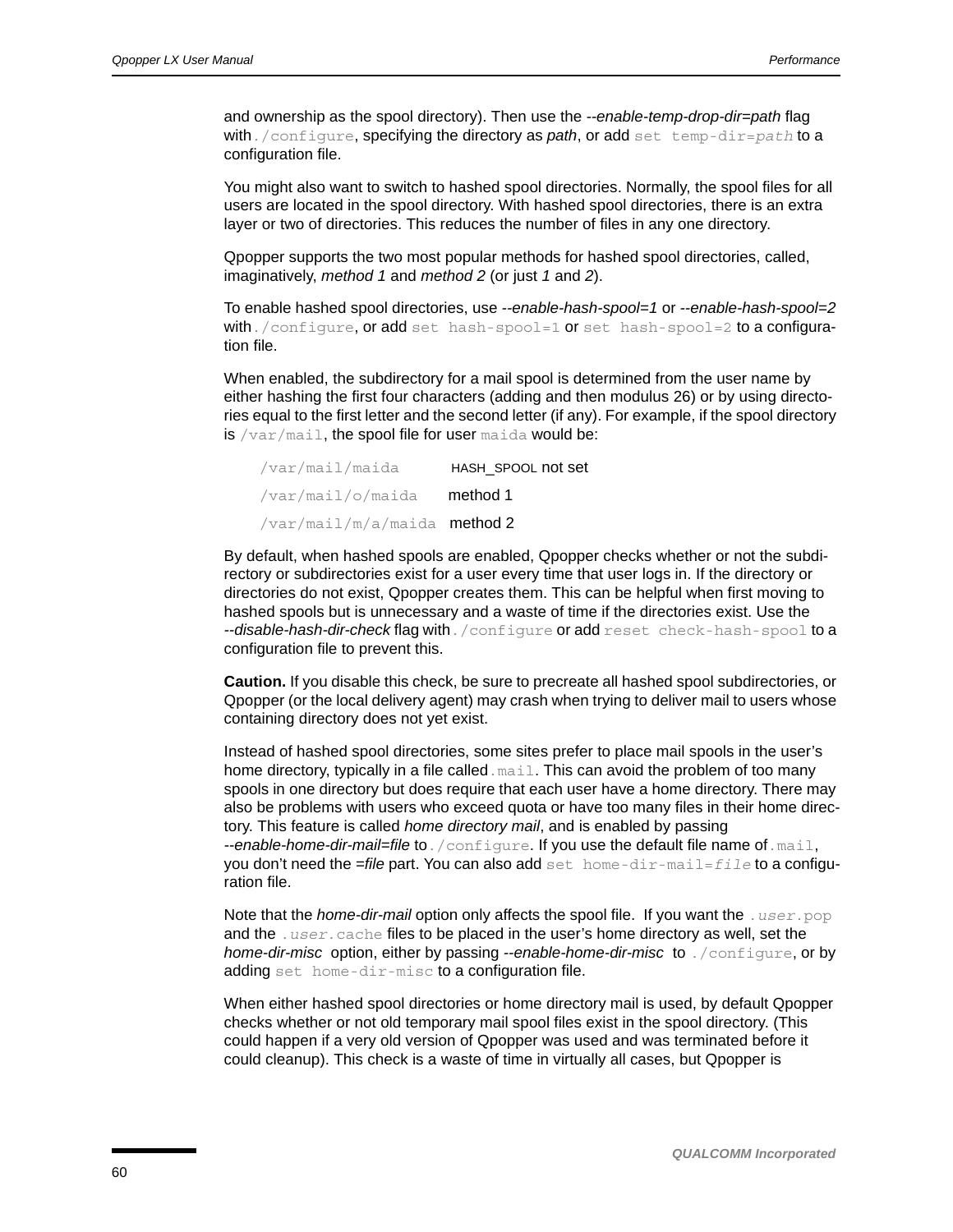and ownership as the spool directory). Then use the *--enable-temp-drop-dir=path* flag with `./configure`, specifying the directory as *path*, or add `set temp-dir=`*`path`* to a configuration file.

You might also want to switch to hashed spool directories. Normally, the spool files for all users are located in the spool directory. With hashed spool directories, there is an extra layer or two of directories. This reduces the number of files in any one directory.

Qpopper supports the two most popular methods for hashed spool directories, called, imaginatively, *method 1* and *method 2* (or just *1* and *2*).

To enable hashed spool directories, use *--enable-hash-spool=1* or *--enable-hash-spool=2* with `./configure`, or add `set hash-spool=1` or `set hash-spool=2` to a configuration file.

When enabled, the subdirectory for a mail spool is determined from the user name by either hashing the first four characters (adding and then modulus 26) or by using directories equal to the first letter and the second letter (if any). For example, if the spool directory is `/var/mail`, the spool file for user `maida` would be:

| | |
|---|---|
| `/var/mail/maida` | HASH_SPOOL not set |
| `/var/mail/o/maida` | method 1 |
| `/var/mail/m/a/maida` | method 2 |

By default, when hashed spools are enabled, Qpopper checks whether or not the subdirectory or subdirectories exist for a user every time that user logs in. If the directory or directories do not exist, Qpopper creates them. This can be helpful when first moving to hashed spools but is unnecessary and a waste of time if the directories exist. Use the *--disable-hash-dir-check* flag with `./configure` or add `reset check-hash-spool` to a configuration file to prevent this.

**Caution.** If you disable this check, be sure to precreate all hashed spool subdirectories, or Qpopper (or the local delivery agent) may crash when trying to deliver mail to users whose containing directory does not yet exist.

Instead of hashed spool directories, some sites prefer to place mail spools in the user's home directory, typically in a file called `.mail`. This can avoid the problem of too many spools in one directory but does require that each user have a home directory. There may also be problems with users who exceed quota or have too many files in their home directory. This feature is called *home directory mail*, and is enabled by passing *--enable-home-dir-mail=file* to `./configure`. If you use the default file name of `.mail`, you don't need the *=file* part. You can also add `set home-dir-mail=`*`file`* to a configuration file.

Note that the *home-dir-mail* option only affects the spool file. If you want the `.`*`user`*`.pop` and the `.`*`user`*`.cache` files to be placed in the user's home directory as well, set the *home-dir-misc* option, either by passing *--enable-home-dir-misc* to `./configure`, or by adding `set home-dir-misc` to a configuration file.

When either hashed spool directories or home directory mail is used, by default Qpopper checks whether or not old temporary mail spool files exist in the spool directory. (This could happen if a very old version of Qpopper was used and was terminated before it could cleanup). This check is a waste of time in virtually all cases, but Qpopper is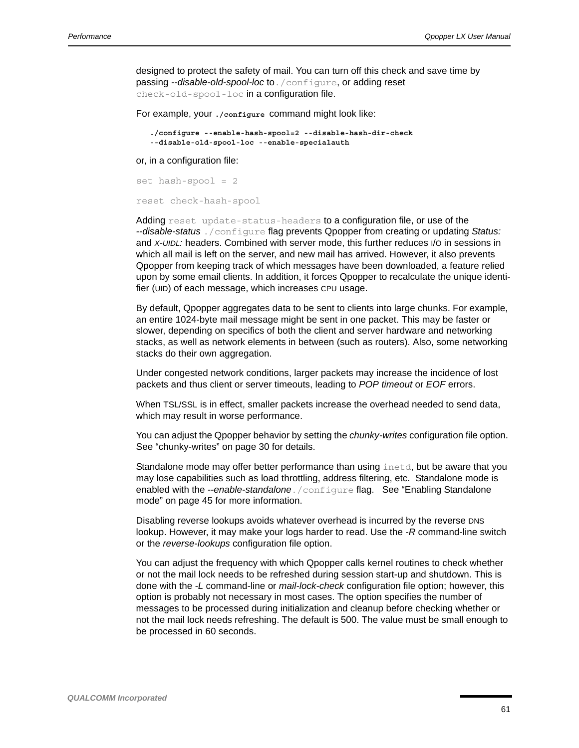designed to protect the safety of mail. You can turn off this check and save time by passing *--disable-old-spool-loc* to `./configure`, or adding reset `check-old-spool-loc` in a configuration file.

For example, your **`./configure`** command might look like:

```
./configure --enable-hash-spool=2 --disable-hash-dir-check
--disable-old-spool-loc --enable-specialauth
```

or, in a configuration file:

```
set hash-spool = 2
```

```
reset check-hash-spool
```

Adding `reset update-status-headers` to a configuration file, or use of the *--disable-status* `./configure` flag prevents Qpopper from creating or updating *Status:* and *X-UIDL:* headers. Combined with server mode, this further reduces I/O in sessions in which all mail is left on the server, and new mail has arrived. However, it also prevents Qpopper from keeping track of which messages have been downloaded, a feature relied upon by some email clients. In addition, it forces Qpopper to recalculate the unique identifier (UID) of each message, which increases CPU usage.

By default, Qpopper aggregates data to be sent to clients into large chunks. For example, an entire 1024-byte mail message might be sent in one packet. This may be faster or slower, depending on specifics of both the client and server hardware and networking stacks, as well as network elements in between (such as routers). Also, some networking stacks do their own aggregation.

Under congested network conditions, larger packets may increase the incidence of lost packets and thus client or server timeouts, leading to *POP timeout* or *EOF* errors.

When TSL/SSL is in effect, smaller packets increase the overhead needed to send data, which may result in worse performance.

You can adjust the Qpopper behavior by setting the *chunky-writes* configuration file option. See “chunky-writes” on page 30 for details.

Standalone mode may offer better performance than using `inetd`, but be aware that you may lose capabilities such as load throttling, address filtering, etc.  Standalone mode is enabled with the *--enable-standalone* `./configure` flag.   See “Enabling Standalone mode” on page 45 for more information.

Disabling reverse lookups avoids whatever overhead is incurred by the reverse DNS lookup. However, it may make your logs harder to read. Use the *-R* command-line switch or the *reverse-lookups* configuration file option.

You can adjust the frequency with which Qpopper calls kernel routines to check whether or not the mail lock needs to be refreshed during session start-up and shutdown. This is done with the *-L* command-line or *mail-lock-check* configuration file option; however, this option is probably not necessary in most cases. The option specifies the number of messages to be processed during initialization and cleanup before checking whether or not the mail lock needs refreshing. The default is 500. The value must be small enough to be processed in 60 seconds.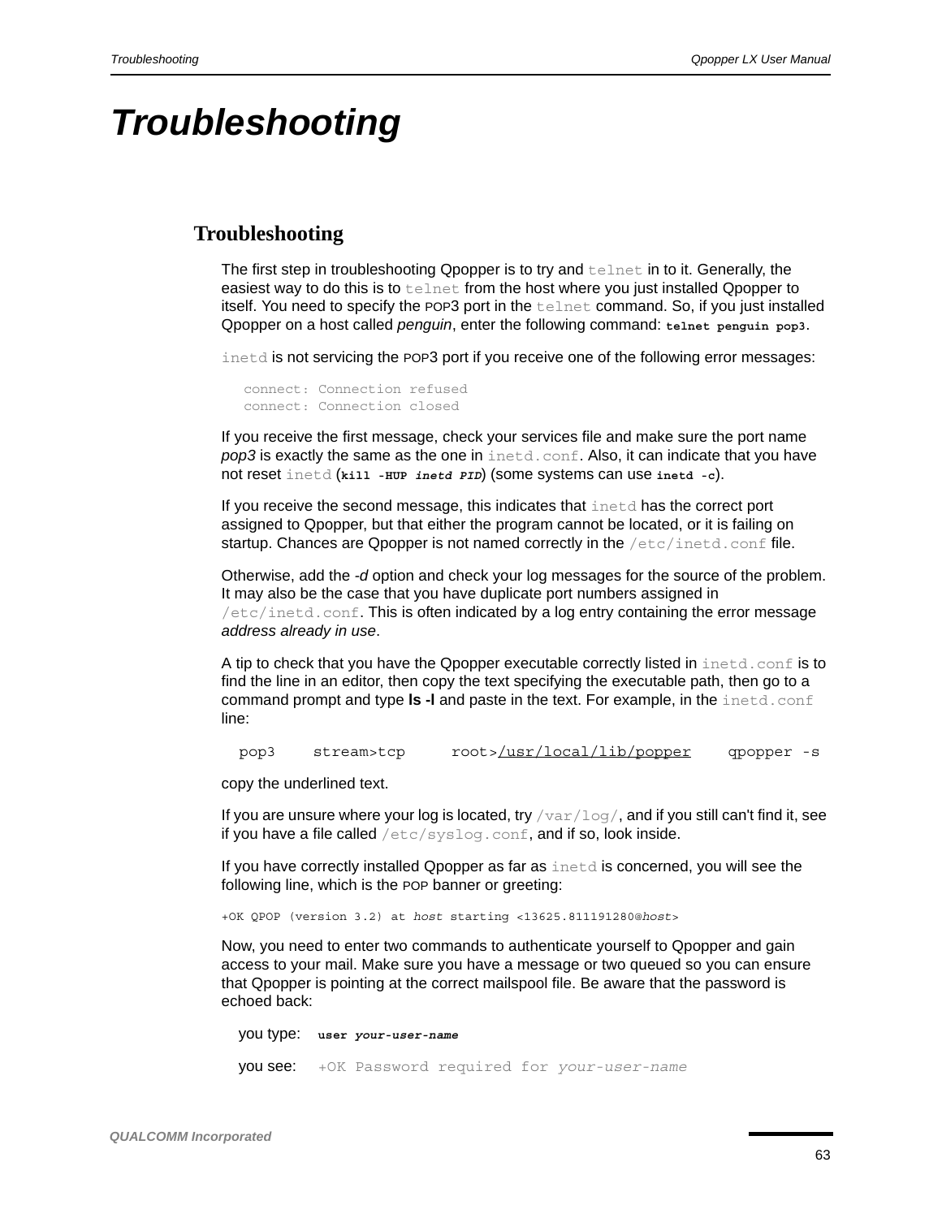# Troubleshooting

## Troubleshooting

The first step in troubleshooting Qpopper is to try and `telnet` in to it. Generally, the easiest way to do this is to `telnet` from the host where you just installed Qpopper to itself. You need to specify the POP3 port in the `telnet` command. So, if you just installed Qpopper on a host called *penguin*, enter the following command: **`telnet penguin pop3`**.

`inetd` is not servicing the POP3 port if you receive one of the following error messages:

```
connect: Connection refused
connect: Connection closed
```

If you receive the first message, check your services file and make sure the port name *pop3* is exactly the same as the one in `inetd.conf`. Also, it can indicate that you have not reset `inetd` (**`kill -HUP`** ***`inetd PID`***) (some systems can use **`inetd -c`**).

If you receive the second message, this indicates that `inetd` has the correct port assigned to Qpopper, but that either the program cannot be located, or it is failing on startup. Chances are Qpopper is not named correctly in the `/etc/inetd.conf` file.

Otherwise, add the *-d* option and check your log messages for the source of the problem. It may also be the case that you have duplicate port numbers assigned in `/etc/inetd.conf`. This is often indicated by a log entry containing the error message *address already in use*.

A tip to check that you have the Qpopper executable correctly listed in `inetd.conf` is to find the line in an editor, then copy the text specifying the executable path, then go to a command prompt and type **ls -l** and paste in the text. For example, in the `inetd.conf` line:

```
pop3    stream>tcp    root>/usr/local/lib/popper    qpopper -s
```

copy the underlined text.

If you are unsure where your log is located, try `/var/log/`, and if you still can't find it, see if you have a file called `/etc/syslog.conf`, and if so, look inside.

If you have correctly installed Qpopper as far as `inetd` is concerned, you will see the following line, which is the POP banner or greeting:

`+OK QPOP (version 3.2) at` *`host`* `starting <13625.811191280@`*`host`*`>`

Now, you need to enter two commands to authenticate yourself to Qpopper and gain access to your mail. Make sure you have a message or two queued so you can ensure that Qpopper is pointing at the correct mailspool file. Be aware that the password is echoed back:

you type: **`user`** ***`your-user-name`***

you see: `+OK Password required for` *`your-user-name`*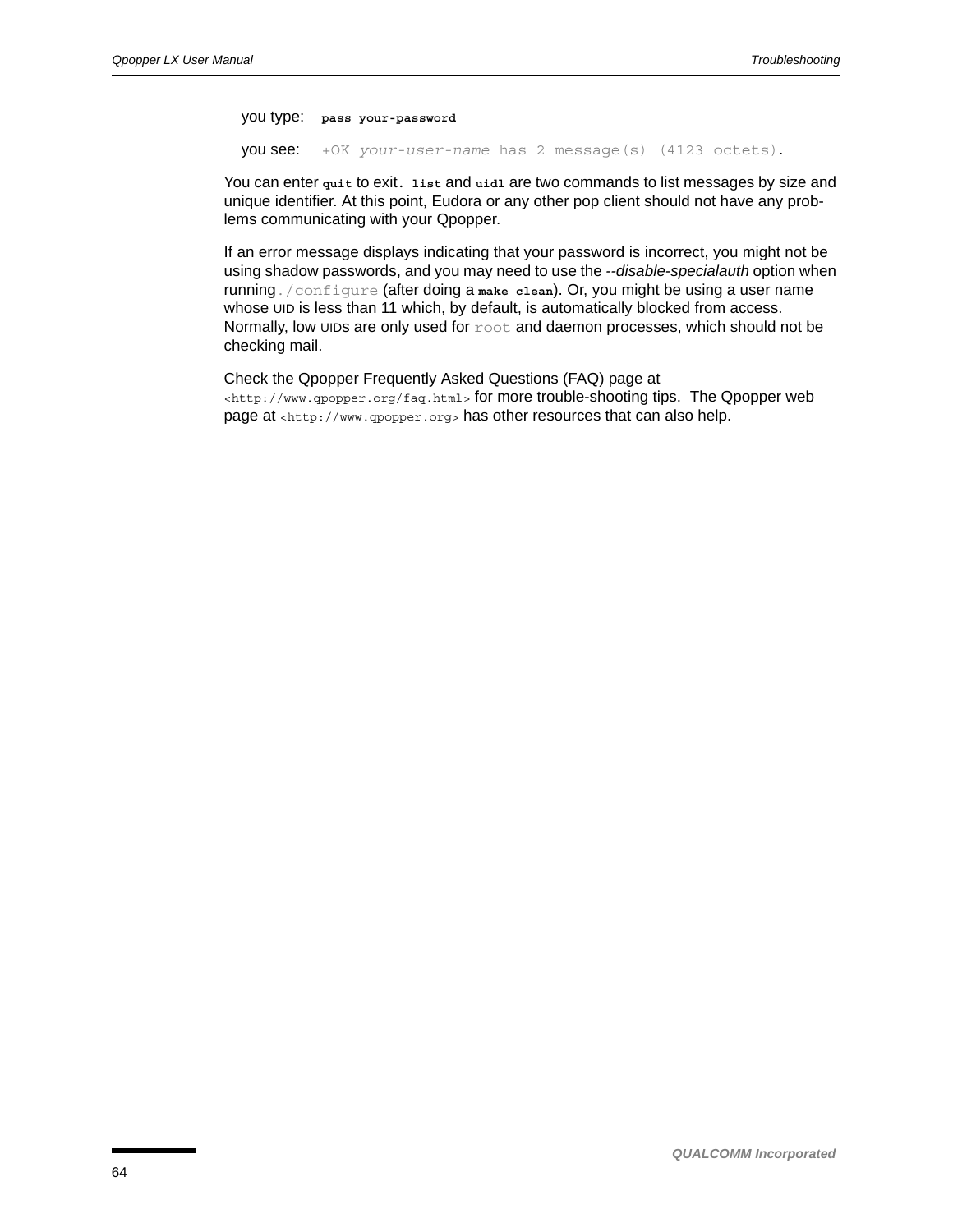you type: `pass your-password`

you see: `+OK your-user-name has 2 message(s) (4123 octets).`

You can enter `quit` to exit. `list` and `uidl` are two commands to list messages by size and unique identifier. At this point, Eudora or any other pop client should not have any problems communicating with your Qpopper.

If an error message displays indicating that your password is incorrect, you might not be using shadow passwords, and you may need to use the *--disable-specialauth* option when running `./configure` (after doing a `make clean`). Or, you might be using a user name whose UID is less than 11 which, by default, is automatically blocked from access. Normally, low UIDs are only used for `root` and daemon processes, which should not be checking mail.

Check the Qpopper Frequently Asked Questions (FAQ) page at `<http://www.qpopper.org/faq.html>` for more trouble-shooting tips. The Qpopper web page at `<http://www.qpopper.org>` has other resources that can also help.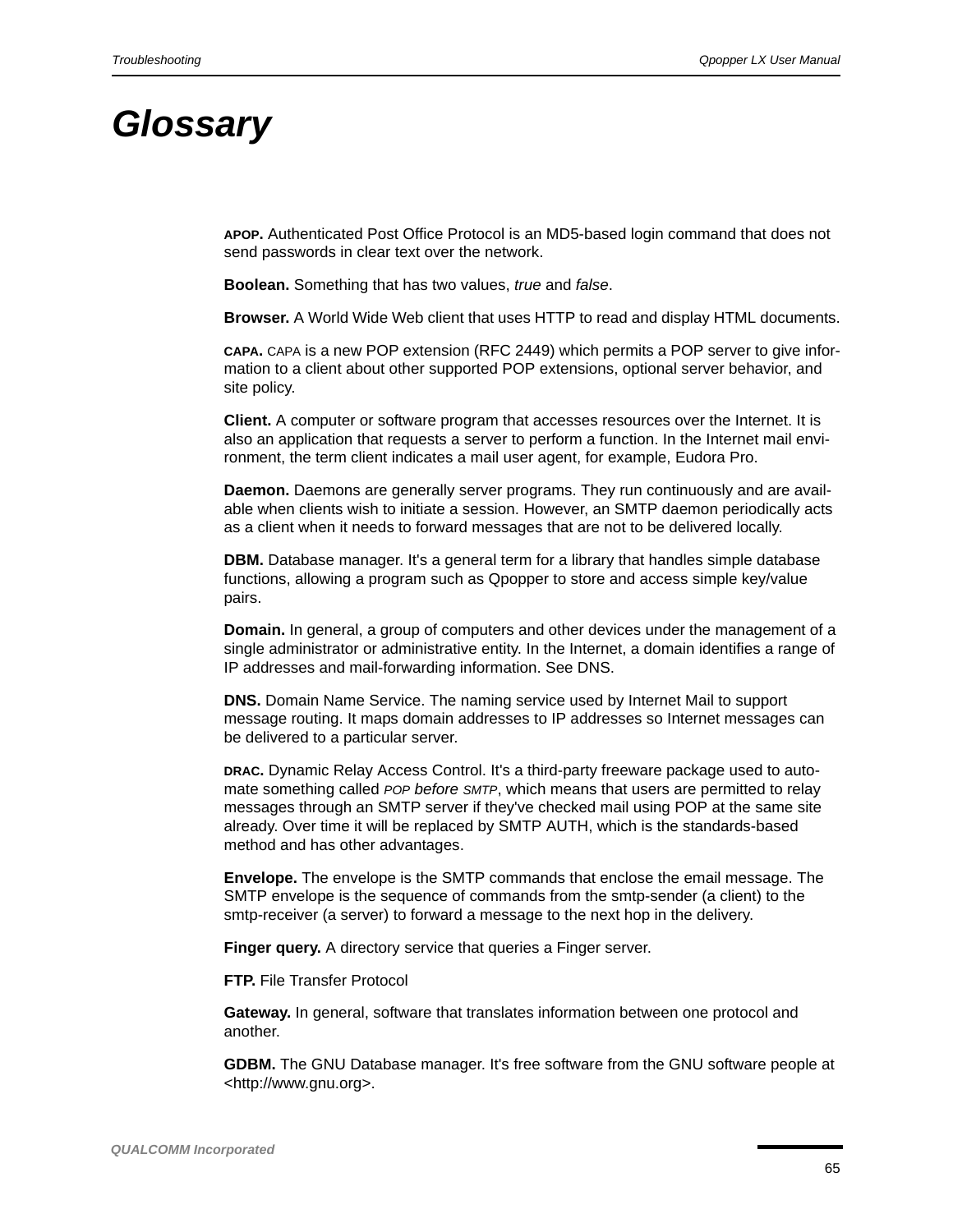# Glossary

**APOP.** Authenticated Post Office Protocol is an MD5-based login command that does not send passwords in clear text over the network.

**Boolean.** Something that has two values, *true* and *false*.

**Browser.** A World Wide Web client that uses HTTP to read and display HTML documents.

**CAPA.** CAPA is a new POP extension (RFC 2449) which permits a POP server to give information to a client about other supported POP extensions, optional server behavior, and site policy.

**Client.** A computer or software program that accesses resources over the Internet. It is also an application that requests a server to perform a function. In the Internet mail environment, the term client indicates a mail user agent, for example, Eudora Pro.

**Daemon.** Daemons are generally server programs. They run continuously and are available when clients wish to initiate a session. However, an SMTP daemon periodically acts as a client when it needs to forward messages that are not to be delivered locally.

**DBM.** Database manager. It's a general term for a library that handles simple database functions, allowing a program such as Qpopper to store and access simple key/value pairs.

**Domain.** In general, a group of computers and other devices under the management of a single administrator or administrative entity. In the Internet, a domain identifies a range of IP addresses and mail-forwarding information. See DNS.

**DNS.** Domain Name Service. The naming service used by Internet Mail to support message routing. It maps domain addresses to IP addresses so Internet messages can be delivered to a particular server.

**DRAC.** Dynamic Relay Access Control. It's a third-party freeware package used to automate something called *POP before SMTP*, which means that users are permitted to relay messages through an SMTP server if they've checked mail using POP at the same site already. Over time it will be replaced by SMTP AUTH, which is the standards-based method and has other advantages.

**Envelope.** The envelope is the SMTP commands that enclose the email message. The SMTP envelope is the sequence of commands from the smtp-sender (a client) to the smtp-receiver (a server) to forward a message to the next hop in the delivery.

**Finger query.** A directory service that queries a Finger server.

**FTP.** File Transfer Protocol

**Gateway.** In general, software that translates information between one protocol and another.

**GDBM.** The GNU Database manager. It's free software from the GNU software people at <http://www.gnu.org>.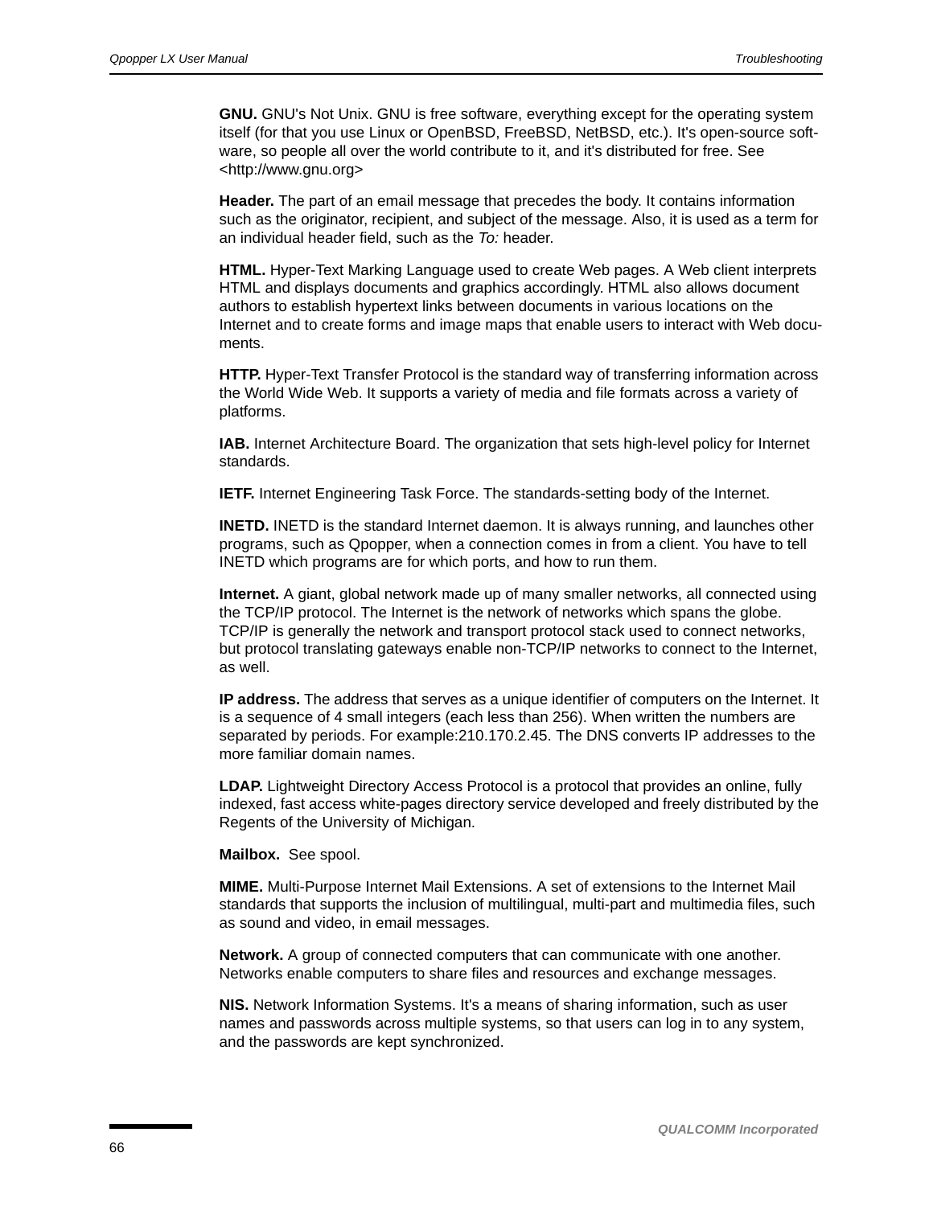**GNU.** GNU's Not Unix. GNU is free software, everything except for the operating system itself (for that you use Linux or OpenBSD, FreeBSD, NetBSD, etc.). It's open-source software, so people all over the world contribute to it, and it's distributed for free. See <http://www.gnu.org>

**Header.** The part of an email message that precedes the body. It contains information such as the originator, recipient, and subject of the message. Also, it is used as a term for an individual header field, such as the *To:* header.

**HTML.** Hyper-Text Marking Language used to create Web pages. A Web client interprets HTML and displays documents and graphics accordingly. HTML also allows document authors to establish hypertext links between documents in various locations on the Internet and to create forms and image maps that enable users to interact with Web documents.

**HTTP.** Hyper-Text Transfer Protocol is the standard way of transferring information across the World Wide Web. It supports a variety of media and file formats across a variety of platforms.

**IAB.** Internet Architecture Board. The organization that sets high-level policy for Internet standards.

**IETF.** Internet Engineering Task Force. The standards-setting body of the Internet.

**INETD.** INETD is the standard Internet daemon. It is always running, and launches other programs, such as Qpopper, when a connection comes in from a client. You have to tell INETD which programs are for which ports, and how to run them.

**Internet.** A giant, global network made up of many smaller networks, all connected using the TCP/IP protocol. The Internet is the network of networks which spans the globe. TCP/IP is generally the network and transport protocol stack used to connect networks, but protocol translating gateways enable non-TCP/IP networks to connect to the Internet, as well.

**IP address.** The address that serves as a unique identifier of computers on the Internet. It is a sequence of 4 small integers (each less than 256). When written the numbers are separated by periods. For example:210.170.2.45. The DNS converts IP addresses to the more familiar domain names.

**LDAP.** Lightweight Directory Access Protocol is a protocol that provides an online, fully indexed, fast access white-pages directory service developed and freely distributed by the Regents of the University of Michigan.

**Mailbox.** See spool.

**MIME.** Multi-Purpose Internet Mail Extensions. A set of extensions to the Internet Mail standards that supports the inclusion of multilingual, multi-part and multimedia files, such as sound and video, in email messages.

**Network.** A group of connected computers that can communicate with one another. Networks enable computers to share files and resources and exchange messages.

**NIS.** Network Information Systems. It's a means of sharing information, such as user names and passwords across multiple systems, so that users can log in to any system, and the passwords are kept synchronized.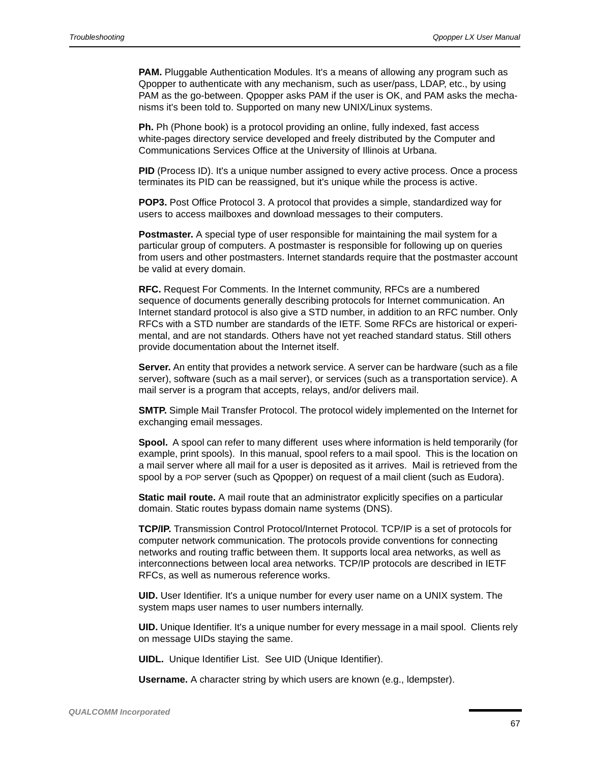**PAM.** Pluggable Authentication Modules. It's a means of allowing any program such as Qpopper to authenticate with any mechanism, such as user/pass, LDAP, etc., by using PAM as the go-between. Qpopper asks PAM if the user is OK, and PAM asks the mechanisms it's been told to. Supported on many new UNIX/Linux systems.

**Ph.** Ph (Phone book) is a protocol providing an online, fully indexed, fast access white-pages directory service developed and freely distributed by the Computer and Communications Services Office at the University of Illinois at Urbana.

**PID** (Process ID). It's a unique number assigned to every active process. Once a process terminates its PID can be reassigned, but it's unique while the process is active.

**POP3.** Post Office Protocol 3. A protocol that provides a simple, standardized way for users to access mailboxes and download messages to their computers.

**Postmaster.** A special type of user responsible for maintaining the mail system for a particular group of computers. A postmaster is responsible for following up on queries from users and other postmasters. Internet standards require that the postmaster account be valid at every domain.

**RFC.** Request For Comments. In the Internet community, RFCs are a numbered sequence of documents generally describing protocols for Internet communication. An Internet standard protocol is also give a STD number, in addition to an RFC number. Only RFCs with a STD number are standards of the IETF. Some RFCs are historical or experimental, and are not standards. Others have not yet reached standard status. Still others provide documentation about the Internet itself.

**Server.** An entity that provides a network service. A server can be hardware (such as a file server), software (such as a mail server), or services (such as a transportation service). A mail server is a program that accepts, relays, and/or delivers mail.

**SMTP.** Simple Mail Transfer Protocol. The protocol widely implemented on the Internet for exchanging email messages.

**Spool.** A spool can refer to many different uses where information is held temporarily (for example, print spools). In this manual, spool refers to a mail spool. This is the location on a mail server where all mail for a user is deposited as it arrives. Mail is retrieved from the spool by a POP server (such as Qpopper) on request of a mail client (such as Eudora).

**Static mail route.** A mail route that an administrator explicitly specifies on a particular domain. Static routes bypass domain name systems (DNS).

**TCP/IP.** Transmission Control Protocol/Internet Protocol. TCP/IP is a set of protocols for computer network communication. The protocols provide conventions for connecting networks and routing traffic between them. It supports local area networks, as well as interconnections between local area networks. TCP/IP protocols are described in IETF RFCs, as well as numerous reference works.

**UID.** User Identifier. It's a unique number for every user name on a UNIX system. The system maps user names to user numbers internally.

**UID.** Unique Identifier. It's a unique number for every message in a mail spool. Clients rely on message UIDs staying the same.

**UIDL.** Unique Identifier List. See UID (Unique Identifier).

**Username.** A character string by which users are known (e.g., ldempster).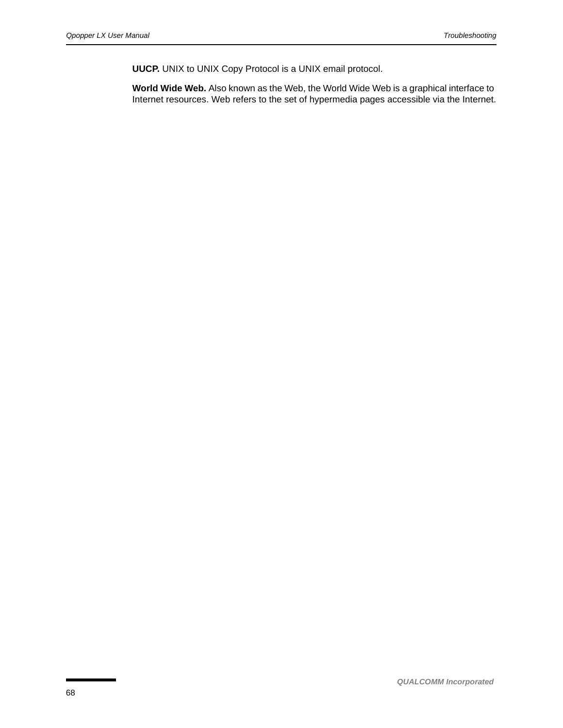**UUCP.** UNIX to UNIX Copy Protocol is a UNIX email protocol.

**World Wide Web.** Also known as the Web, the World Wide Web is a graphical interface to Internet resources. Web refers to the set of hypermedia pages accessible via the Internet.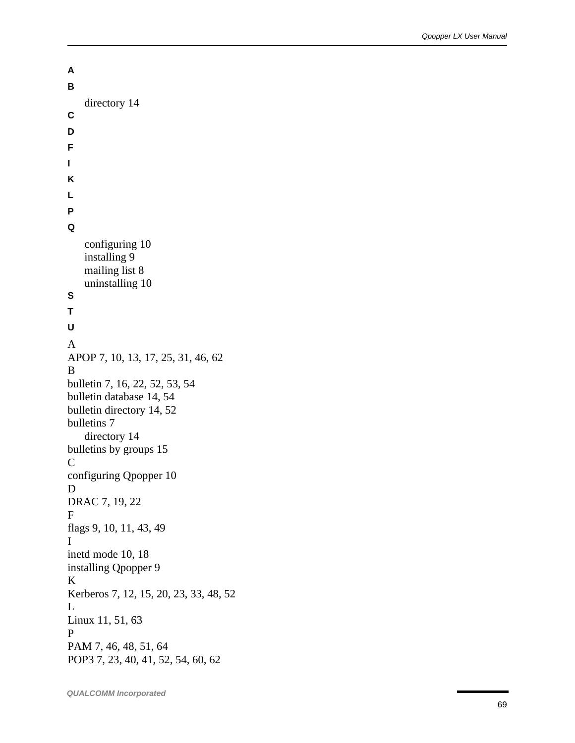**A**

**B**

directory 14

**C**

**D**

**F**

**I**

**K**

**L**

**P**

**Q**

configuring 10
installing 9
mailing list 8
uninstalling 10

**S**

**T**

**U**

A
APOP 7, 10, 13, 17, 25, 31, 46, 62
B
bulletin 7, 16, 22, 52, 53, 54
bulletin database 14, 54
bulletin directory 14, 52
bulletins 7
directory 14
bulletins by groups 15
C
configuring Qpopper 10
D
DRAC 7, 19, 22
F
flags 9, 10, 11, 43, 49
I
inetd mode 10, 18
installing Qpopper 9
K
Kerberos 7, 12, 15, 20, 23, 33, 48, 52
L
Linux 11, 51, 63
P
PAM 7, 46, 48, 51, 64
POP3 7, 23, 40, 41, 52, 54, 60, 62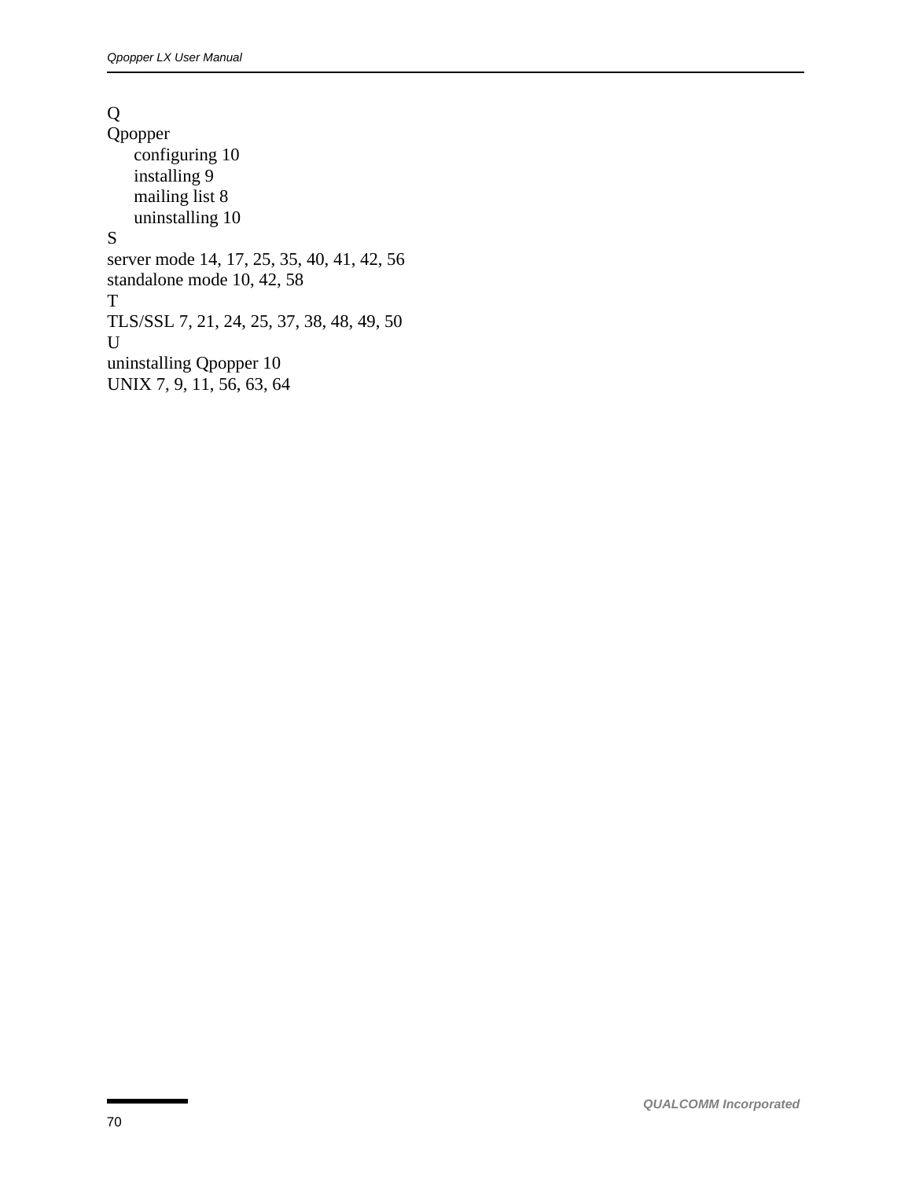Q

Qpopper

- configuring 10
- installing 9
- mailing list 8
- uninstalling 10

S

server mode 14, 17, 25, 35, 40, 41, 42, 56

standalone mode 10, 42, 58

T

TLS/SSL 7, 21, 24, 25, 37, 38, 48, 49, 50

U

uninstalling Qpopper 10

UNIX 7, 9, 11, 56, 63, 64